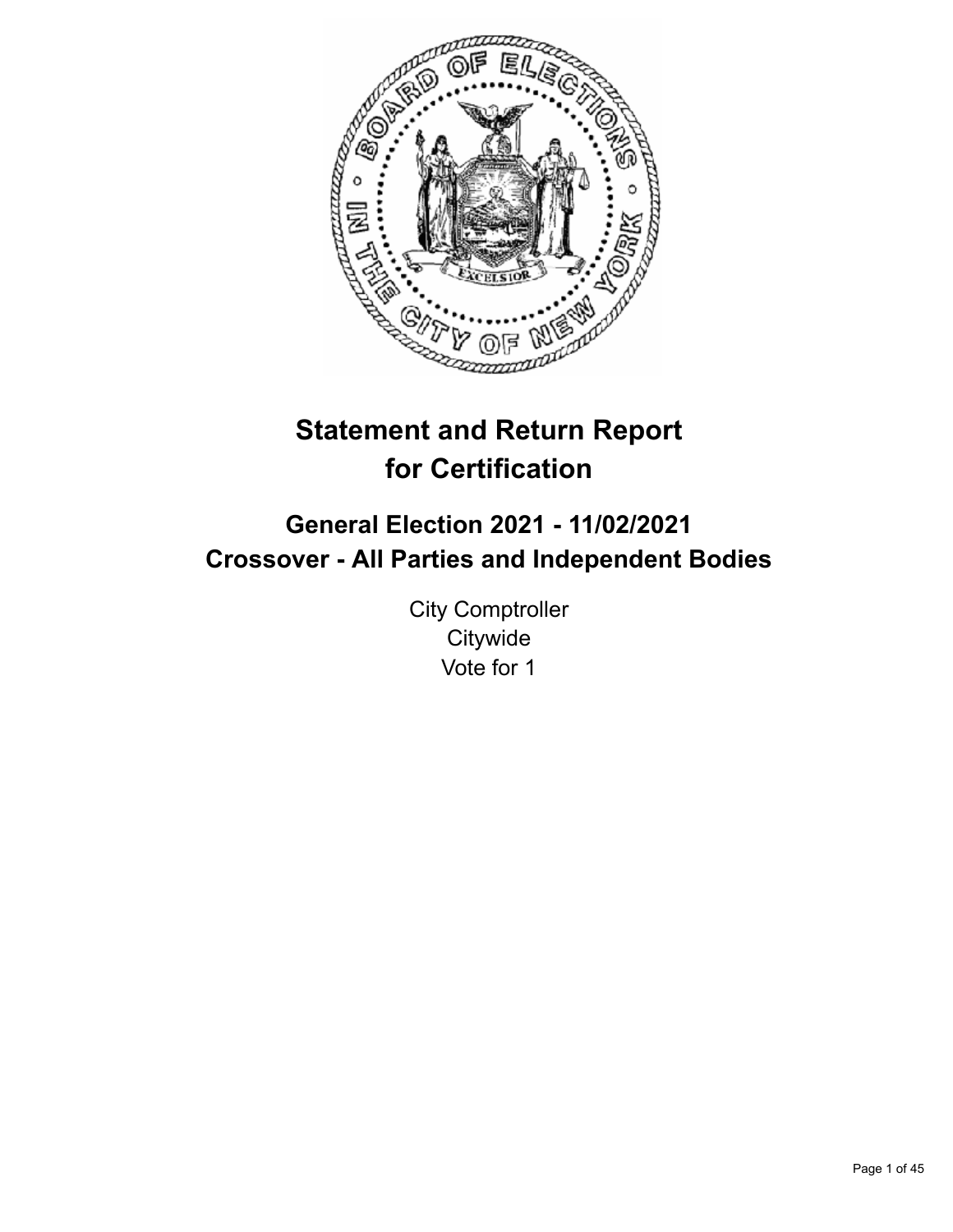# Statement and Return Report for Certification

## General Election 2021 - 11/02/2021
## Crossover - All Parties and Independent Bodies

City Comptroller
Citywide
Vote for 1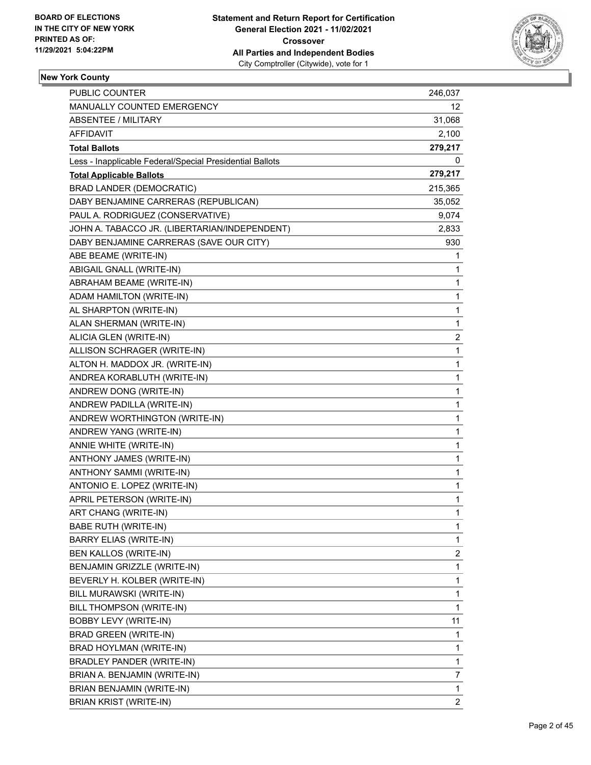**BOARD OF ELECTIONS IN THE CITY OF NEW YORK PRINTED AS OF: 11/29/2021 5:04:22PM**

**Statement and Return Report for Certification General Election 2021 - 11/02/2021 Crossover All Parties and Independent Bodies**
City Comptroller (Citywide), vote for 1

**New York County**

| | |
|---|---|
| PUBLIC COUNTER | 246,037 |
| MANUALLY COUNTED EMERGENCY | 12 |
| ABSENTEE / MILITARY | 31,068 |
| AFFIDAVIT | 2,100 |
| **Total Ballots** | **279,217** |
| Less - Inapplicable Federal/Special Presidential Ballots | 0 |
| **Total Applicable Ballots** | **279,217** |
| BRAD LANDER (DEMOCRATIC) | 215,365 |
| DABY BENJAMINE CARRERAS (REPUBLICAN) | 35,052 |
| PAUL A. RODRIGUEZ (CONSERVATIVE) | 9,074 |
| JOHN A. TABACCO JR. (LIBERTARIAN/INDEPENDENT) | 2,833 |
| DABY BENJAMINE CARRERAS (SAVE OUR CITY) | 930 |
| ABE BEAME (WRITE-IN) | 1 |
| ABIGAIL GNALL (WRITE-IN) | 1 |
| ABRAHAM BEAME (WRITE-IN) | 1 |
| ADAM HAMILTON (WRITE-IN) | 1 |
| AL SHARPTON (WRITE-IN) | 1 |
| ALAN SHERMAN (WRITE-IN) | 1 |
| ALICIA GLEN (WRITE-IN) | 2 |
| ALLISON SCHRAGER (WRITE-IN) | 1 |
| ALTON H. MADDOX JR. (WRITE-IN) | 1 |
| ANDREA KORABLUTH (WRITE-IN) | 1 |
| ANDREW DONG (WRITE-IN) | 1 |
| ANDREW PADILLA (WRITE-IN) | 1 |
| ANDREW WORTHINGTON (WRITE-IN) | 1 |
| ANDREW YANG (WRITE-IN) | 1 |
| ANNIE WHITE (WRITE-IN) | 1 |
| ANTHONY JAMES (WRITE-IN) | 1 |
| ANTHONY SAMMI (WRITE-IN) | 1 |
| ANTONIO E. LOPEZ (WRITE-IN) | 1 |
| APRIL PETERSON (WRITE-IN) | 1 |
| ART CHANG (WRITE-IN) | 1 |
| BABE RUTH (WRITE-IN) | 1 |
| BARRY ELIAS (WRITE-IN) | 1 |
| BEN KALLOS (WRITE-IN) | 2 |
| BENJAMIN GRIZZLE (WRITE-IN) | 1 |
| BEVERLY H. KOLBER (WRITE-IN) | 1 |
| BILL MURAWSKI (WRITE-IN) | 1 |
| BILL THOMPSON (WRITE-IN) | 1 |
| BOBBY LEVY (WRITE-IN) | 11 |
| BRAD GREEN (WRITE-IN) | 1 |
| BRAD HOYLMAN (WRITE-IN) | 1 |
| BRADLEY PANDER (WRITE-IN) | 1 |
| BRIAN A. BENJAMIN (WRITE-IN) | 7 |
| BRIAN BENJAMIN (WRITE-IN) | 1 |
| BRIAN KRIST (WRITE-IN) | 2 |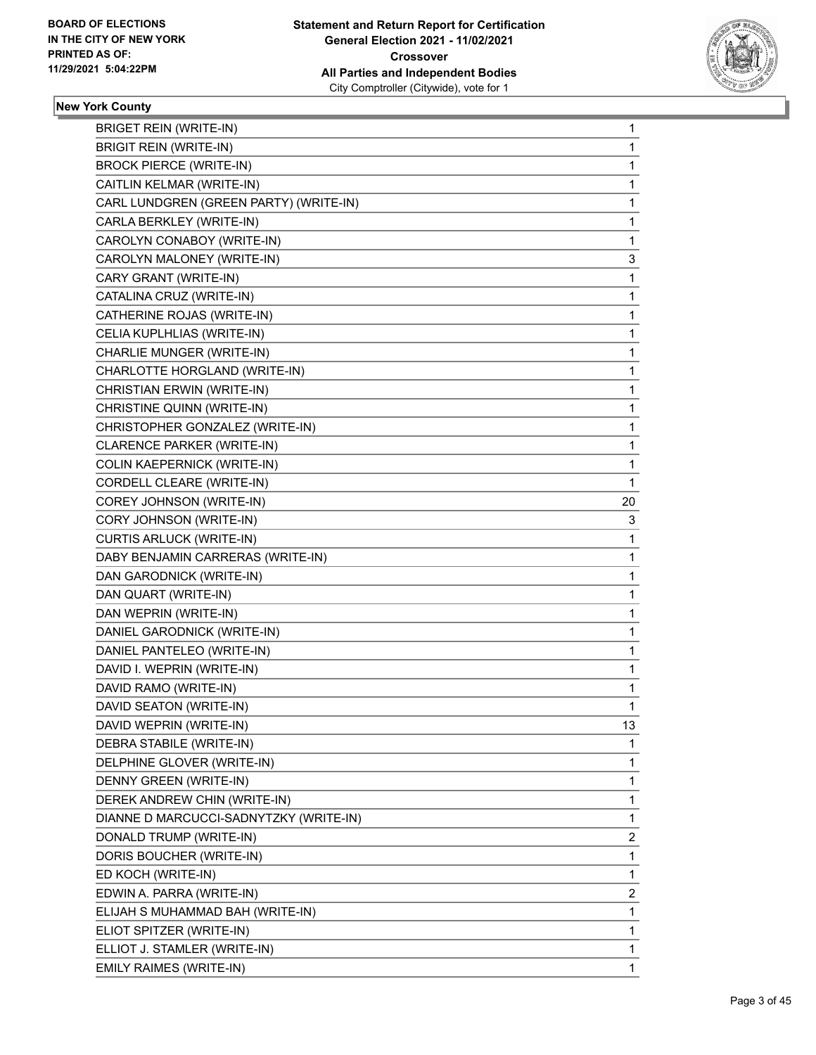**Statement and Return Report for Certification**
**General Election 2021 - 11/02/2021**
**Crossover**
**All Parties and Independent Bodies**
City Comptroller (Citywide), vote for 1

BOARD OF ELECTIONS
IN THE CITY OF NEW YORK
PRINTED AS OF:
11/29/2021 5:04:22PM

### New York County

| | |
|---|---|
| BRIGET REIN (WRITE-IN) | 1 |
| BRIGIT REIN (WRITE-IN) | 1 |
| BROCK PIERCE (WRITE-IN) | 1 |
| CAITLIN KELMAR (WRITE-IN) | 1 |
| CARL LUNDGREN (GREEN PARTY) (WRITE-IN) | 1 |
| CARLA BERKLEY (WRITE-IN) | 1 |
| CAROLYN CONABOY (WRITE-IN) | 1 |
| CAROLYN MALONEY (WRITE-IN) | 3 |
| CARY GRANT (WRITE-IN) | 1 |
| CATALINA CRUZ (WRITE-IN) | 1 |
| CATHERINE ROJAS (WRITE-IN) | 1 |
| CELIA KUPLHLIAS (WRITE-IN) | 1 |
| CHARLIE MUNGER (WRITE-IN) | 1 |
| CHARLOTTE HORGLAND (WRITE-IN) | 1 |
| CHRISTIAN ERWIN (WRITE-IN) | 1 |
| CHRISTINE QUINN (WRITE-IN) | 1 |
| CHRISTOPHER GONZALEZ (WRITE-IN) | 1 |
| CLARENCE PARKER (WRITE-IN) | 1 |
| COLIN KAEPERNICK (WRITE-IN) | 1 |
| CORDELL CLEARE (WRITE-IN) | 1 |
| COREY JOHNSON (WRITE-IN) | 20 |
| CORY JOHNSON (WRITE-IN) | 3 |
| CURTIS ARLUCK (WRITE-IN) | 1 |
| DABY BENJAMIN CARRERAS (WRITE-IN) | 1 |
| DAN GARODNICK (WRITE-IN) | 1 |
| DAN QUART (WRITE-IN) | 1 |
| DAN WEPRIN (WRITE-IN) | 1 |
| DANIEL GARODNICK (WRITE-IN) | 1 |
| DANIEL PANTELEO (WRITE-IN) | 1 |
| DAVID I. WEPRIN (WRITE-IN) | 1 |
| DAVID RAMO (WRITE-IN) | 1 |
| DAVID SEATON (WRITE-IN) | 1 |
| DAVID WEPRIN (WRITE-IN) | 13 |
| DEBRA STABILE (WRITE-IN) | 1 |
| DELPHINE GLOVER (WRITE-IN) | 1 |
| DENNY GREEN (WRITE-IN) | 1 |
| DEREK ANDREW CHIN (WRITE-IN) | 1 |
| DIANNE D MARCUCCI-SADNYTZKY (WRITE-IN) | 1 |
| DONALD TRUMP (WRITE-IN) | 2 |
| DORIS BOUCHER (WRITE-IN) | 1 |
| ED KOCH (WRITE-IN) | 1 |
| EDWIN A. PARRA (WRITE-IN) | 2 |
| ELIJAH S MUHAMMAD BAH (WRITE-IN) | 1 |
| ELIOT SPITZER (WRITE-IN) | 1 |
| ELLIOT J. STAMLER (WRITE-IN) | 1 |
| EMILY RAIMES (WRITE-IN) | 1 |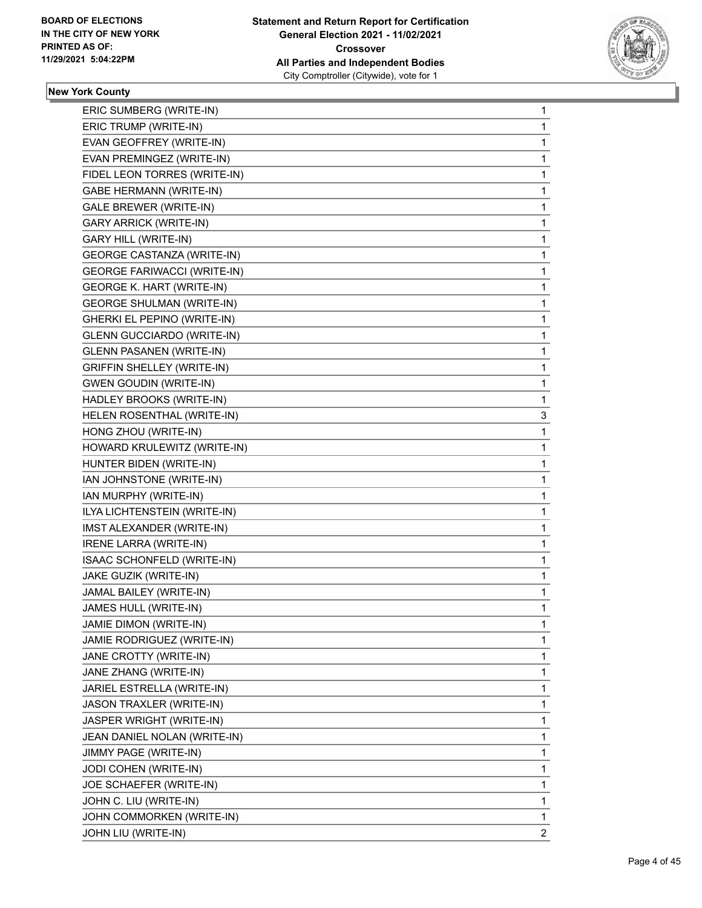**New York County**

| | |
|---|---|
| ERIC SUMBERG (WRITE-IN) | 1 |
| ERIC TRUMP (WRITE-IN) | 1 |
| EVAN GEOFFREY (WRITE-IN) | 1 |
| EVAN PREMINGEZ (WRITE-IN) | 1 |
| FIDEL LEON TORRES (WRITE-IN) | 1 |
| GABE HERMANN (WRITE-IN) | 1 |
| GALE BREWER (WRITE-IN) | 1 |
| GARY ARRICK (WRITE-IN) | 1 |
| GARY HILL (WRITE-IN) | 1 |
| GEORGE CASTANZA (WRITE-IN) | 1 |
| GEORGE FARIWACCI (WRITE-IN) | 1 |
| GEORGE K. HART (WRITE-IN) | 1 |
| GEORGE SHULMAN (WRITE-IN) | 1 |
| GHERKI EL PEPINO (WRITE-IN) | 1 |
| GLENN GUCCIARDO (WRITE-IN) | 1 |
| GLENN PASANEN (WRITE-IN) | 1 |
| GRIFFIN SHELLEY (WRITE-IN) | 1 |
| GWEN GOUDIN (WRITE-IN) | 1 |
| HADLEY BROOKS (WRITE-IN) | 1 |
| HELEN ROSENTHAL (WRITE-IN) | 3 |
| HONG ZHOU (WRITE-IN) | 1 |
| HOWARD KRULEWITZ (WRITE-IN) | 1 |
| HUNTER BIDEN (WRITE-IN) | 1 |
| IAN JOHNSTONE (WRITE-IN) | 1 |
| IAN MURPHY (WRITE-IN) | 1 |
| ILYA LICHTENSTEIN (WRITE-IN) | 1 |
| IMST ALEXANDER (WRITE-IN) | 1 |
| IRENE LARRA (WRITE-IN) | 1 |
| ISAAC SCHONFELD (WRITE-IN) | 1 |
| JAKE GUZIK (WRITE-IN) | 1 |
| JAMAL BAILEY (WRITE-IN) | 1 |
| JAMES HULL (WRITE-IN) | 1 |
| JAMIE DIMON (WRITE-IN) | 1 |
| JAMIE RODRIGUEZ (WRITE-IN) | 1 |
| JANE CROTTY (WRITE-IN) | 1 |
| JANE ZHANG (WRITE-IN) | 1 |
| JARIEL ESTRELLA (WRITE-IN) | 1 |
| JASON TRAXLER (WRITE-IN) | 1 |
| JASPER WRIGHT (WRITE-IN) | 1 |
| JEAN DANIEL NOLAN (WRITE-IN) | 1 |
| JIMMY PAGE (WRITE-IN) | 1 |
| JODI COHEN (WRITE-IN) | 1 |
| JOE SCHAEFER (WRITE-IN) | 1 |
| JOHN C. LIU (WRITE-IN) | 1 |
| JOHN COMMORKEN (WRITE-IN) | 1 |
| JOHN LIU (WRITE-IN) | 2 |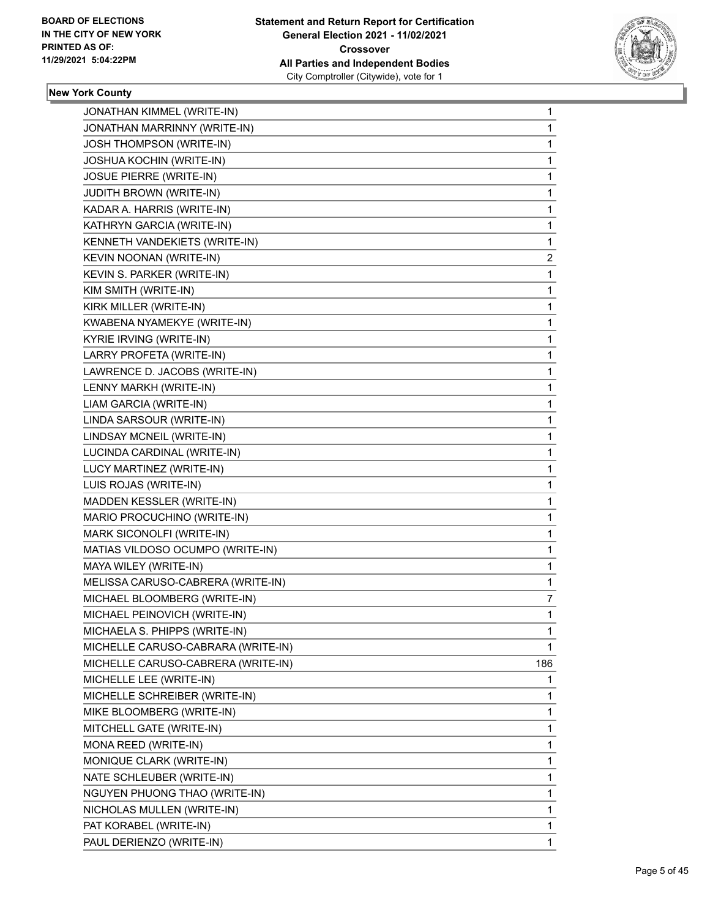**New York County**

| | |
|---|---|
| JONATHAN KIMMEL (WRITE-IN) | 1 |
| JONATHAN MARRINNY (WRITE-IN) | 1 |
| JOSH THOMPSON (WRITE-IN) | 1 |
| JOSHUA KOCHIN (WRITE-IN) | 1 |
| JOSUE PIERRE (WRITE-IN) | 1 |
| JUDITH BROWN (WRITE-IN) | 1 |
| KADAR A. HARRIS (WRITE-IN) | 1 |
| KATHRYN GARCIA (WRITE-IN) | 1 |
| KENNETH VANDEKIETS (WRITE-IN) | 1 |
| KEVIN NOONAN (WRITE-IN) | 2 |
| KEVIN S. PARKER (WRITE-IN) | 1 |
| KIM SMITH (WRITE-IN) | 1 |
| KIRK MILLER (WRITE-IN) | 1 |
| KWABENA NYAMEKYE (WRITE-IN) | 1 |
| KYRIE IRVING (WRITE-IN) | 1 |
| LARRY PROFETA (WRITE-IN) | 1 |
| LAWRENCE D. JACOBS (WRITE-IN) | 1 |
| LENNY MARKH (WRITE-IN) | 1 |
| LIAM GARCIA (WRITE-IN) | 1 |
| LINDA SARSOUR (WRITE-IN) | 1 |
| LINDSAY MCNEIL (WRITE-IN) | 1 |
| LUCINDA CARDINAL (WRITE-IN) | 1 |
| LUCY MARTINEZ (WRITE-IN) | 1 |
| LUIS ROJAS (WRITE-IN) | 1 |
| MADDEN KESSLER (WRITE-IN) | 1 |
| MARIO PROCUCHINO (WRITE-IN) | 1 |
| MARK SICONOLFI (WRITE-IN) | 1 |
| MATIAS VILDOSO OCUMPO (WRITE-IN) | 1 |
| MAYA WILEY (WRITE-IN) | 1 |
| MELISSA CARUSO-CABRERA (WRITE-IN) | 1 |
| MICHAEL BLOOMBERG (WRITE-IN) | 7 |
| MICHAEL PEINOVICH (WRITE-IN) | 1 |
| MICHAELA S. PHIPPS (WRITE-IN) | 1 |
| MICHELLE CARUSO-CABRARA (WRITE-IN) | 1 |
| MICHELLE CARUSO-CABRERA (WRITE-IN) | 186 |
| MICHELLE LEE (WRITE-IN) | 1 |
| MICHELLE SCHREIBER (WRITE-IN) | 1 |
| MIKE BLOOMBERG (WRITE-IN) | 1 |
| MITCHELL GATE (WRITE-IN) | 1 |
| MONA REED (WRITE-IN) | 1 |
| MONIQUE CLARK (WRITE-IN) | 1 |
| NATE SCHLEUBER (WRITE-IN) | 1 |
| NGUYEN PHUONG THAO (WRITE-IN) | 1 |
| NICHOLAS MULLEN (WRITE-IN) | 1 |
| PAT KORABEL (WRITE-IN) | 1 |
| PAUL DERIENZO (WRITE-IN) | 1 |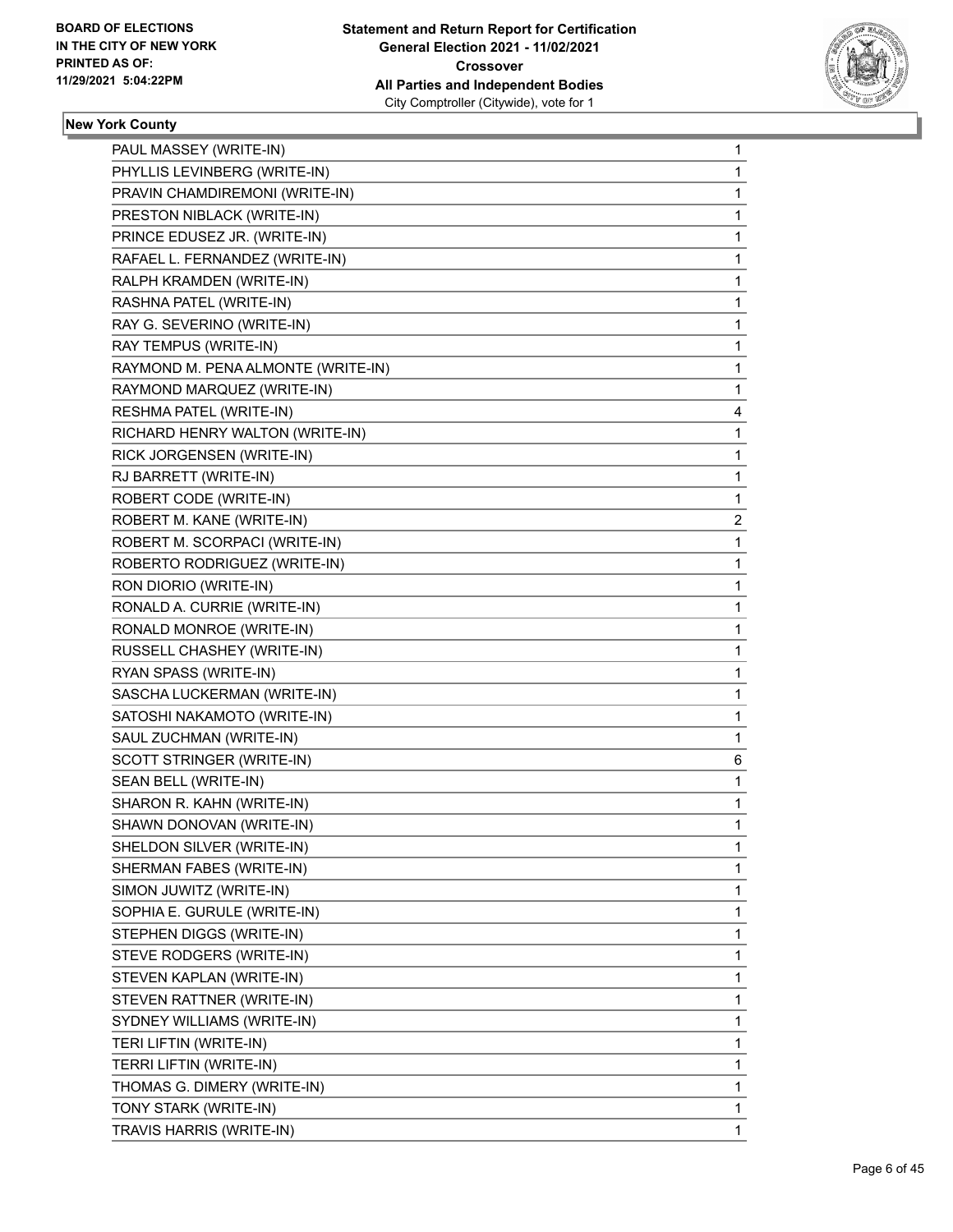**Statement and Return Report for Certification**
**General Election 2021 - 11/02/2021**
**Crossover**
**All Parties and Independent Bodies**
City Comptroller (Citywide), vote for 1

BOARD OF ELECTIONS IN THE CITY OF NEW YORK
PRINTED AS OF: 11/29/2021 5:04:22PM

### New York County

| | |
|---|---|
| PAUL MASSEY (WRITE-IN) | 1 |
| PHYLLIS LEVINBERG (WRITE-IN) | 1 |
| PRAVIN CHAMDIREMONI (WRITE-IN) | 1 |
| PRESTON NIBLACK (WRITE-IN) | 1 |
| PRINCE EDUSEZ JR. (WRITE-IN) | 1 |
| RAFAEL L. FERNANDEZ (WRITE-IN) | 1 |
| RALPH KRAMDEN (WRITE-IN) | 1 |
| RASHNA PATEL (WRITE-IN) | 1 |
| RAY G. SEVERINO (WRITE-IN) | 1 |
| RAY TEMPUS (WRITE-IN) | 1 |
| RAYMOND M. PENA ALMONTE (WRITE-IN) | 1 |
| RAYMOND MARQUEZ (WRITE-IN) | 1 |
| RESHMA PATEL (WRITE-IN) | 4 |
| RICHARD HENRY WALTON (WRITE-IN) | 1 |
| RICK JORGENSEN (WRITE-IN) | 1 |
| RJ BARRETT (WRITE-IN) | 1 |
| ROBERT CODE (WRITE-IN) | 1 |
| ROBERT M. KANE (WRITE-IN) | 2 |
| ROBERT M. SCORPACI (WRITE-IN) | 1 |
| ROBERTO RODRIGUEZ (WRITE-IN) | 1 |
| RON DIORIO (WRITE-IN) | 1 |
| RONALD A. CURRIE (WRITE-IN) | 1 |
| RONALD MONROE (WRITE-IN) | 1 |
| RUSSELL CHASHEY (WRITE-IN) | 1 |
| RYAN SPASS (WRITE-IN) | 1 |
| SASCHA LUCKERMAN (WRITE-IN) | 1 |
| SATOSHI NAKAMOTO (WRITE-IN) | 1 |
| SAUL ZUCHMAN (WRITE-IN) | 1 |
| SCOTT STRINGER (WRITE-IN) | 6 |
| SEAN BELL (WRITE-IN) | 1 |
| SHARON R. KAHN (WRITE-IN) | 1 |
| SHAWN DONOVAN (WRITE-IN) | 1 |
| SHELDON SILVER (WRITE-IN) | 1 |
| SHERMAN FABES (WRITE-IN) | 1 |
| SIMON JUWITZ (WRITE-IN) | 1 |
| SOPHIA E. GURULE (WRITE-IN) | 1 |
| STEPHEN DIGGS (WRITE-IN) | 1 |
| STEVE RODGERS (WRITE-IN) | 1 |
| STEVEN KAPLAN (WRITE-IN) | 1 |
| STEVEN RATTNER (WRITE-IN) | 1 |
| SYDNEY WILLIAMS (WRITE-IN) | 1 |
| TERI LIFTIN (WRITE-IN) | 1 |
| TERRI LIFTIN (WRITE-IN) | 1 |
| THOMAS G. DIMERY (WRITE-IN) | 1 |
| TONY STARK (WRITE-IN) | 1 |
| TRAVIS HARRIS (WRITE-IN) | 1 |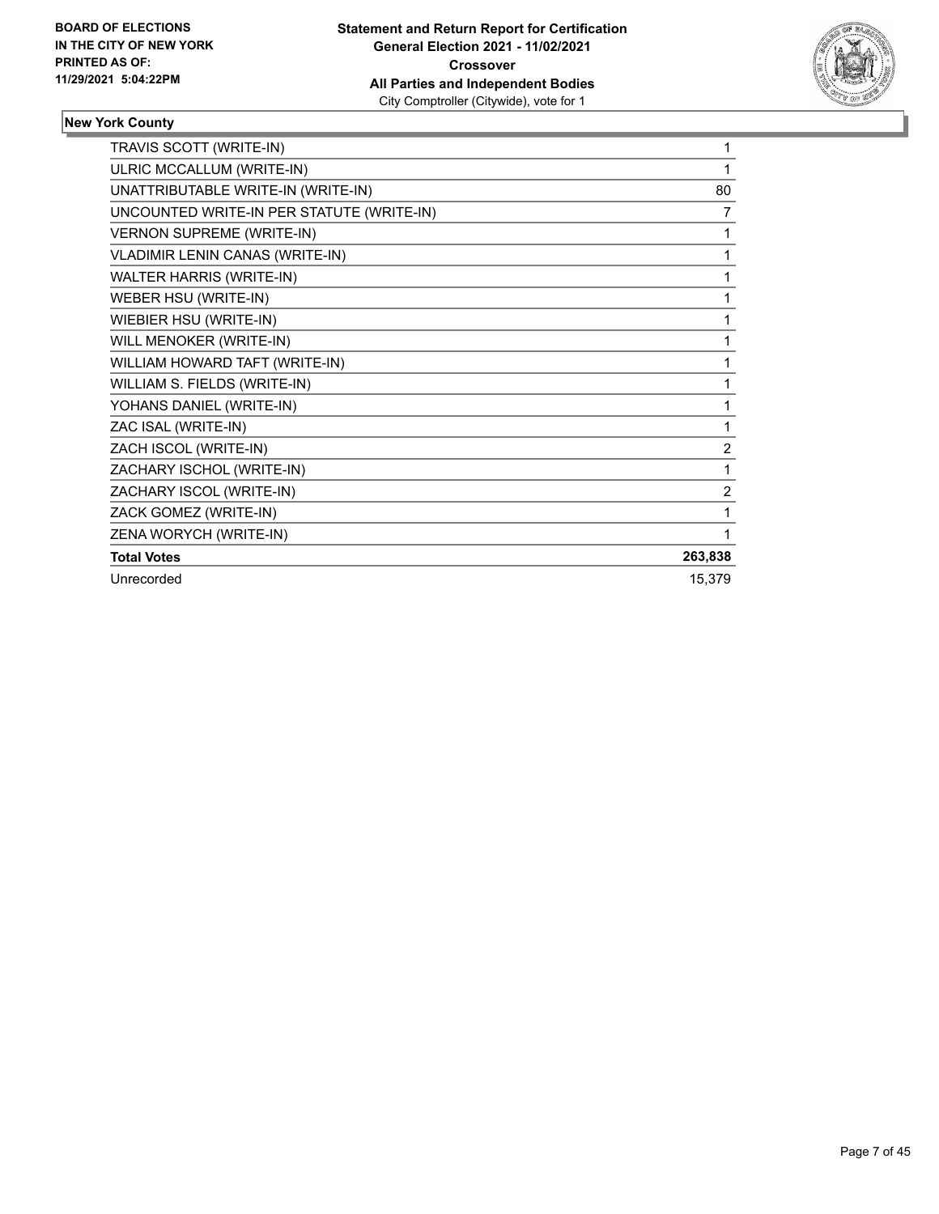BOARD OF ELECTIONS
IN THE CITY OF NEW YORK
PRINTED AS OF:
11/29/2021 5:04:22PM

**Statement and Return Report for Certification**
**General Election 2021 - 11/02/2021**
**Crossover**
**All Parties and Independent Bodies**
City Comptroller (Citywide), vote for 1

**New York County**

| | |
|---|---|
| TRAVIS SCOTT (WRITE-IN) | 1 |
| ULRIC MCCALLUM (WRITE-IN) | 1 |
| UNATTRIBUTABLE WRITE-IN (WRITE-IN) | 80 |
| UNCOUNTED WRITE-IN PER STATUTE (WRITE-IN) | 7 |
| VERNON SUPREME (WRITE-IN) | 1 |
| VLADIMIR LENIN CANAS (WRITE-IN) | 1 |
| WALTER HARRIS (WRITE-IN) | 1 |
| WEBER HSU (WRITE-IN) | 1 |
| WIEBIER HSU (WRITE-IN) | 1 |
| WILL MENOKER (WRITE-IN) | 1 |
| WILLIAM HOWARD TAFT (WRITE-IN) | 1 |
| WILLIAM S. FIELDS (WRITE-IN) | 1 |
| YOHANS DANIEL (WRITE-IN) | 1 |
| ZAC ISAL (WRITE-IN) | 1 |
| ZACH ISCOL (WRITE-IN) | 2 |
| ZACHARY ISCHOL (WRITE-IN) | 1 |
| ZACHARY ISCOL (WRITE-IN) | 2 |
| ZACK GOMEZ (WRITE-IN) | 1 |
| ZENA WORYCH (WRITE-IN) | 1 |
| **Total Votes** | **263,838** |
| Unrecorded | 15,379 |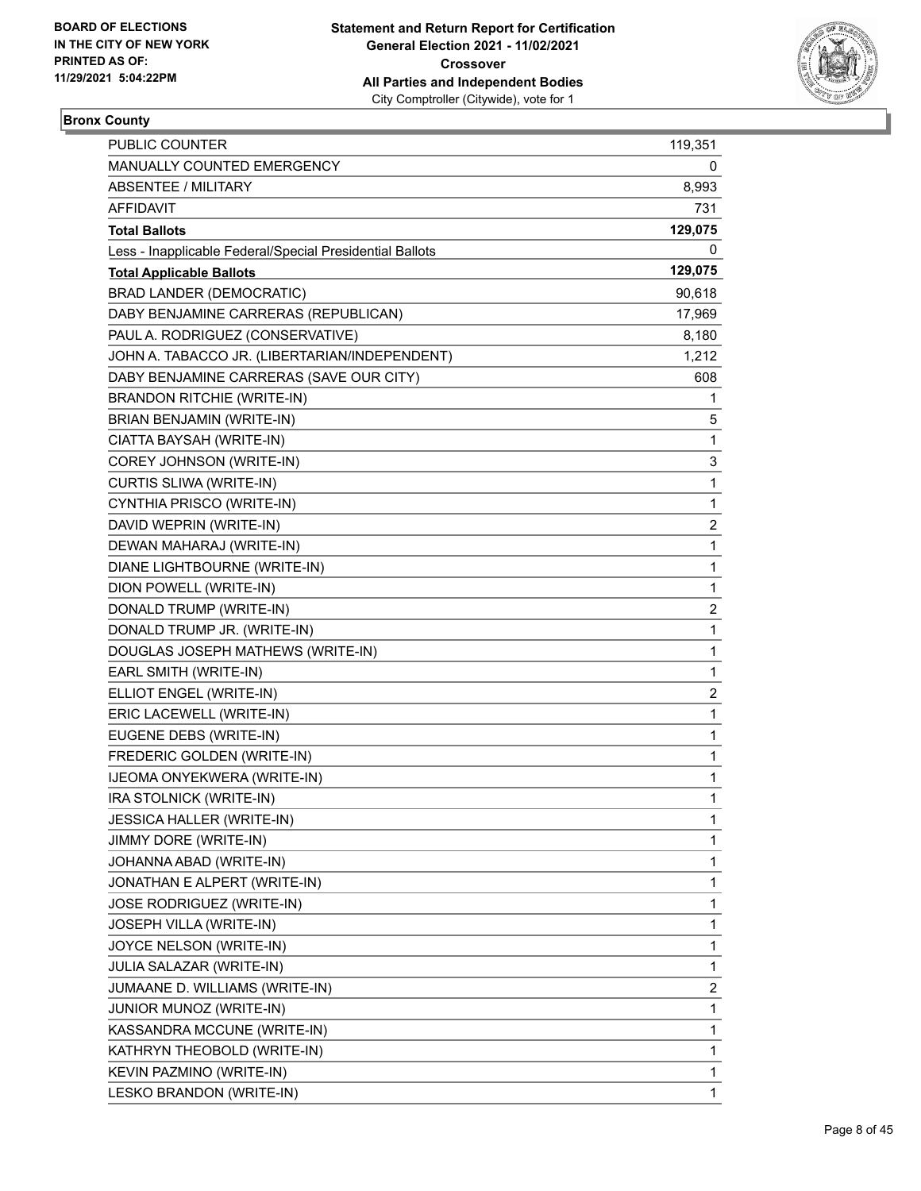**BOARD OF ELECTIONS IN THE CITY OF NEW YORK PRINTED AS OF: 11/29/2021 5:04:22PM**

**Statement and Return Report for Certification General Election 2021 - 11/02/2021 Crossover All Parties and Independent Bodies**
City Comptroller (Citywide), vote for 1

**Bronx County**

| | |
|---|---|
| PUBLIC COUNTER | 119,351 |
| MANUALLY COUNTED EMERGENCY | 0 |
| ABSENTEE / MILITARY | 8,993 |
| AFFIDAVIT | 731 |
| **Total Ballots** | **129,075** |
| Less - Inapplicable Federal/Special Presidential Ballots | 0 |
| **Total Applicable Ballots** | **129,075** |
| BRAD LANDER (DEMOCRATIC) | 90,618 |
| DABY BENJAMINE CARRERAS (REPUBLICAN) | 17,969 |
| PAUL A. RODRIGUEZ (CONSERVATIVE) | 8,180 |
| JOHN A. TABACCO JR. (LIBERTARIAN/INDEPENDENT) | 1,212 |
| DABY BENJAMINE CARRERAS (SAVE OUR CITY) | 608 |
| BRANDON RITCHIE (WRITE-IN) | 1 |
| BRIAN BENJAMIN (WRITE-IN) | 5 |
| CIATTA BAYSAH (WRITE-IN) | 1 |
| COREY JOHNSON (WRITE-IN) | 3 |
| CURTIS SLIWA (WRITE-IN) | 1 |
| CYNTHIA PRISCO (WRITE-IN) | 1 |
| DAVID WEPRIN (WRITE-IN) | 2 |
| DEWAN MAHARAJ (WRITE-IN) | 1 |
| DIANE LIGHTBOURNE (WRITE-IN) | 1 |
| DION POWELL (WRITE-IN) | 1 |
| DONALD TRUMP (WRITE-IN) | 2 |
| DONALD TRUMP JR. (WRITE-IN) | 1 |
| DOUGLAS JOSEPH MATHEWS (WRITE-IN) | 1 |
| EARL SMITH (WRITE-IN) | 1 |
| ELLIOT ENGEL (WRITE-IN) | 2 |
| ERIC LACEWELL (WRITE-IN) | 1 |
| EUGENE DEBS (WRITE-IN) | 1 |
| FREDERIC GOLDEN (WRITE-IN) | 1 |
| IJEOMA ONYEKWERA (WRITE-IN) | 1 |
| IRA STOLNICK (WRITE-IN) | 1 |
| JESSICA HALLER (WRITE-IN) | 1 |
| JIMMY DORE (WRITE-IN) | 1 |
| JOHANNA ABAD (WRITE-IN) | 1 |
| JONATHAN E ALPERT (WRITE-IN) | 1 |
| JOSE RODRIGUEZ (WRITE-IN) | 1 |
| JOSEPH VILLA (WRITE-IN) | 1 |
| JOYCE NELSON (WRITE-IN) | 1 |
| JULIA SALAZAR (WRITE-IN) | 1 |
| JUMAANE D. WILLIAMS (WRITE-IN) | 2 |
| JUNIOR MUNOZ (WRITE-IN) | 1 |
| KASSANDRA MCCUNE (WRITE-IN) | 1 |
| KATHRYN THEOBOLD (WRITE-IN) | 1 |
| KEVIN PAZMINO (WRITE-IN) | 1 |
| LESKO BRANDON (WRITE-IN) | 1 |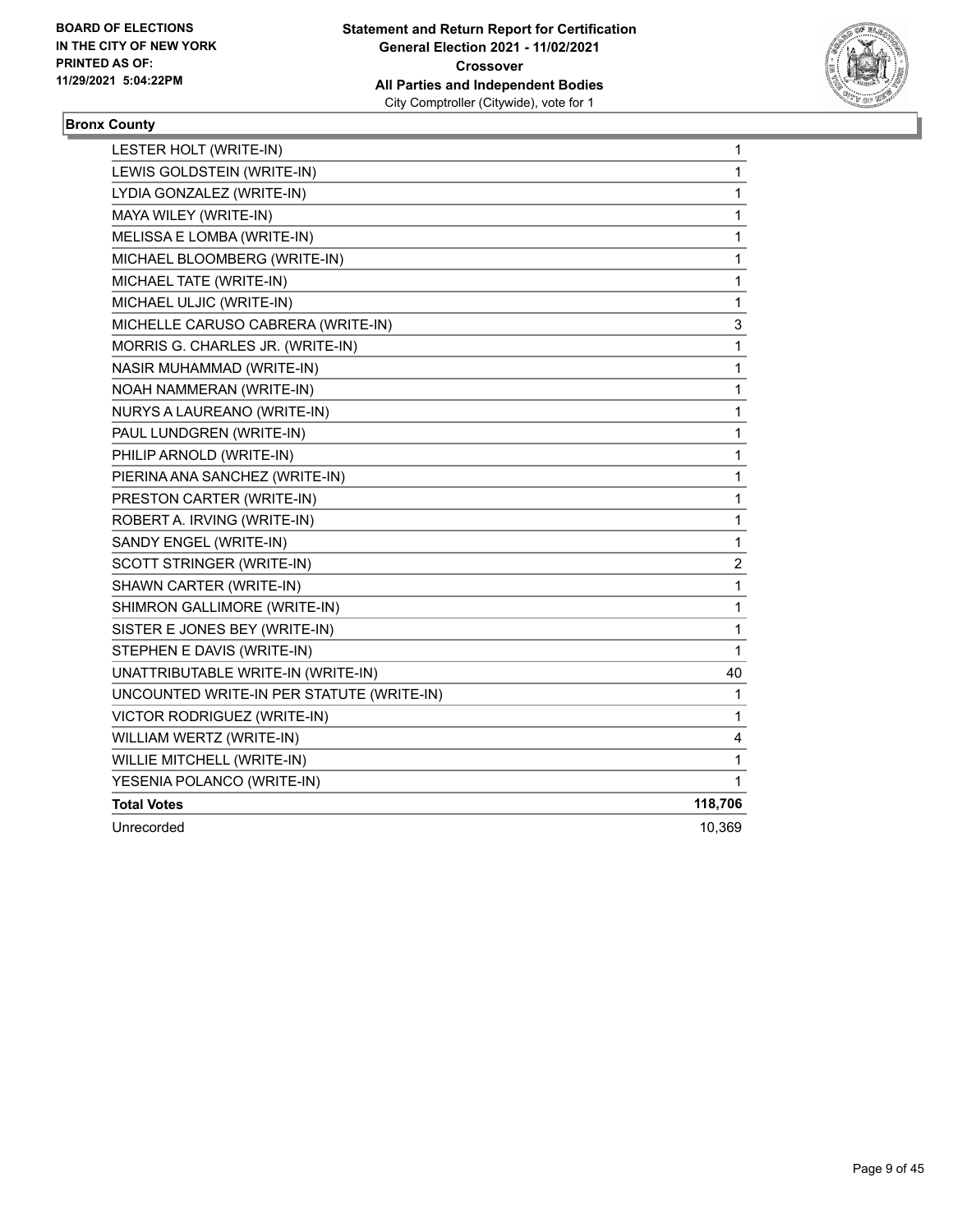**BOARD OF ELECTIONS**
**IN THE CITY OF NEW YORK**
**PRINTED AS OF:**
**11/29/2021 5:04:22PM**

**Statement and Return Report for Certification**
**General Election 2021 - 11/02/2021**
**Crossover**
**All Parties and Independent Bodies**
City Comptroller (Citywide), vote for 1

## Bronx County

| | |
|---|---|
| LESTER HOLT (WRITE-IN) | 1 |
| LEWIS GOLDSTEIN (WRITE-IN) | 1 |
| LYDIA GONZALEZ (WRITE-IN) | 1 |
| MAYA WILEY (WRITE-IN) | 1 |
| MELISSA E LOMBA (WRITE-IN) | 1 |
| MICHAEL BLOOMBERG (WRITE-IN) | 1 |
| MICHAEL TATE (WRITE-IN) | 1 |
| MICHAEL ULJIC (WRITE-IN) | 1 |
| MICHELLE CARUSO CABRERA (WRITE-IN) | 3 |
| MORRIS G. CHARLES JR. (WRITE-IN) | 1 |
| NASIR MUHAMMAD (WRITE-IN) | 1 |
| NOAH NAMMERAN (WRITE-IN) | 1 |
| NURYS A LAUREANO (WRITE-IN) | 1 |
| PAUL LUNDGREN (WRITE-IN) | 1 |
| PHILIP ARNOLD (WRITE-IN) | 1 |
| PIERINA ANA SANCHEZ (WRITE-IN) | 1 |
| PRESTON CARTER (WRITE-IN) | 1 |
| ROBERT A. IRVING (WRITE-IN) | 1 |
| SANDY ENGEL (WRITE-IN) | 1 |
| SCOTT STRINGER (WRITE-IN) | 2 |
| SHAWN CARTER (WRITE-IN) | 1 |
| SHIMRON GALLIMORE (WRITE-IN) | 1 |
| SISTER E JONES BEY (WRITE-IN) | 1 |
| STEPHEN E DAVIS (WRITE-IN) | 1 |
| UNATTRIBUTABLE WRITE-IN (WRITE-IN) | 40 |
| UNCOUNTED WRITE-IN PER STATUTE (WRITE-IN) | 1 |
| VICTOR RODRIGUEZ (WRITE-IN) | 1 |
| WILLIAM WERTZ (WRITE-IN) | 4 |
| WILLIE MITCHELL (WRITE-IN) | 1 |
| YESENIA POLANCO (WRITE-IN) | 1 |
| **Total Votes** | **118,706** |
| Unrecorded | 10,369 |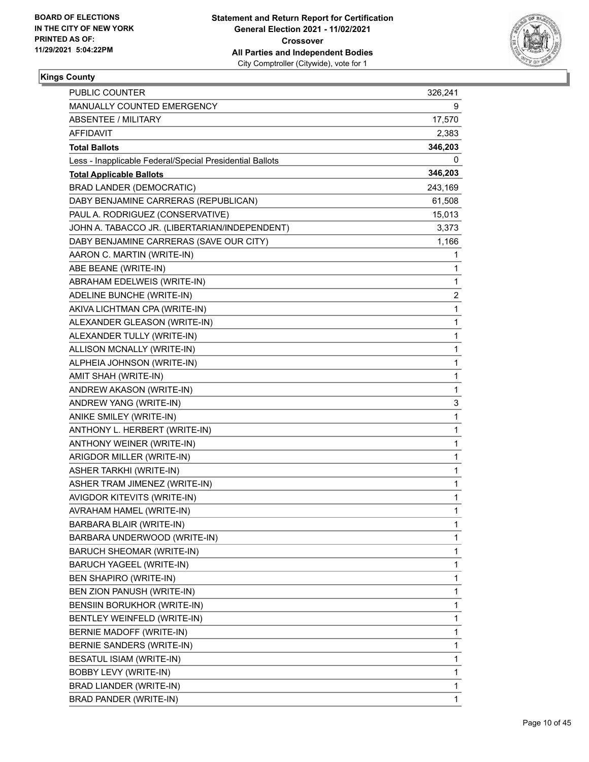**Kings County**

| | |
|---|---|
| PUBLIC COUNTER | 326,241 |
| MANUALLY COUNTED EMERGENCY | 9 |
| ABSENTEE / MILITARY | 17,570 |
| AFFIDAVIT | 2,383 |
| **Total Ballots** | **346,203** |
| Less - Inapplicable Federal/Special Presidential Ballots | 0 |
| **Total Applicable Ballots** | **346,203** |
| BRAD LANDER (DEMOCRATIC) | 243,169 |
| DABY BENJAMINE CARRERAS (REPUBLICAN) | 61,508 |
| PAUL A. RODRIGUEZ (CONSERVATIVE) | 15,013 |
| JOHN A. TABACCO JR. (LIBERTARIAN/INDEPENDENT) | 3,373 |
| DABY BENJAMINE CARRERAS (SAVE OUR CITY) | 1,166 |
| AARON C. MARTIN (WRITE-IN) | 1 |
| ABE BEANE (WRITE-IN) | 1 |
| ABRAHAM EDELWEIS (WRITE-IN) | 1 |
| ADELINE BUNCHE (WRITE-IN) | 2 |
| AKIVA LICHTMAN CPA (WRITE-IN) | 1 |
| ALEXANDER GLEASON (WRITE-IN) | 1 |
| ALEXANDER TULLY (WRITE-IN) | 1 |
| ALLISON MCNALLY (WRITE-IN) | 1 |
| ALPHEIA JOHNSON (WRITE-IN) | 1 |
| AMIT SHAH (WRITE-IN) | 1 |
| ANDREW AKASON (WRITE-IN) | 1 |
| ANDREW YANG (WRITE-IN) | 3 |
| ANIKE SMILEY (WRITE-IN) | 1 |
| ANTHONY L. HERBERT (WRITE-IN) | 1 |
| ANTHONY WEINER (WRITE-IN) | 1 |
| ARIGDOR MILLER (WRITE-IN) | 1 |
| ASHER TARKHI (WRITE-IN) | 1 |
| ASHER TRAM JIMENEZ (WRITE-IN) | 1 |
| AVIGDOR KITEVITS (WRITE-IN) | 1 |
| AVRAHAM HAMEL (WRITE-IN) | 1 |
| BARBARA BLAIR (WRITE-IN) | 1 |
| BARBARA UNDERWOOD (WRITE-IN) | 1 |
| BARUCH SHEOMAR (WRITE-IN) | 1 |
| BARUCH YAGEEL (WRITE-IN) | 1 |
| BEN SHAPIRO (WRITE-IN) | 1 |
| BEN ZION PANUSH (WRITE-IN) | 1 |
| BENSIIN BORUKHOR (WRITE-IN) | 1 |
| BENTLEY WEINFELD (WRITE-IN) | 1 |
| BERNIE MADOFF (WRITE-IN) | 1 |
| BERNIE SANDERS (WRITE-IN) | 1 |
| BESATUL ISIAM (WRITE-IN) | 1 |
| BOBBY LEVY (WRITE-IN) | 1 |
| BRAD LIANDER (WRITE-IN) | 1 |
| BRAD PANDER (WRITE-IN) | 1 |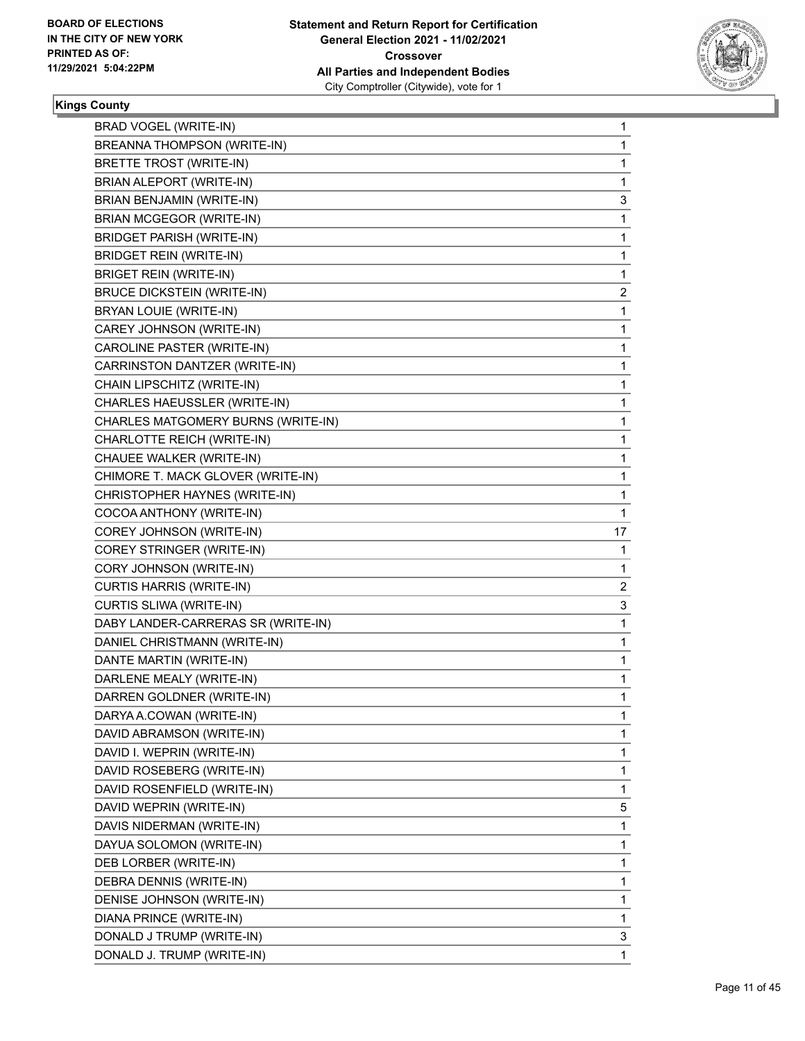**Kings County**

| Candidate | Votes |
|---|---|
| BRAD VOGEL (WRITE-IN) | 1 |
| BREANNA THOMPSON (WRITE-IN) | 1 |
| BRETTE TROST (WRITE-IN) | 1 |
| BRIAN ALEPORT (WRITE-IN) | 1 |
| BRIAN BENJAMIN (WRITE-IN) | 3 |
| BRIAN MCGEGOR (WRITE-IN) | 1 |
| BRIDGET PARISH (WRITE-IN) | 1 |
| BRIDGET REIN (WRITE-IN) | 1 |
| BRIGET REIN (WRITE-IN) | 1 |
| BRUCE DICKSTEIN (WRITE-IN) | 2 |
| BRYAN LOUIE (WRITE-IN) | 1 |
| CAREY JOHNSON (WRITE-IN) | 1 |
| CAROLINE PASTER (WRITE-IN) | 1 |
| CARRINSTON DANTZER (WRITE-IN) | 1 |
| CHAIN LIPSCHITZ (WRITE-IN) | 1 |
| CHARLES HAEUSSLER (WRITE-IN) | 1 |
| CHARLES MATGOMERY BURNS (WRITE-IN) | 1 |
| CHARLOTTE REICH (WRITE-IN) | 1 |
| CHAUEE WALKER (WRITE-IN) | 1 |
| CHIMORE T. MACK GLOVER (WRITE-IN) | 1 |
| CHRISTOPHER HAYNES (WRITE-IN) | 1 |
| COCOA ANTHONY (WRITE-IN) | 1 |
| COREY JOHNSON (WRITE-IN) | 17 |
| COREY STRINGER (WRITE-IN) | 1 |
| CORY JOHNSON (WRITE-IN) | 1 |
| CURTIS HARRIS (WRITE-IN) | 2 |
| CURTIS SLIWA (WRITE-IN) | 3 |
| DABY LANDER-CARRERAS SR (WRITE-IN) | 1 |
| DANIEL CHRISTMANN (WRITE-IN) | 1 |
| DANTE MARTIN (WRITE-IN) | 1 |
| DARLENE MEALY (WRITE-IN) | 1 |
| DARREN GOLDNER (WRITE-IN) | 1 |
| DARYA A.COWAN (WRITE-IN) | 1 |
| DAVID ABRAMSON (WRITE-IN) | 1 |
| DAVID I. WEPRIN (WRITE-IN) | 1 |
| DAVID ROSEBERG (WRITE-IN) | 1 |
| DAVID ROSENFIELD (WRITE-IN) | 1 |
| DAVID WEPRIN (WRITE-IN) | 5 |
| DAVIS NIDERMAN (WRITE-IN) | 1 |
| DAYUA SOLOMON (WRITE-IN) | 1 |
| DEB LORBER (WRITE-IN) | 1 |
| DEBRA DENNIS (WRITE-IN) | 1 |
| DENISE JOHNSON (WRITE-IN) | 1 |
| DIANA PRINCE (WRITE-IN) | 1 |
| DONALD J TRUMP (WRITE-IN) | 3 |
| DONALD J. TRUMP (WRITE-IN) | 1 |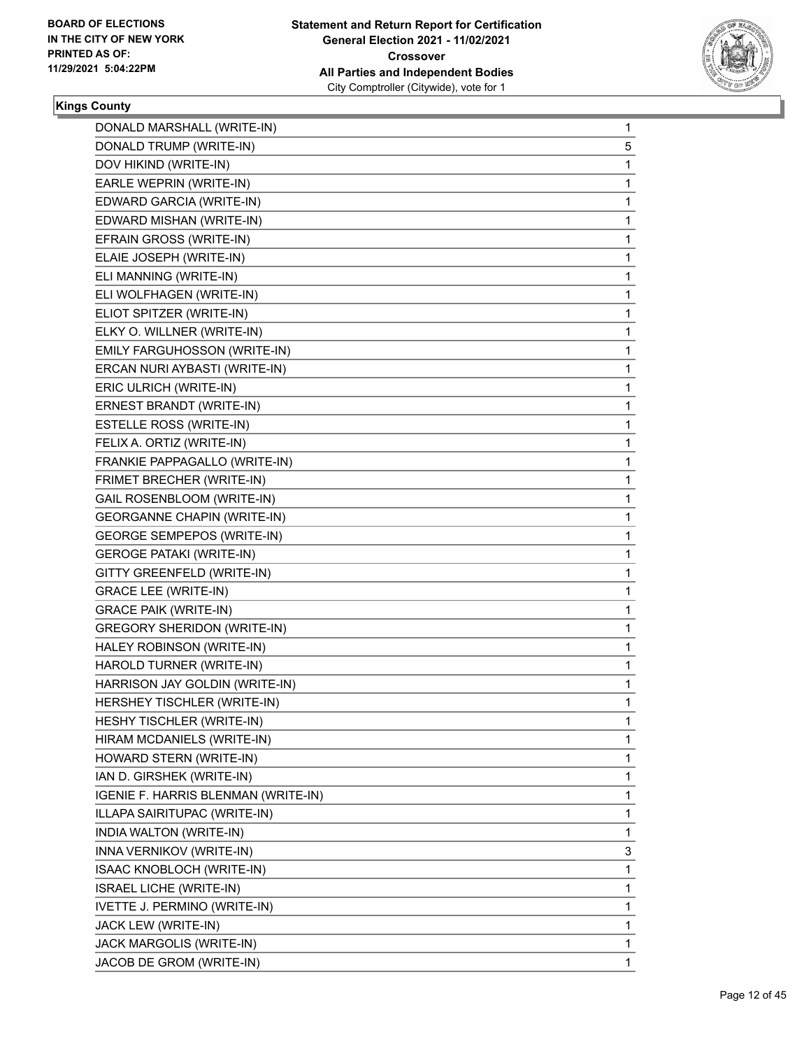**BOARD OF ELECTIONS IN THE CITY OF NEW YORK PRINTED AS OF: 11/29/2021 5:04:22PM**

**Statement and Return Report for Certification General Election 2021 - 11/02/2021 Crossover All Parties and Independent Bodies**
City Comptroller (Citywide), vote for 1

**Kings County**

| | |
|---|---|
| DONALD MARSHALL (WRITE-IN) | 1 |
| DONALD TRUMP (WRITE-IN) | 5 |
| DOV HIKIND (WRITE-IN) | 1 |
| EARLE WEPRIN (WRITE-IN) | 1 |
| EDWARD GARCIA (WRITE-IN) | 1 |
| EDWARD MISHAN (WRITE-IN) | 1 |
| EFRAIN GROSS (WRITE-IN) | 1 |
| ELAIE JOSEPH (WRITE-IN) | 1 |
| ELI MANNING (WRITE-IN) | 1 |
| ELI WOLFHAGEN (WRITE-IN) | 1 |
| ELIOT SPITZER (WRITE-IN) | 1 |
| ELKY O. WILLNER (WRITE-IN) | 1 |
| EMILY FARGUHOSSON (WRITE-IN) | 1 |
| ERCAN NURI AYBASTI (WRITE-IN) | 1 |
| ERIC ULRICH (WRITE-IN) | 1 |
| ERNEST BRANDT (WRITE-IN) | 1 |
| ESTELLE ROSS (WRITE-IN) | 1 |
| FELIX A. ORTIZ (WRITE-IN) | 1 |
| FRANKIE PAPPAGALLO (WRITE-IN) | 1 |
| FRIMET BRECHER (WRITE-IN) | 1 |
| GAIL ROSENBLOOM (WRITE-IN) | 1 |
| GEORGANNE CHAPIN (WRITE-IN) | 1 |
| GEORGE SEMPEPOS (WRITE-IN) | 1 |
| GEROGE PATAKI (WRITE-IN) | 1 |
| GITTY GREENFELD (WRITE-IN) | 1 |
| GRACE LEE (WRITE-IN) | 1 |
| GRACE PAIK (WRITE-IN) | 1 |
| GREGORY SHERIDON (WRITE-IN) | 1 |
| HALEY ROBINSON (WRITE-IN) | 1 |
| HAROLD TURNER (WRITE-IN) | 1 |
| HARRISON JAY GOLDIN (WRITE-IN) | 1 |
| HERSHEY TISCHLER (WRITE-IN) | 1 |
| HESHY TISCHLER (WRITE-IN) | 1 |
| HIRAM MCDANIELS (WRITE-IN) | 1 |
| HOWARD STERN (WRITE-IN) | 1 |
| IAN D. GIRSHEK (WRITE-IN) | 1 |
| IGENIE F. HARRIS BLENMAN (WRITE-IN) | 1 |
| ILLAPA SAIRITUPAC (WRITE-IN) | 1 |
| INDIA WALTON (WRITE-IN) | 1 |
| INNA VERNIKOV (WRITE-IN) | 3 |
| ISAAC KNOBLOCH (WRITE-IN) | 1 |
| ISRAEL LICHE (WRITE-IN) | 1 |
| IVETTE J. PERMINO (WRITE-IN) | 1 |
| JACK LEW (WRITE-IN) | 1 |
| JACK MARGOLIS (WRITE-IN) | 1 |
| JACOB DE GROM (WRITE-IN) | 1 |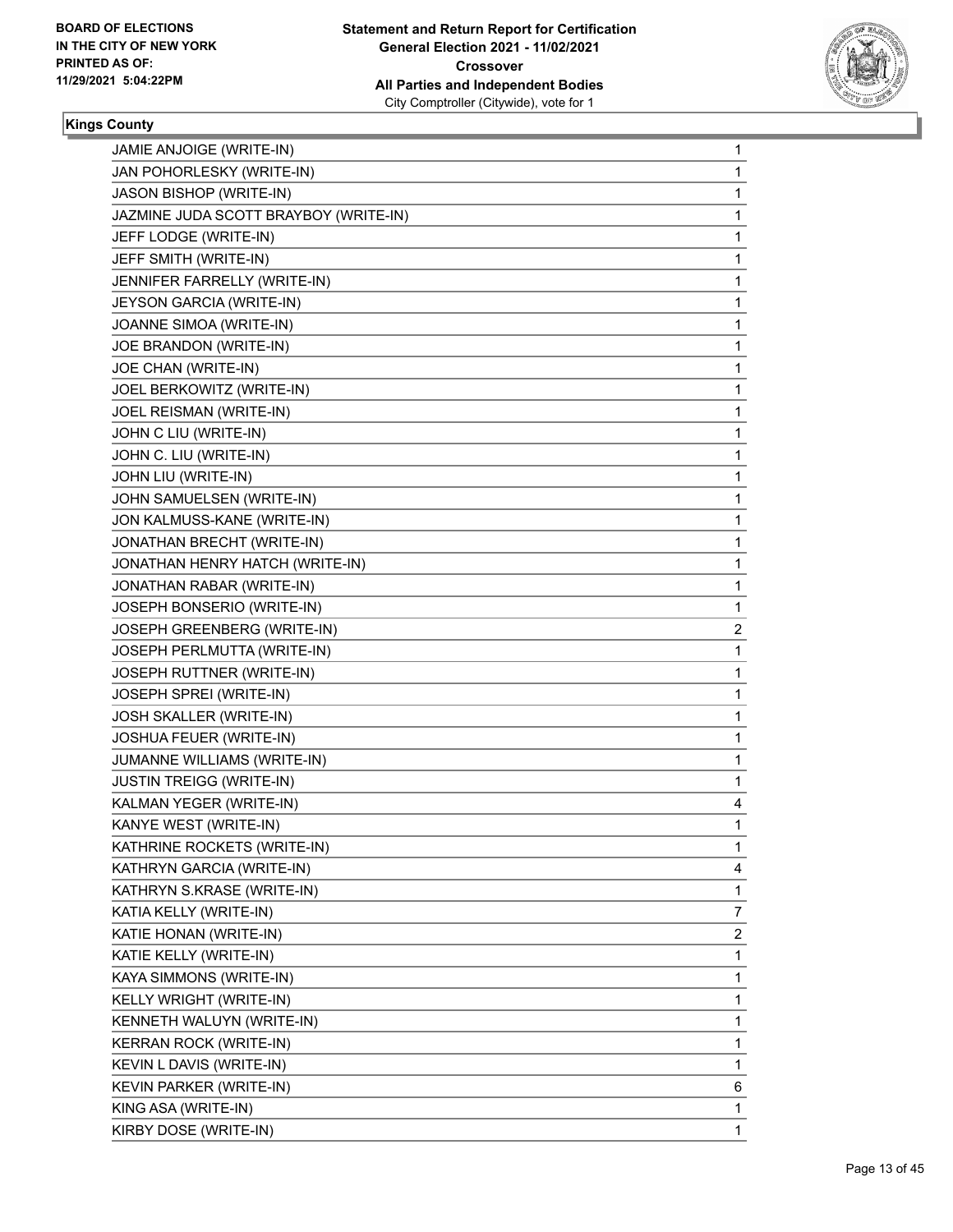**BOARD OF ELECTIONS IN THE CITY OF NEW YORK PRINTED AS OF: 11/29/2021 5:04:22PM**

**Statement and Return Report for Certification General Election 2021 - 11/02/2021 Crossover All Parties and Independent Bodies**
City Comptroller (Citywide), vote for 1

### Kings County

| Candidate | Votes |
|---|---|
| JAMIE ANJOIGE (WRITE-IN) | 1 |
| JAN POHORLESKY (WRITE-IN) | 1 |
| JASON BISHOP (WRITE-IN) | 1 |
| JAZMINE JUDA SCOTT BRAYBOY (WRITE-IN) | 1 |
| JEFF LODGE (WRITE-IN) | 1 |
| JEFF SMITH (WRITE-IN) | 1 |
| JENNIFER FARRELLY (WRITE-IN) | 1 |
| JEYSON GARCIA (WRITE-IN) | 1 |
| JOANNE SIMOA (WRITE-IN) | 1 |
| JOE BRANDON (WRITE-IN) | 1 |
| JOE CHAN (WRITE-IN) | 1 |
| JOEL BERKOWITZ (WRITE-IN) | 1 |
| JOEL REISMAN (WRITE-IN) | 1 |
| JOHN C LIU (WRITE-IN) | 1 |
| JOHN C. LIU (WRITE-IN) | 1 |
| JOHN LIU (WRITE-IN) | 1 |
| JOHN SAMUELSEN (WRITE-IN) | 1 |
| JON KALMUSS-KANE (WRITE-IN) | 1 |
| JONATHAN BRECHT (WRITE-IN) | 1 |
| JONATHAN HENRY HATCH (WRITE-IN) | 1 |
| JONATHAN RABAR (WRITE-IN) | 1 |
| JOSEPH BONSERIO (WRITE-IN) | 1 |
| JOSEPH GREENBERG (WRITE-IN) | 2 |
| JOSEPH PERLMUTTA (WRITE-IN) | 1 |
| JOSEPH RUTTNER (WRITE-IN) | 1 |
| JOSEPH SPREI (WRITE-IN) | 1 |
| JOSH SKALLER (WRITE-IN) | 1 |
| JOSHUA FEUER (WRITE-IN) | 1 |
| JUMANNE WILLIAMS (WRITE-IN) | 1 |
| JUSTIN TREIGG (WRITE-IN) | 1 |
| KALMAN YEGER (WRITE-IN) | 4 |
| KANYE WEST (WRITE-IN) | 1 |
| KATHRINE ROCKETS (WRITE-IN) | 1 |
| KATHRYN GARCIA (WRITE-IN) | 4 |
| KATHRYN S.KRASE (WRITE-IN) | 1 |
| KATIA KELLY (WRITE-IN) | 7 |
| KATIE HONAN (WRITE-IN) | 2 |
| KATIE KELLY (WRITE-IN) | 1 |
| KAYA SIMMONS (WRITE-IN) | 1 |
| KELLY WRIGHT (WRITE-IN) | 1 |
| KENNETH WALUYN (WRITE-IN) | 1 |
| KERRAN ROCK (WRITE-IN) | 1 |
| KEVIN L DAVIS (WRITE-IN) | 1 |
| KEVIN PARKER (WRITE-IN) | 6 |
| KING ASA (WRITE-IN) | 1 |
| KIRBY DOSE (WRITE-IN) | 1 |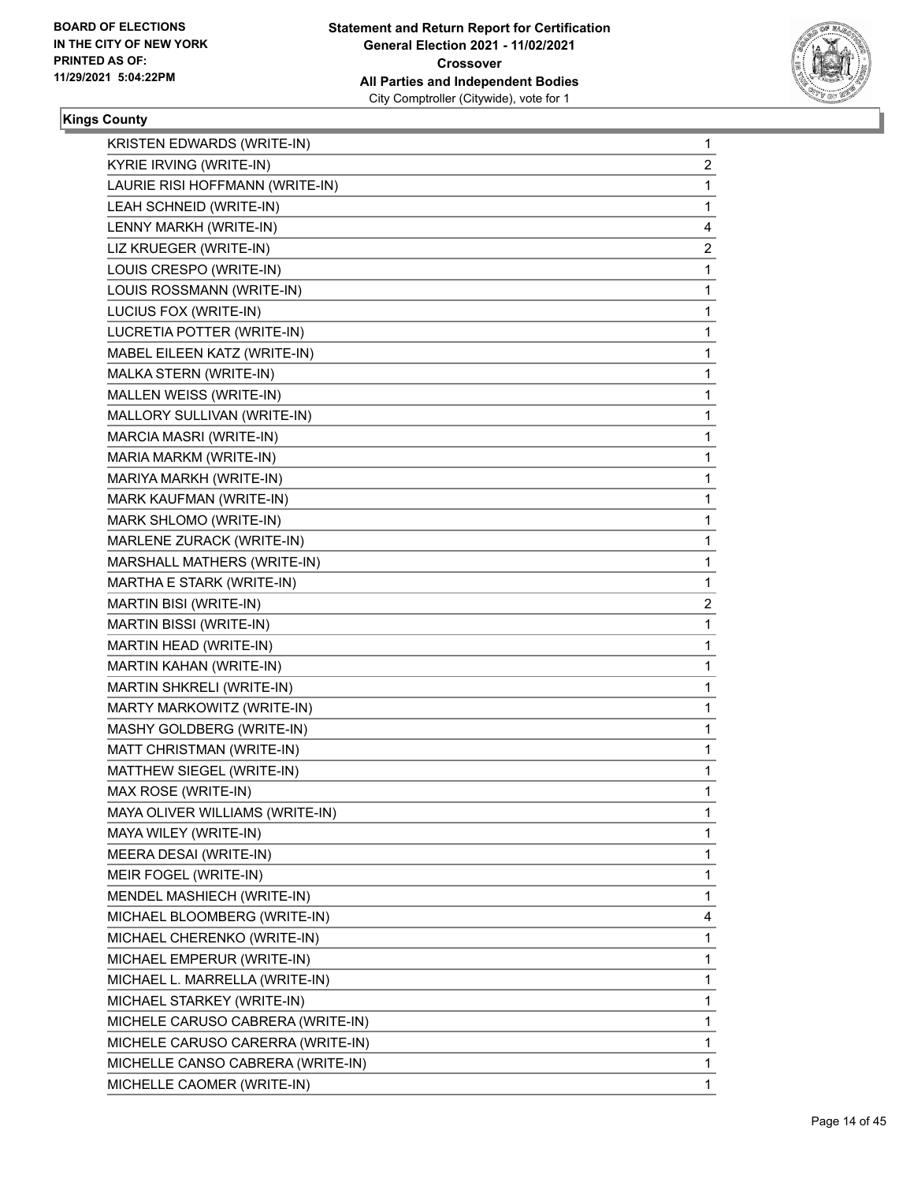**Kings County**

| Candidate | Votes |
|---|---|
| KRISTEN EDWARDS (WRITE-IN) | 1 |
| KYRIE IRVING (WRITE-IN) | 2 |
| LAURIE RISI HOFFMANN (WRITE-IN) | 1 |
| LEAH SCHNEID (WRITE-IN) | 1 |
| LENNY MARKH (WRITE-IN) | 4 |
| LIZ KRUEGER (WRITE-IN) | 2 |
| LOUIS CRESPO (WRITE-IN) | 1 |
| LOUIS ROSSMANN (WRITE-IN) | 1 |
| LUCIUS FOX (WRITE-IN) | 1 |
| LUCRETIA POTTER (WRITE-IN) | 1 |
| MABEL EILEEN KATZ (WRITE-IN) | 1 |
| MALKA STERN (WRITE-IN) | 1 |
| MALLEN WEISS (WRITE-IN) | 1 |
| MALLORY SULLIVAN (WRITE-IN) | 1 |
| MARCIA MASRI (WRITE-IN) | 1 |
| MARIA MARKM (WRITE-IN) | 1 |
| MARIYA MARKH (WRITE-IN) | 1 |
| MARK KAUFMAN (WRITE-IN) | 1 |
| MARK SHLOMO (WRITE-IN) | 1 |
| MARLENE ZURACK (WRITE-IN) | 1 |
| MARSHALL MATHERS (WRITE-IN) | 1 |
| MARTHA E STARK (WRITE-IN) | 1 |
| MARTIN BISI (WRITE-IN) | 2 |
| MARTIN BISSI (WRITE-IN) | 1 |
| MARTIN HEAD (WRITE-IN) | 1 |
| MARTIN KAHAN (WRITE-IN) | 1 |
| MARTIN SHKRELI (WRITE-IN) | 1 |
| MARTY MARKOWITZ (WRITE-IN) | 1 |
| MASHY GOLDBERG (WRITE-IN) | 1 |
| MATT CHRISTMAN (WRITE-IN) | 1 |
| MATTHEW SIEGEL (WRITE-IN) | 1 |
| MAX ROSE (WRITE-IN) | 1 |
| MAYA OLIVER WILLIAMS (WRITE-IN) | 1 |
| MAYA WILEY (WRITE-IN) | 1 |
| MEERA DESAI (WRITE-IN) | 1 |
| MEIR FOGEL (WRITE-IN) | 1 |
| MENDEL MASHIECH (WRITE-IN) | 1 |
| MICHAEL BLOOMBERG (WRITE-IN) | 4 |
| MICHAEL CHERENKO (WRITE-IN) | 1 |
| MICHAEL EMPERUR (WRITE-IN) | 1 |
| MICHAEL L. MARRELLA (WRITE-IN) | 1 |
| MICHAEL STARKEY (WRITE-IN) | 1 |
| MICHELE CARUSO CABRERA (WRITE-IN) | 1 |
| MICHELE CARUSO CARERRA (WRITE-IN) | 1 |
| MICHELLE CANSO CABRERA (WRITE-IN) | 1 |
| MICHELLE CAOMER (WRITE-IN) | 1 |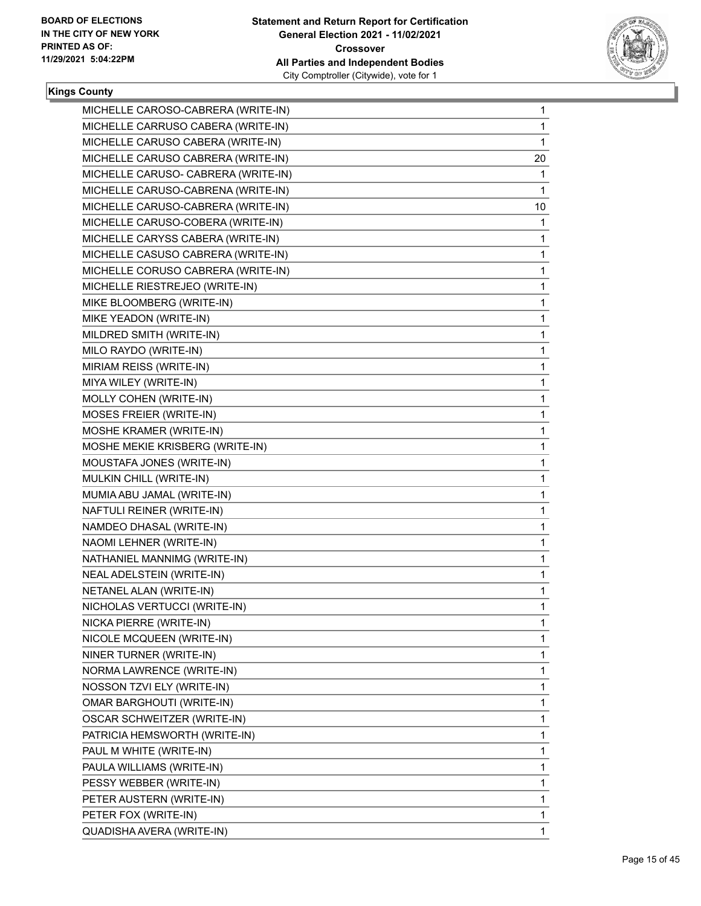**Kings County**

| Candidate | Votes |
|---|---|
| MICHELLE CAROSO-CABRERA (WRITE-IN) | 1 |
| MICHELLE CARRUSO CABERA (WRITE-IN) | 1 |
| MICHELLE CARUSO CABERA (WRITE-IN) | 1 |
| MICHELLE CARUSO CABRERA (WRITE-IN) | 20 |
| MICHELLE CARUSO- CABRERA (WRITE-IN) | 1 |
| MICHELLE CARUSO-CABRENA (WRITE-IN) | 1 |
| MICHELLE CARUSO-CABRERA (WRITE-IN) | 10 |
| MICHELLE CARUSO-COBERA (WRITE-IN) | 1 |
| MICHELLE CARYSS CABERA (WRITE-IN) | 1 |
| MICHELLE CASUSO CABRERA (WRITE-IN) | 1 |
| MICHELLE CORUSO CABRERA (WRITE-IN) | 1 |
| MICHELLE RIESTREJEO (WRITE-IN) | 1 |
| MIKE BLOOMBERG (WRITE-IN) | 1 |
| MIKE YEADON (WRITE-IN) | 1 |
| MILDRED SMITH (WRITE-IN) | 1 |
| MILO RAYDO (WRITE-IN) | 1 |
| MIRIAM REISS (WRITE-IN) | 1 |
| MIYA WILEY (WRITE-IN) | 1 |
| MOLLY COHEN (WRITE-IN) | 1 |
| MOSES FREIER (WRITE-IN) | 1 |
| MOSHE KRAMER (WRITE-IN) | 1 |
| MOSHE MEKIE KRISBERG (WRITE-IN) | 1 |
| MOUSTAFA JONES (WRITE-IN) | 1 |
| MULKIN CHILL (WRITE-IN) | 1 |
| MUMIA ABU JAMAL (WRITE-IN) | 1 |
| NAFTULI REINER (WRITE-IN) | 1 |
| NAMDEO DHASAL (WRITE-IN) | 1 |
| NAOMI LEHNER (WRITE-IN) | 1 |
| NATHANIEL MANNIMG (WRITE-IN) | 1 |
| NEAL ADELSTEIN (WRITE-IN) | 1 |
| NETANEL ALAN (WRITE-IN) | 1 |
| NICHOLAS VERTUCCI (WRITE-IN) | 1 |
| NICKA PIERRE (WRITE-IN) | 1 |
| NICOLE MCQUEEN (WRITE-IN) | 1 |
| NINER TURNER (WRITE-IN) | 1 |
| NORMA LAWRENCE (WRITE-IN) | 1 |
| NOSSON TZVI ELY (WRITE-IN) | 1 |
| OMAR BARGHOUTI (WRITE-IN) | 1 |
| OSCAR SCHWEITZER (WRITE-IN) | 1 |
| PATRICIA HEMSWORTH (WRITE-IN) | 1 |
| PAUL M WHITE (WRITE-IN) | 1 |
| PAULA WILLIAMS (WRITE-IN) | 1 |
| PESSY WEBBER (WRITE-IN) | 1 |
| PETER AUSTERN (WRITE-IN) | 1 |
| PETER FOX (WRITE-IN) | 1 |
| QUADISHA AVERA (WRITE-IN) | 1 |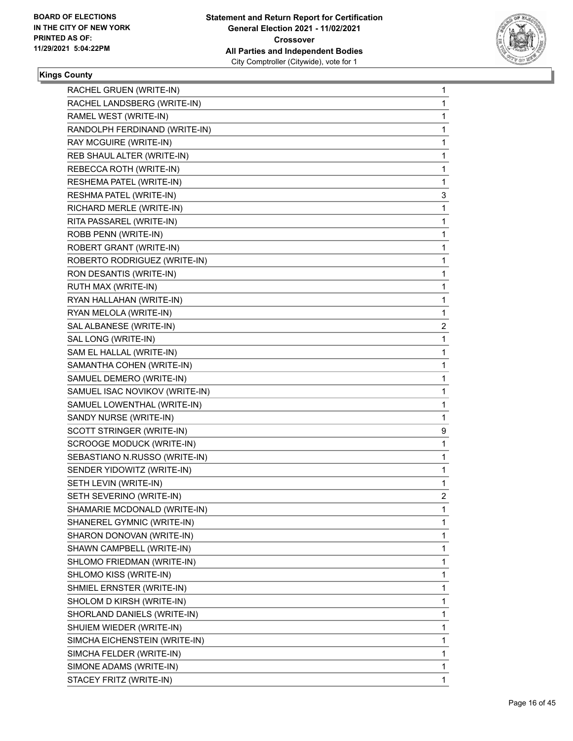**Kings County**

| | |
|---|---|
| RACHEL GRUEN (WRITE-IN) | 1 |
| RACHEL LANDSBERG (WRITE-IN) | 1 |
| RAMEL WEST (WRITE-IN) | 1 |
| RANDOLPH FERDINAND (WRITE-IN) | 1 |
| RAY MCGUIRE (WRITE-IN) | 1 |
| REB SHAUL ALTER (WRITE-IN) | 1 |
| REBECCA ROTH (WRITE-IN) | 1 |
| RESHEMA PATEL (WRITE-IN) | 1 |
| RESHMA PATEL (WRITE-IN) | 3 |
| RICHARD MERLE (WRITE-IN) | 1 |
| RITA PASSAREL (WRITE-IN) | 1 |
| ROBB PENN (WRITE-IN) | 1 |
| ROBERT GRANT (WRITE-IN) | 1 |
| ROBERTO RODRIGUEZ (WRITE-IN) | 1 |
| RON DESANTIS (WRITE-IN) | 1 |
| RUTH MAX (WRITE-IN) | 1 |
| RYAN HALLAHAN (WRITE-IN) | 1 |
| RYAN MELOLA (WRITE-IN) | 1 |
| SAL ALBANESE (WRITE-IN) | 2 |
| SAL LONG (WRITE-IN) | 1 |
| SAM EL HALLAL (WRITE-IN) | 1 |
| SAMANTHA COHEN (WRITE-IN) | 1 |
| SAMUEL DEMERO (WRITE-IN) | 1 |
| SAMUEL ISAC NOVIKOV (WRITE-IN) | 1 |
| SAMUEL LOWENTHAL (WRITE-IN) | 1 |
| SANDY NURSE (WRITE-IN) | 1 |
| SCOTT STRINGER (WRITE-IN) | 9 |
| SCROOGE MODUCK (WRITE-IN) | 1 |
| SEBASTIANO N.RUSSO (WRITE-IN) | 1 |
| SENDER YIDOWITZ (WRITE-IN) | 1 |
| SETH LEVIN (WRITE-IN) | 1 |
| SETH SEVERINO (WRITE-IN) | 2 |
| SHAMARIE MCDONALD (WRITE-IN) | 1 |
| SHANEREL GYMNIC (WRITE-IN) | 1 |
| SHARON DONOVAN (WRITE-IN) | 1 |
| SHAWN CAMPBELL (WRITE-IN) | 1 |
| SHLOMO FRIEDMAN (WRITE-IN) | 1 |
| SHLOMO KISS (WRITE-IN) | 1 |
| SHMIEL ERNSTER (WRITE-IN) | 1 |
| SHOLOM D KIRSH (WRITE-IN) | 1 |
| SHORLAND DANIELS (WRITE-IN) | 1 |
| SHUIEM WIEDER (WRITE-IN) | 1 |
| SIMCHA EICHENSTEIN (WRITE-IN) | 1 |
| SIMCHA FELDER (WRITE-IN) | 1 |
| SIMONE ADAMS (WRITE-IN) | 1 |
| STACEY FRITZ (WRITE-IN) | 1 |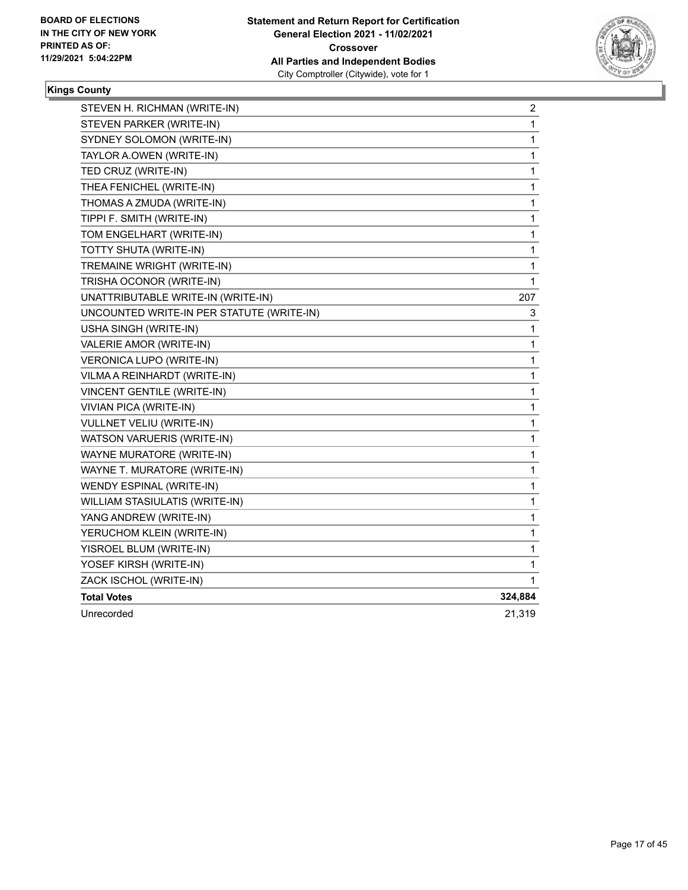**BOARD OF ELECTIONS IN THE CITY OF NEW YORK PRINTED AS OF: 11/29/2021 5:04:22PM**

**Statement and Return Report for Certification General Election 2021 - 11/02/2021 Crossover All Parties and Independent Bodies**
City Comptroller (Citywide), vote for 1

**Kings County**

| Candidate | Votes |
|---|---|
| STEVEN H. RICHMAN (WRITE-IN) | 2 |
| STEVEN PARKER (WRITE-IN) | 1 |
| SYDNEY SOLOMON (WRITE-IN) | 1 |
| TAYLOR A.OWEN (WRITE-IN) | 1 |
| TED CRUZ (WRITE-IN) | 1 |
| THEA FENICHEL (WRITE-IN) | 1 |
| THOMAS A ZMUDA (WRITE-IN) | 1 |
| TIPPI F. SMITH (WRITE-IN) | 1 |
| TOM ENGELHART (WRITE-IN) | 1 |
| TOTTY SHUTA (WRITE-IN) | 1 |
| TREMAINE WRIGHT (WRITE-IN) | 1 |
| TRISHA OCONOR (WRITE-IN) | 1 |
| UNATTRIBUTABLE WRITE-IN (WRITE-IN) | 207 |
| UNCOUNTED WRITE-IN PER STATUTE (WRITE-IN) | 3 |
| USHA SINGH (WRITE-IN) | 1 |
| VALERIE AMOR (WRITE-IN) | 1 |
| VERONICA LUPO (WRITE-IN) | 1 |
| VILMA A REINHARDT (WRITE-IN) | 1 |
| VINCENT GENTILE (WRITE-IN) | 1 |
| VIVIAN PICA (WRITE-IN) | 1 |
| VULLNET VELIU (WRITE-IN) | 1 |
| WATSON VARUERIS (WRITE-IN) | 1 |
| WAYNE MURATORE (WRITE-IN) | 1 |
| WAYNE T. MURATORE (WRITE-IN) | 1 |
| WENDY ESPINAL (WRITE-IN) | 1 |
| WILLIAM STASIULATIS (WRITE-IN) | 1 |
| YANG ANDREW (WRITE-IN) | 1 |
| YERUCHOM KLEIN (WRITE-IN) | 1 |
| YISROEL BLUM (WRITE-IN) | 1 |
| YOSEF KIRSH (WRITE-IN) | 1 |
| ZACK ISCHOL (WRITE-IN) | 1 |
| **Total Votes** | **324,884** |
| Unrecorded | 21,319 |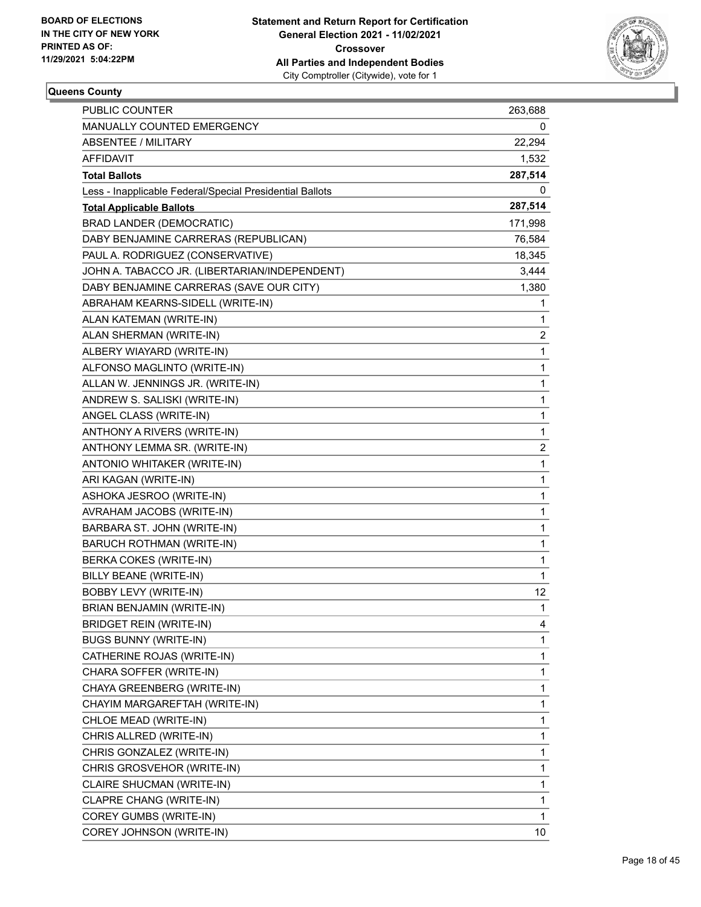BOARD OF ELECTIONS
IN THE CITY OF NEW YORK
PRINTED AS OF:
11/29/2021 5:04:22PM

**Statement and Return Report for Certification**
**General Election 2021 - 11/02/2021**
**Crossover**
**All Parties and Independent Bodies**
City Comptroller (Citywide), vote for 1

**Queens County**

| | |
|---|---|
| PUBLIC COUNTER | 263,688 |
| MANUALLY COUNTED EMERGENCY | 0 |
| ABSENTEE / MILITARY | 22,294 |
| AFFIDAVIT | 1,532 |
| **Total Ballots** | **287,514** |
| Less - Inapplicable Federal/Special Presidential Ballots | 0 |
| **Total Applicable Ballots** | **287,514** |
| BRAD LANDER (DEMOCRATIC) | 171,998 |
| DABY BENJAMINE CARRERAS (REPUBLICAN) | 76,584 |
| PAUL A. RODRIGUEZ (CONSERVATIVE) | 18,345 |
| JOHN A. TABACCO JR. (LIBERTARIAN/INDEPENDENT) | 3,444 |
| DABY BENJAMINE CARRERAS (SAVE OUR CITY) | 1,380 |
| ABRAHAM KEARNS-SIDELL (WRITE-IN) | 1 |
| ALAN KATEMAN (WRITE-IN) | 1 |
| ALAN SHERMAN (WRITE-IN) | 2 |
| ALBERY WIAYARD (WRITE-IN) | 1 |
| ALFONSO MAGLINTO (WRITE-IN) | 1 |
| ALLAN W. JENNINGS JR. (WRITE-IN) | 1 |
| ANDREW S. SALISKI (WRITE-IN) | 1 |
| ANGEL CLASS (WRITE-IN) | 1 |
| ANTHONY A RIVERS (WRITE-IN) | 1 |
| ANTHONY LEMMA SR. (WRITE-IN) | 2 |
| ANTONIO WHITAKER (WRITE-IN) | 1 |
| ARI KAGAN (WRITE-IN) | 1 |
| ASHOKA JESROO (WRITE-IN) | 1 |
| AVRAHAM JACOBS (WRITE-IN) | 1 |
| BARBARA ST. JOHN (WRITE-IN) | 1 |
| BARUCH ROTHMAN (WRITE-IN) | 1 |
| BERKA COKES (WRITE-IN) | 1 |
| BILLY BEANE (WRITE-IN) | 1 |
| BOBBY LEVY (WRITE-IN) | 12 |
| BRIAN BENJAMIN (WRITE-IN) | 1 |
| BRIDGET REIN (WRITE-IN) | 4 |
| BUGS BUNNY (WRITE-IN) | 1 |
| CATHERINE ROJAS (WRITE-IN) | 1 |
| CHARA SOFFER (WRITE-IN) | 1 |
| CHAYA GREENBERG (WRITE-IN) | 1 |
| CHAYIM MARGAREFTAH (WRITE-IN) | 1 |
| CHLOE MEAD (WRITE-IN) | 1 |
| CHRIS ALLRED (WRITE-IN) | 1 |
| CHRIS GONZALEZ (WRITE-IN) | 1 |
| CHRIS GROSVEHOR (WRITE-IN) | 1 |
| CLAIRE SHUCMAN (WRITE-IN) | 1 |
| CLAPRE CHANG (WRITE-IN) | 1 |
| COREY GUMBS (WRITE-IN) | 1 |
| COREY JOHNSON (WRITE-IN) | 10 |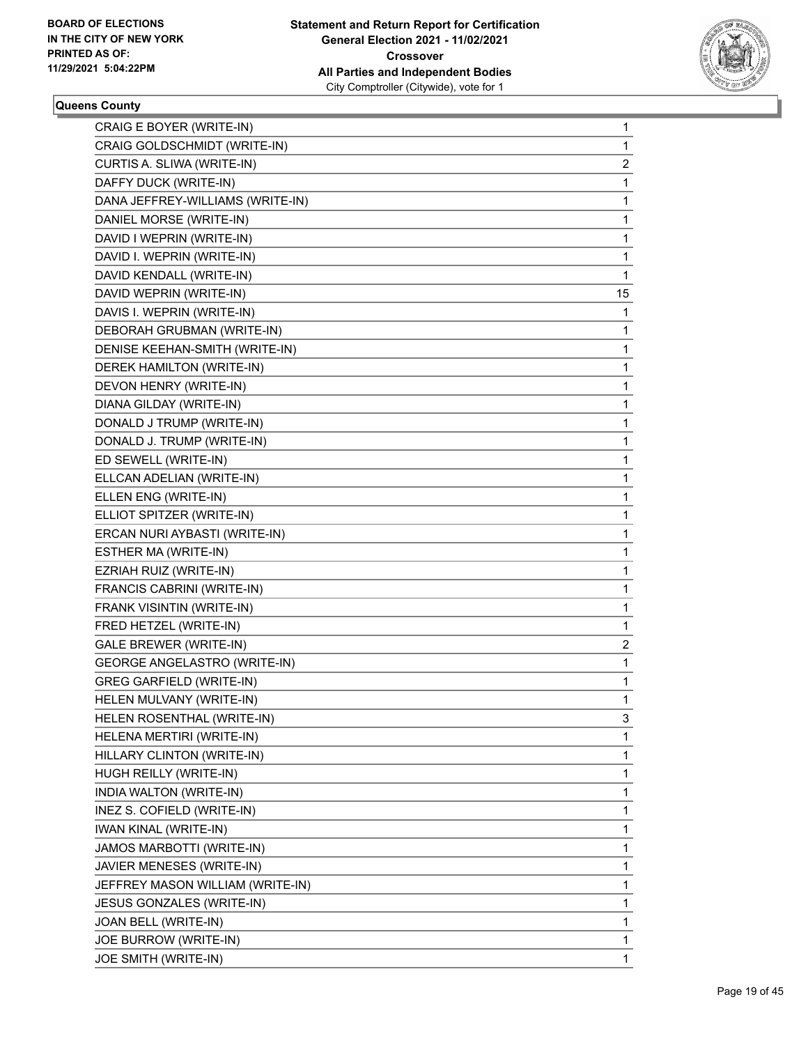**Queens County**

| | |
|---|---|
| CRAIG E BOYER (WRITE-IN) | 1 |
| CRAIG GOLDSCHMIDT (WRITE-IN) | 1 |
| CURTIS A. SLIWA (WRITE-IN) | 2 |
| DAFFY DUCK (WRITE-IN) | 1 |
| DANA JEFFREY-WILLIAMS (WRITE-IN) | 1 |
| DANIEL MORSE (WRITE-IN) | 1 |
| DAVID I WEPRIN (WRITE-IN) | 1 |
| DAVID I. WEPRIN (WRITE-IN) | 1 |
| DAVID KENDALL (WRITE-IN) | 1 |
| DAVID WEPRIN (WRITE-IN) | 15 |
| DAVIS I. WEPRIN (WRITE-IN) | 1 |
| DEBORAH GRUBMAN (WRITE-IN) | 1 |
| DENISE KEEHAN-SMITH (WRITE-IN) | 1 |
| DEREK HAMILTON (WRITE-IN) | 1 |
| DEVON HENRY (WRITE-IN) | 1 |
| DIANA GILDAY (WRITE-IN) | 1 |
| DONALD J TRUMP (WRITE-IN) | 1 |
| DONALD J. TRUMP (WRITE-IN) | 1 |
| ED SEWELL (WRITE-IN) | 1 |
| ELLCAN ADELIAN (WRITE-IN) | 1 |
| ELLEN ENG (WRITE-IN) | 1 |
| ELLIOT SPITZER (WRITE-IN) | 1 |
| ERCAN NURI AYBASTI (WRITE-IN) | 1 |
| ESTHER MA (WRITE-IN) | 1 |
| EZRIAH RUIZ (WRITE-IN) | 1 |
| FRANCIS CABRINI (WRITE-IN) | 1 |
| FRANK VISINTIN (WRITE-IN) | 1 |
| FRED HETZEL (WRITE-IN) | 1 |
| GALE BREWER (WRITE-IN) | 2 |
| GEORGE ANGELASTRO (WRITE-IN) | 1 |
| GREG GARFIELD (WRITE-IN) | 1 |
| HELEN MULVANY (WRITE-IN) | 1 |
| HELEN ROSENTHAL (WRITE-IN) | 3 |
| HELENA MERTIRI (WRITE-IN) | 1 |
| HILLARY CLINTON (WRITE-IN) | 1 |
| HUGH REILLY (WRITE-IN) | 1 |
| INDIA WALTON (WRITE-IN) | 1 |
| INEZ S. COFIELD (WRITE-IN) | 1 |
| IWAN KINAL (WRITE-IN) | 1 |
| JAMOS MARBOTTI (WRITE-IN) | 1 |
| JAVIER MENESES (WRITE-IN) | 1 |
| JEFFREY MASON WILLIAM (WRITE-IN) | 1 |
| JESUS GONZALES (WRITE-IN) | 1 |
| JOAN BELL (WRITE-IN) | 1 |
| JOE BURROW (WRITE-IN) | 1 |
| JOE SMITH (WRITE-IN) | 1 |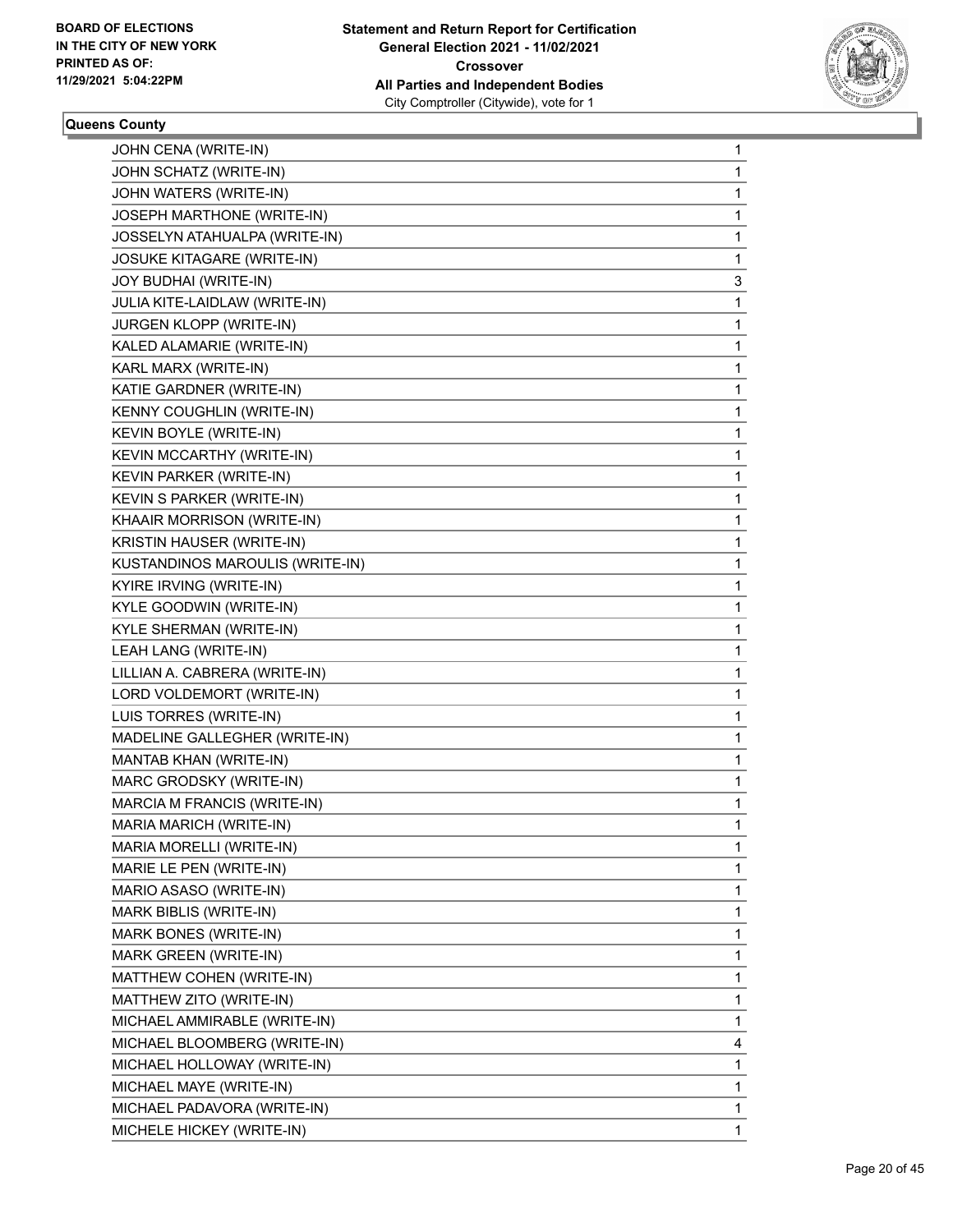BOARD OF ELECTIONS
IN THE CITY OF NEW YORK
PRINTED AS OF:
11/29/2021 5:04:22PM

**Statement and Return Report for Certification**
**General Election 2021 - 11/02/2021**
**Crossover**
**All Parties and Independent Bodies**
City Comptroller (Citywide), vote for 1

**Queens County**

| | |
|---|---|
| JOHN CENA (WRITE-IN) | 1 |
| JOHN SCHATZ (WRITE-IN) | 1 |
| JOHN WATERS (WRITE-IN) | 1 |
| JOSEPH MARTHONE (WRITE-IN) | 1 |
| JOSSELYN ATAHUALPA (WRITE-IN) | 1 |
| JOSUKE KITAGARE (WRITE-IN) | 1 |
| JOY BUDHAI (WRITE-IN) | 3 |
| JULIA KITE-LAIDLAW (WRITE-IN) | 1 |
| JURGEN KLOPP (WRITE-IN) | 1 |
| KALED ALAMARIE (WRITE-IN) | 1 |
| KARL MARX (WRITE-IN) | 1 |
| KATIE GARDNER (WRITE-IN) | 1 |
| KENNY COUGHLIN (WRITE-IN) | 1 |
| KEVIN BOYLE (WRITE-IN) | 1 |
| KEVIN MCCARTHY (WRITE-IN) | 1 |
| KEVIN PARKER (WRITE-IN) | 1 |
| KEVIN S PARKER (WRITE-IN) | 1 |
| KHAAIR MORRISON (WRITE-IN) | 1 |
| KRISTIN HAUSER (WRITE-IN) | 1 |
| KUSTANDINOS MAROULIS (WRITE-IN) | 1 |
| KYIRE IRVING (WRITE-IN) | 1 |
| KYLE GOODWIN (WRITE-IN) | 1 |
| KYLE SHERMAN (WRITE-IN) | 1 |
| LEAH LANG (WRITE-IN) | 1 |
| LILLIAN A. CABRERA (WRITE-IN) | 1 |
| LORD VOLDEMORT (WRITE-IN) | 1 |
| LUIS TORRES (WRITE-IN) | 1 |
| MADELINE GALLEGHER (WRITE-IN) | 1 |
| MANTAB KHAN (WRITE-IN) | 1 |
| MARC GRODSKY (WRITE-IN) | 1 |
| MARCIA M FRANCIS (WRITE-IN) | 1 |
| MARIA MARICH (WRITE-IN) | 1 |
| MARIA MORELLI (WRITE-IN) | 1 |
| MARIE LE PEN (WRITE-IN) | 1 |
| MARIO ASASO (WRITE-IN) | 1 |
| MARK BIBLIS (WRITE-IN) | 1 |
| MARK BONES (WRITE-IN) | 1 |
| MARK GREEN (WRITE-IN) | 1 |
| MATTHEW COHEN (WRITE-IN) | 1 |
| MATTHEW ZITO (WRITE-IN) | 1 |
| MICHAEL AMMIRABLE (WRITE-IN) | 1 |
| MICHAEL BLOOMBERG (WRITE-IN) | 4 |
| MICHAEL HOLLOWAY (WRITE-IN) | 1 |
| MICHAEL MAYE (WRITE-IN) | 1 |
| MICHAEL PADAVORA (WRITE-IN) | 1 |
| MICHELE HICKEY (WRITE-IN) | 1 |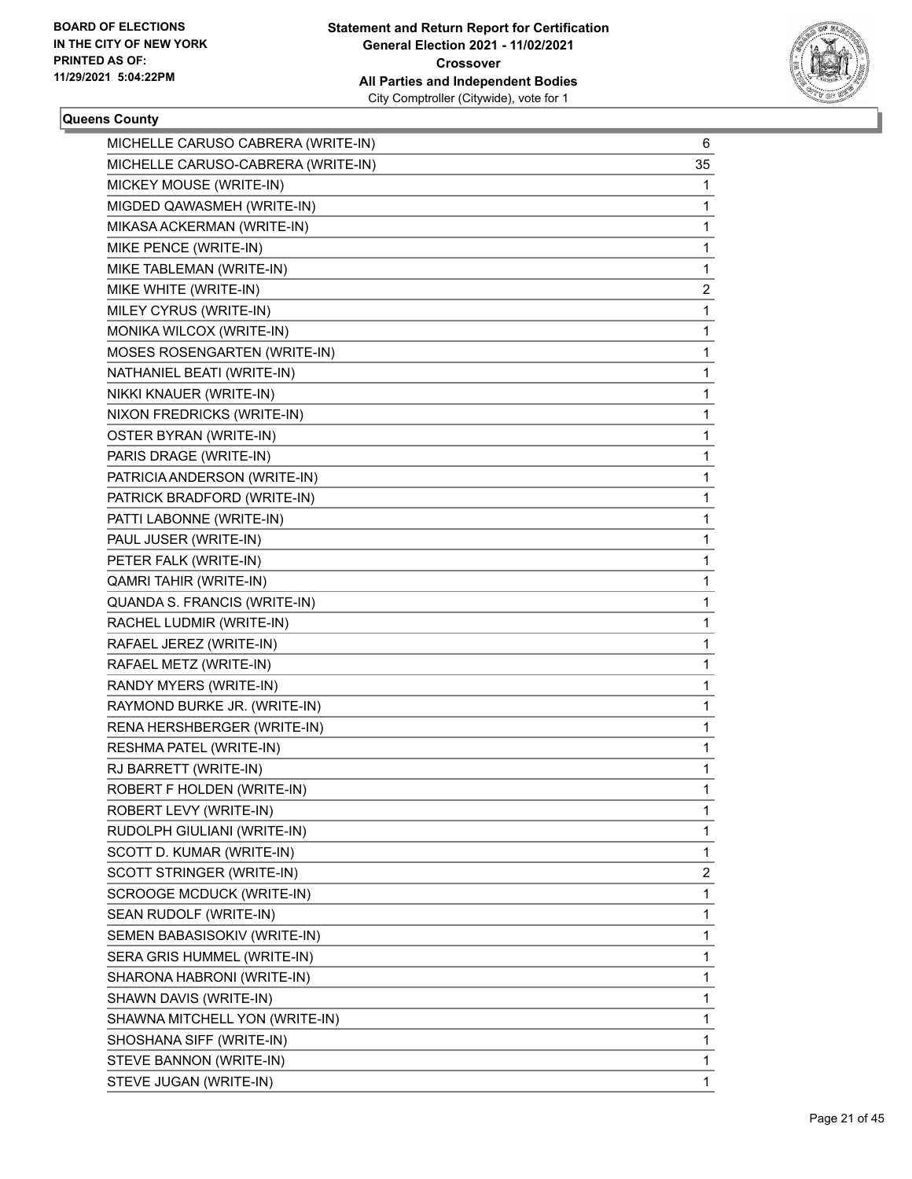**Queens County**

| | |
|---|---|
| MICHELLE CARUSO CABRERA (WRITE-IN) | 6 |
| MICHELLE CARUSO-CABRERA (WRITE-IN) | 35 |
| MICKEY MOUSE (WRITE-IN) | 1 |
| MIGDED QAWASMEH (WRITE-IN) | 1 |
| MIKASA ACKERMAN (WRITE-IN) | 1 |
| MIKE PENCE (WRITE-IN) | 1 |
| MIKE TABLEMAN (WRITE-IN) | 1 |
| MIKE WHITE (WRITE-IN) | 2 |
| MILEY CYRUS (WRITE-IN) | 1 |
| MONIKA WILCOX (WRITE-IN) | 1 |
| MOSES ROSENGARTEN (WRITE-IN) | 1 |
| NATHANIEL BEATI (WRITE-IN) | 1 |
| NIKKI KNAUER (WRITE-IN) | 1 |
| NIXON FREDRICKS (WRITE-IN) | 1 |
| OSTER BYRAN (WRITE-IN) | 1 |
| PARIS DRAGE (WRITE-IN) | 1 |
| PATRICIA ANDERSON (WRITE-IN) | 1 |
| PATRICK BRADFORD (WRITE-IN) | 1 |
| PATTI LABONNE (WRITE-IN) | 1 |
| PAUL JUSER (WRITE-IN) | 1 |
| PETER FALK (WRITE-IN) | 1 |
| QAMRI TAHIR (WRITE-IN) | 1 |
| QUANDA S. FRANCIS (WRITE-IN) | 1 |
| RACHEL LUDMIR (WRITE-IN) | 1 |
| RAFAEL JEREZ (WRITE-IN) | 1 |
| RAFAEL METZ (WRITE-IN) | 1 |
| RANDY MYERS (WRITE-IN) | 1 |
| RAYMOND BURKE JR. (WRITE-IN) | 1 |
| RENA HERSHBERGER (WRITE-IN) | 1 |
| RESHMA PATEL (WRITE-IN) | 1 |
| RJ BARRETT (WRITE-IN) | 1 |
| ROBERT F HOLDEN (WRITE-IN) | 1 |
| ROBERT LEVY (WRITE-IN) | 1 |
| RUDOLPH GIULIANI (WRITE-IN) | 1 |
| SCOTT D. KUMAR (WRITE-IN) | 1 |
| SCOTT STRINGER (WRITE-IN) | 2 |
| SCROOGE MCDUCK (WRITE-IN) | 1 |
| SEAN RUDOLF (WRITE-IN) | 1 |
| SEMEN BABASISOKIV (WRITE-IN) | 1 |
| SERA GRIS HUMMEL (WRITE-IN) | 1 |
| SHARONA HABRONI (WRITE-IN) | 1 |
| SHAWN DAVIS (WRITE-IN) | 1 |
| SHAWNA MITCHELL YON (WRITE-IN) | 1 |
| SHOSHANA SIFF (WRITE-IN) | 1 |
| STEVE BANNON (WRITE-IN) | 1 |
| STEVE JUGAN (WRITE-IN) | 1 |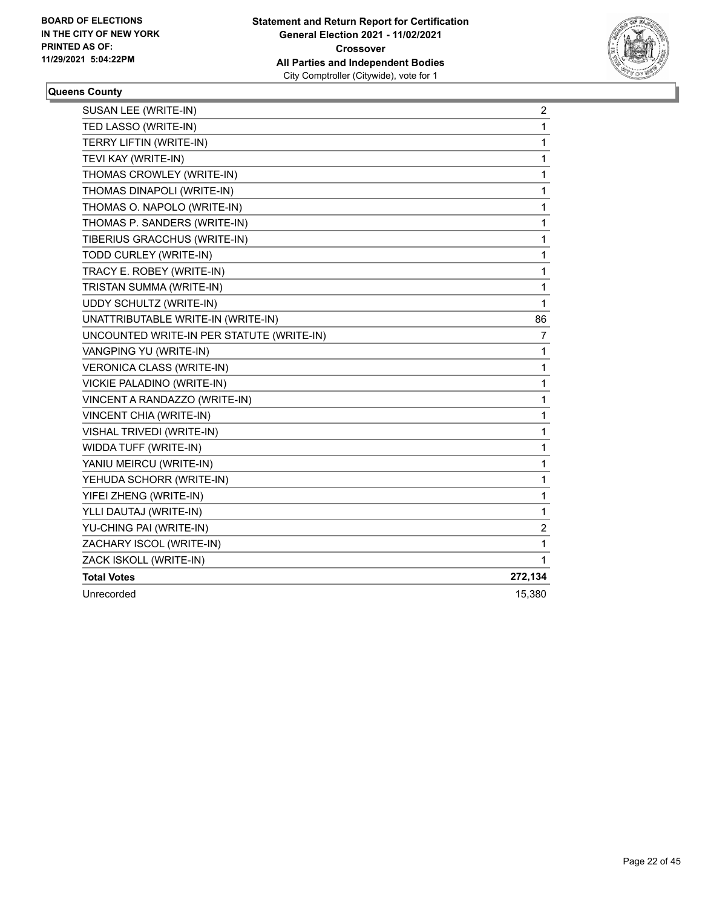**BOARD OF ELECTIONS IN THE CITY OF NEW YORK PRINTED AS OF: 11/29/2021 5:04:22PM**

**Statement and Return Report for Certification General Election 2021 - 11/02/2021 Crossover All Parties and Independent Bodies**
City Comptroller (Citywide), vote for 1

**Queens County**

| | |
|---|---|
| SUSAN LEE (WRITE-IN) | 2 |
| TED LASSO (WRITE-IN) | 1 |
| TERRY LIFTIN (WRITE-IN) | 1 |
| TEVI KAY (WRITE-IN) | 1 |
| THOMAS CROWLEY (WRITE-IN) | 1 |
| THOMAS DINAPOLI (WRITE-IN) | 1 |
| THOMAS O. NAPOLO (WRITE-IN) | 1 |
| THOMAS P. SANDERS (WRITE-IN) | 1 |
| TIBERIUS GRACCHUS (WRITE-IN) | 1 |
| TODD CURLEY (WRITE-IN) | 1 |
| TRACY E. ROBEY (WRITE-IN) | 1 |
| TRISTAN SUMMA (WRITE-IN) | 1 |
| UDDY SCHULTZ (WRITE-IN) | 1 |
| UNATTRIBUTABLE WRITE-IN (WRITE-IN) | 86 |
| UNCOUNTED WRITE-IN PER STATUTE (WRITE-IN) | 7 |
| VANGPING YU (WRITE-IN) | 1 |
| VERONICA CLASS (WRITE-IN) | 1 |
| VICKIE PALADINO (WRITE-IN) | 1 |
| VINCENT A RANDAZZO (WRITE-IN) | 1 |
| VINCENT CHIA (WRITE-IN) | 1 |
| VISHAL TRIVEDI (WRITE-IN) | 1 |
| WIDDA TUFF (WRITE-IN) | 1 |
| YANIU MEIRCU (WRITE-IN) | 1 |
| YEHUDA SCHORR (WRITE-IN) | 1 |
| YIFEI ZHENG (WRITE-IN) | 1 |
| YLLI DAUTAJ (WRITE-IN) | 1 |
| YU-CHING PAI (WRITE-IN) | 2 |
| ZACHARY ISCOL (WRITE-IN) | 1 |
| ZACK ISKOLL (WRITE-IN) | 1 |
| **Total Votes** | **272,134** |
| Unrecorded | 15,380 |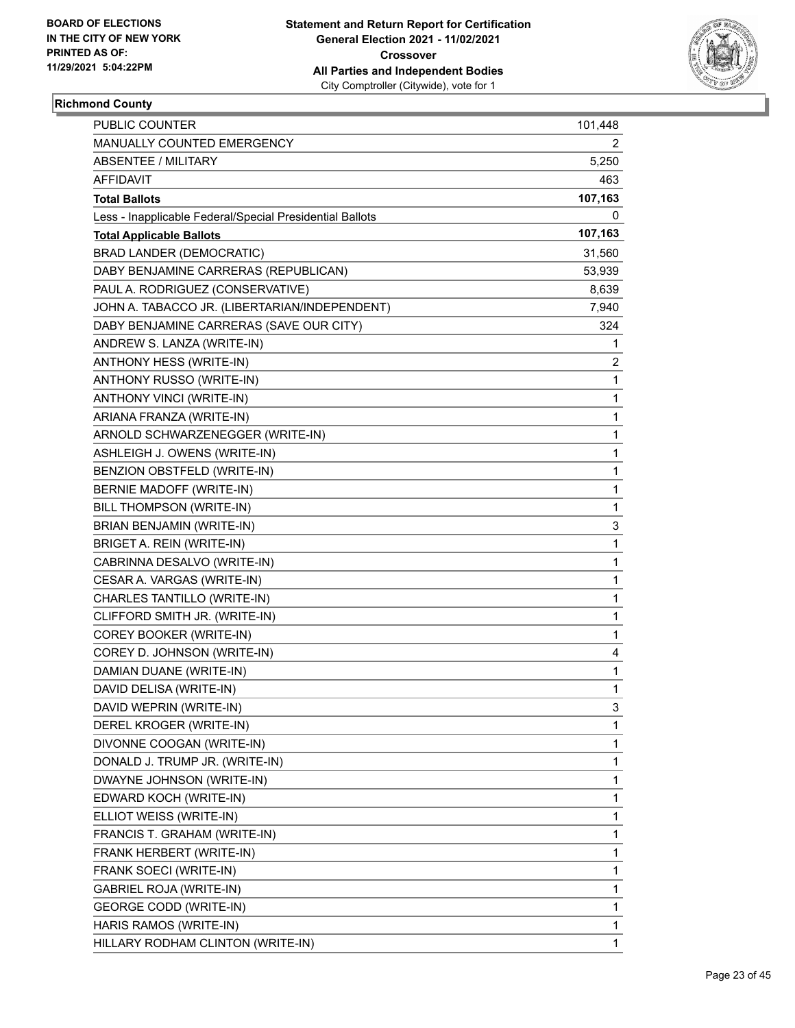BOARD OF ELECTIONS IN THE CITY OF NEW YORK PRINTED AS OF: 11/29/2021 5:04:22PM

**Statement and Return Report for Certification General Election 2021 - 11/02/2021 Crossover All Parties and Independent Bodies**
City Comptroller (Citywide), vote for 1

## Richmond County

| | |
|---|---|
| PUBLIC COUNTER | 101,448 |
| MANUALLY COUNTED EMERGENCY | 2 |
| ABSENTEE / MILITARY | 5,250 |
| AFFIDAVIT | 463 |
| **Total Ballots** | **107,163** |
| Less - Inapplicable Federal/Special Presidential Ballots | 0 |
| **Total Applicable Ballots** | **107,163** |
| BRAD LANDER (DEMOCRATIC) | 31,560 |
| DABY BENJAMINE CARRERAS (REPUBLICAN) | 53,939 |
| PAUL A. RODRIGUEZ (CONSERVATIVE) | 8,639 |
| JOHN A. TABACCO JR. (LIBERTARIAN/INDEPENDENT) | 7,940 |
| DABY BENJAMINE CARRERAS (SAVE OUR CITY) | 324 |
| ANDREW S. LANZA (WRITE-IN) | 1 |
| ANTHONY HESS (WRITE-IN) | 2 |
| ANTHONY RUSSO (WRITE-IN) | 1 |
| ANTHONY VINCI (WRITE-IN) | 1 |
| ARIANA FRANZA (WRITE-IN) | 1 |
| ARNOLD SCHWARZENEGGER (WRITE-IN) | 1 |
| ASHLEIGH J. OWENS (WRITE-IN) | 1 |
| BENZION OBSTFELD (WRITE-IN) | 1 |
| BERNIE MADOFF (WRITE-IN) | 1 |
| BILL THOMPSON (WRITE-IN) | 1 |
| BRIAN BENJAMIN (WRITE-IN) | 3 |
| BRIGET A. REIN (WRITE-IN) | 1 |
| CABRINNA DESALVO (WRITE-IN) | 1 |
| CESAR A. VARGAS (WRITE-IN) | 1 |
| CHARLES TANTILLO (WRITE-IN) | 1 |
| CLIFFORD SMITH JR. (WRITE-IN) | 1 |
| COREY BOOKER (WRITE-IN) | 1 |
| COREY D. JOHNSON (WRITE-IN) | 4 |
| DAMIAN DUANE (WRITE-IN) | 1 |
| DAVID DELISA (WRITE-IN) | 1 |
| DAVID WEPRIN (WRITE-IN) | 3 |
| DEREL KROGER (WRITE-IN) | 1 |
| DIVONNE COOGAN (WRITE-IN) | 1 |
| DONALD J. TRUMP JR. (WRITE-IN) | 1 |
| DWAYNE JOHNSON (WRITE-IN) | 1 |
| EDWARD KOCH (WRITE-IN) | 1 |
| ELLIOT WEISS (WRITE-IN) | 1 |
| FRANCIS T. GRAHAM (WRITE-IN) | 1 |
| FRANK HERBERT (WRITE-IN) | 1 |
| FRANK SOECI (WRITE-IN) | 1 |
| GABRIEL ROJA (WRITE-IN) | 1 |
| GEORGE CODD (WRITE-IN) | 1 |
| HARIS RAMOS (WRITE-IN) | 1 |
| HILLARY RODHAM CLINTON (WRITE-IN) | 1 |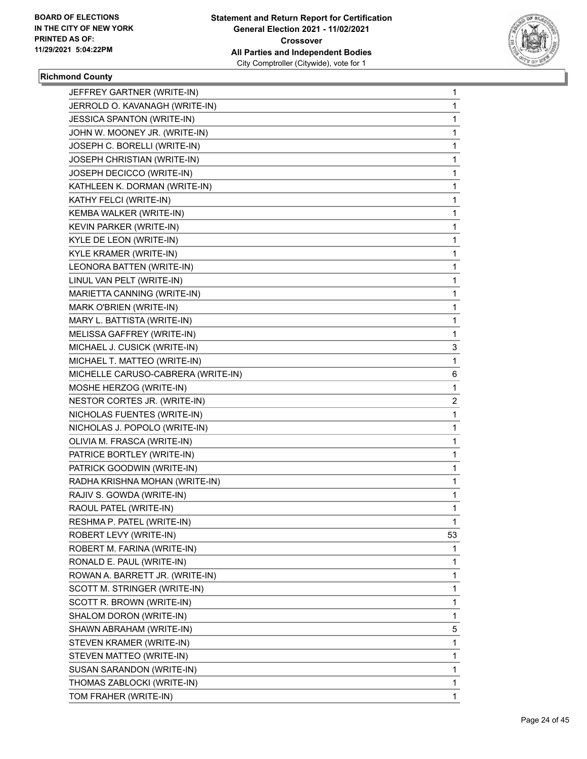**Statement and Return Report for Certification**
**General Election 2021 - 11/02/2021**
**Crossover**
**All Parties and Independent Bodies**
City Comptroller (Citywide), vote for 1

BOARD OF ELECTIONS IN THE CITY OF NEW YORK PRINTED AS OF: 11/29/2021 5:04:22PM

## Richmond County

| | |
|---|---|
| JEFFREY GARTNER (WRITE-IN) | 1 |
| JERROLD O. KAVANAGH (WRITE-IN) | 1 |
| JESSICA SPANTON (WRITE-IN) | 1 |
| JOHN W. MOONEY JR. (WRITE-IN) | 1 |
| JOSEPH C. BORELLI (WRITE-IN) | 1 |
| JOSEPH CHRISTIAN (WRITE-IN) | 1 |
| JOSEPH DECICCO (WRITE-IN) | 1 |
| KATHLEEN K. DORMAN (WRITE-IN) | 1 |
| KATHY FELCI (WRITE-IN) | 1 |
| KEMBA WALKER (WRITE-IN) | 1 |
| KEVIN PARKER (WRITE-IN) | 1 |
| KYLE DE LEON (WRITE-IN) | 1 |
| KYLE KRAMER (WRITE-IN) | 1 |
| LEONORA BATTEN (WRITE-IN) | 1 |
| LINUL VAN PELT (WRITE-IN) | 1 |
| MARIETTA CANNING (WRITE-IN) | 1 |
| MARK O'BRIEN (WRITE-IN) | 1 |
| MARY L. BATTISTA (WRITE-IN) | 1 |
| MELISSA GAFFREY (WRITE-IN) | 1 |
| MICHAEL J. CUSICK (WRITE-IN) | 3 |
| MICHAEL T. MATTEO (WRITE-IN) | 1 |
| MICHELLE CARUSO-CABRERA (WRITE-IN) | 6 |
| MOSHE HERZOG (WRITE-IN) | 1 |
| NESTOR CORTES JR. (WRITE-IN) | 2 |
| NICHOLAS FUENTES (WRITE-IN) | 1 |
| NICHOLAS J. POPOLO (WRITE-IN) | 1 |
| OLIVIA M. FRASCA (WRITE-IN) | 1 |
| PATRICE BORTLEY (WRITE-IN) | 1 |
| PATRICK GOODWIN (WRITE-IN) | 1 |
| RADHA KRISHNA MOHAN (WRITE-IN) | 1 |
| RAJIV S. GOWDA (WRITE-IN) | 1 |
| RAOUL PATEL (WRITE-IN) | 1 |
| RESHMA P. PATEL (WRITE-IN) | 1 |
| ROBERT LEVY (WRITE-IN) | 53 |
| ROBERT M. FARINA (WRITE-IN) | 1 |
| RONALD E. PAUL (WRITE-IN) | 1 |
| ROWAN A. BARRETT JR. (WRITE-IN) | 1 |
| SCOTT M. STRINGER (WRITE-IN) | 1 |
| SCOTT R. BROWN (WRITE-IN) | 1 |
| SHALOM DORON (WRITE-IN) | 1 |
| SHAWN ABRAHAM (WRITE-IN) | 5 |
| STEVEN KRAMER (WRITE-IN) | 1 |
| STEVEN MATTEO (WRITE-IN) | 1 |
| SUSAN SARANDON (WRITE-IN) | 1 |
| THOMAS ZABLOCKI (WRITE-IN) | 1 |
| TOM FRAHER (WRITE-IN) | 1 |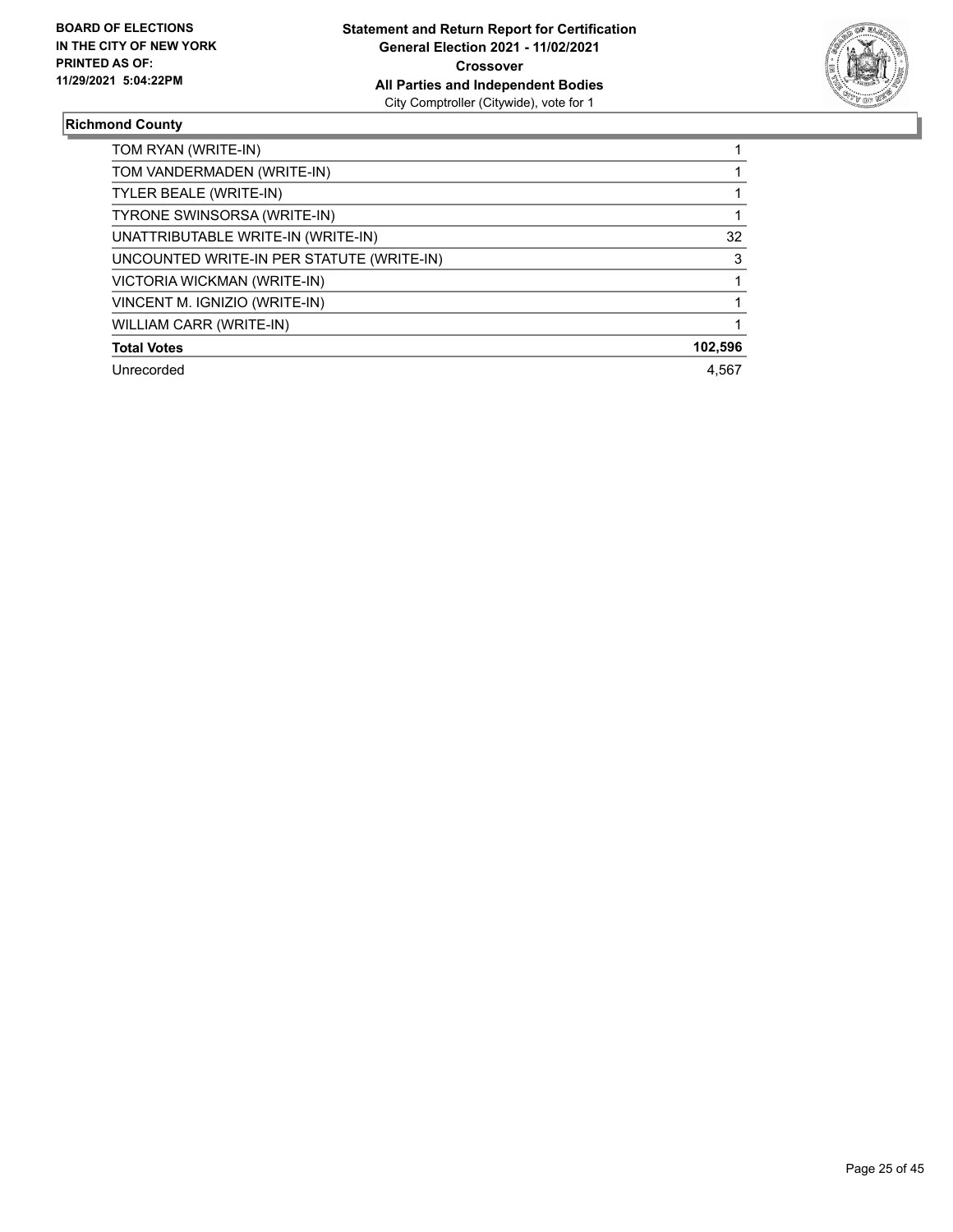**Board of Elections in the City of New York**
**Printed as of: 11/29/2021 5:04:22PM**

**Statement and Return Report for Certification**
**General Election 2021 - 11/02/2021**
**Crossover**
**All Parties and Independent Bodies**
City Comptroller (Citywide), vote for 1

### Richmond County

| | |
|---|---|
| TOM RYAN (WRITE-IN) | 1 |
| TOM VANDERMADEN (WRITE-IN) | 1 |
| TYLER BEALE (WRITE-IN) | 1 |
| TYRONE SWINSORSA (WRITE-IN) | 1 |
| UNATTRIBUTABLE WRITE-IN (WRITE-IN) | 32 |
| UNCOUNTED WRITE-IN PER STATUTE (WRITE-IN) | 3 |
| VICTORIA WICKMAN (WRITE-IN) | 1 |
| VINCENT M. IGNIZIO (WRITE-IN) | 1 |
| WILLIAM CARR (WRITE-IN) | 1 |
| **Total Votes** | **102,596** |
| Unrecorded | 4,567 |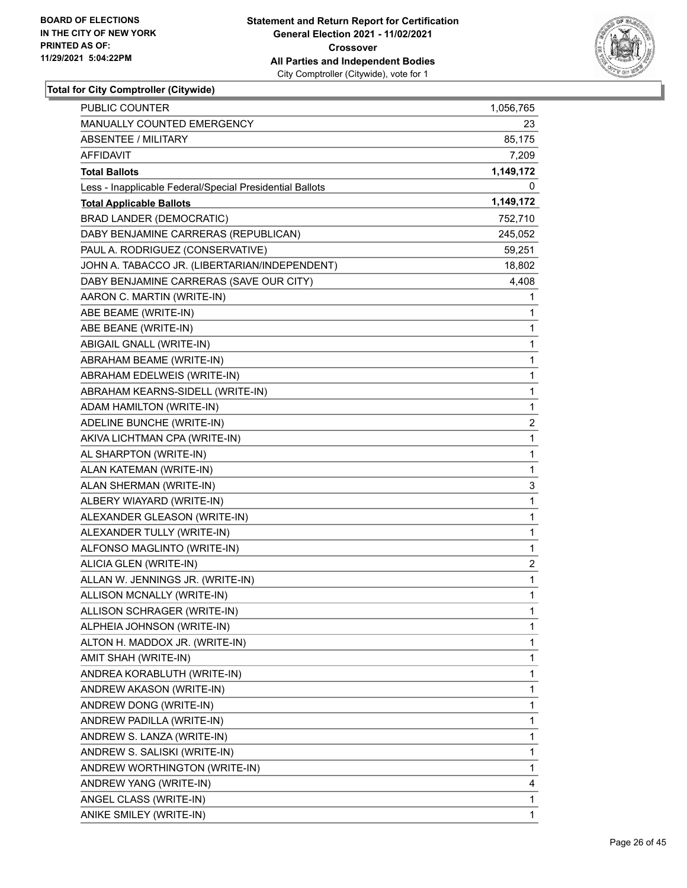**Total for City Comptroller (Citywide)**

| | |
|---|---|
| PUBLIC COUNTER | 1,056,765 |
| MANUALLY COUNTED EMERGENCY | 23 |
| ABSENTEE / MILITARY | 85,175 |
| AFFIDAVIT | 7,209 |
| **Total Ballots** | **1,149,172** |
| Less - Inapplicable Federal/Special Presidential Ballots | 0 |
| **Total Applicable Ballots** | **1,149,172** |
| BRAD LANDER (DEMOCRATIC) | 752,710 |
| DABY BENJAMINE CARRERAS (REPUBLICAN) | 245,052 |
| PAUL A. RODRIGUEZ (CONSERVATIVE) | 59,251 |
| JOHN A. TABACCO JR. (LIBERTARIAN/INDEPENDENT) | 18,802 |
| DABY BENJAMINE CARRERAS (SAVE OUR CITY) | 4,408 |
| AARON C. MARTIN (WRITE-IN) | 1 |
| ABE BEAME (WRITE-IN) | 1 |
| ABE BEANE (WRITE-IN) | 1 |
| ABIGAIL GNALL (WRITE-IN) | 1 |
| ABRAHAM BEAME (WRITE-IN) | 1 |
| ABRAHAM EDELWEIS (WRITE-IN) | 1 |
| ABRAHAM KEARNS-SIDELL (WRITE-IN) | 1 |
| ADAM HAMILTON (WRITE-IN) | 1 |
| ADELINE BUNCHE (WRITE-IN) | 2 |
| AKIVA LICHTMAN CPA (WRITE-IN) | 1 |
| AL SHARPTON (WRITE-IN) | 1 |
| ALAN KATEMAN (WRITE-IN) | 1 |
| ALAN SHERMAN (WRITE-IN) | 3 |
| ALBERY WIAYARD (WRITE-IN) | 1 |
| ALEXANDER GLEASON (WRITE-IN) | 1 |
| ALEXANDER TULLY (WRITE-IN) | 1 |
| ALFONSO MAGLINTO (WRITE-IN) | 1 |
| ALICIA GLEN (WRITE-IN) | 2 |
| ALLAN W. JENNINGS JR. (WRITE-IN) | 1 |
| ALLISON MCNALLY (WRITE-IN) | 1 |
| ALLISON SCHRAGER (WRITE-IN) | 1 |
| ALPHEIA JOHNSON (WRITE-IN) | 1 |
| ALTON H. MADDOX JR. (WRITE-IN) | 1 |
| AMIT SHAH (WRITE-IN) | 1 |
| ANDREA KORABLUTH (WRITE-IN) | 1 |
| ANDREW AKASON (WRITE-IN) | 1 |
| ANDREW DONG (WRITE-IN) | 1 |
| ANDREW PADILLA (WRITE-IN) | 1 |
| ANDREW S. LANZA (WRITE-IN) | 1 |
| ANDREW S. SALISKI (WRITE-IN) | 1 |
| ANDREW WORTHINGTON (WRITE-IN) | 1 |
| ANDREW YANG (WRITE-IN) | 4 |
| ANGEL CLASS (WRITE-IN) | 1 |
| ANIKE SMILEY (WRITE-IN) | 1 |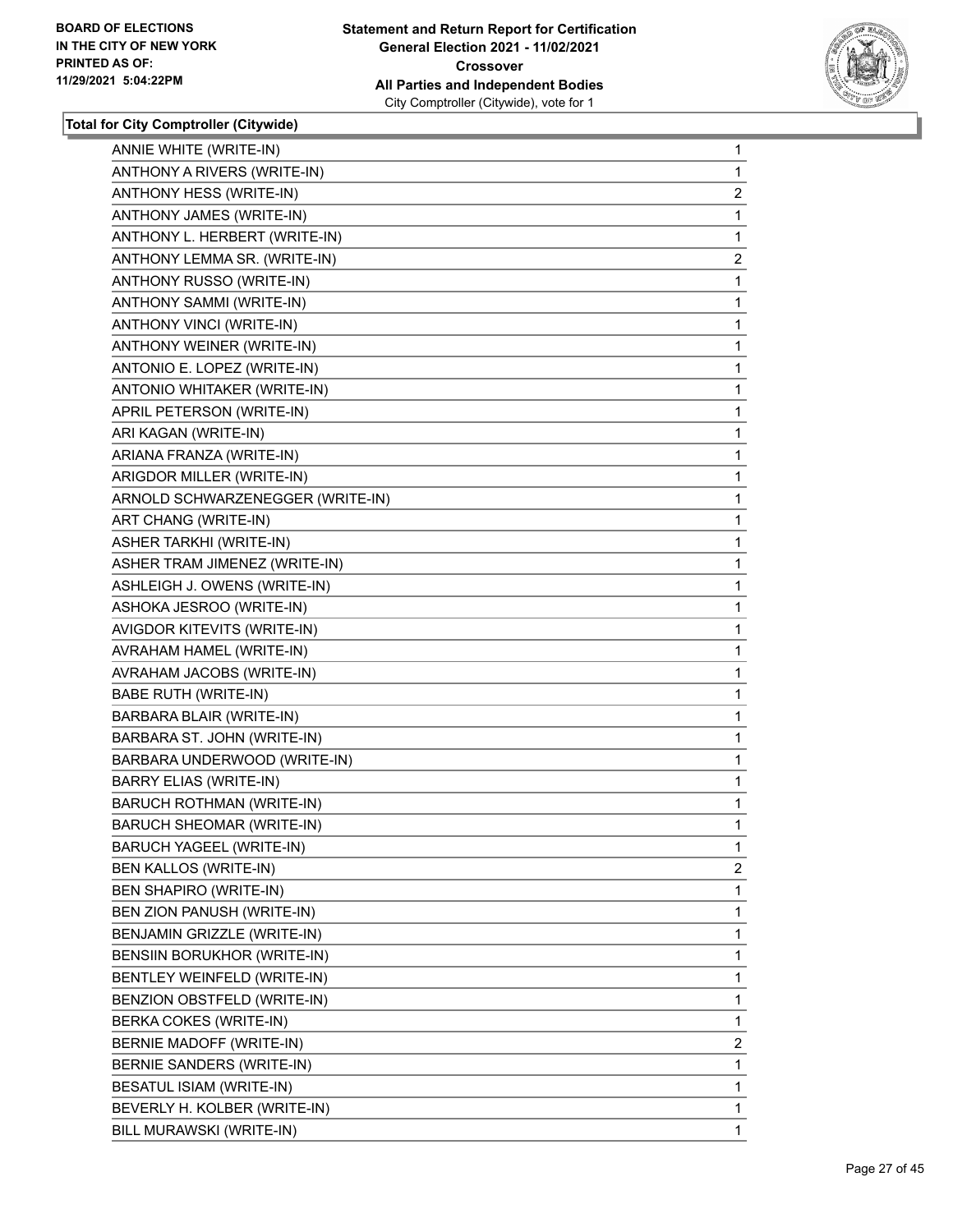**Statement and Return Report for Certification**
**General Election 2021 - 11/02/2021**
**Crossover**
**All Parties and Independent Bodies**
City Comptroller (Citywide), vote for 1

BOARD OF ELECTIONS
IN THE CITY OF NEW YORK
PRINTED AS OF:
11/29/2021 5:04:22PM

### Total for City Comptroller (Citywide)

| | |
|---|---|
| ANNIE WHITE (WRITE-IN) | 1 |
| ANTHONY A RIVERS (WRITE-IN) | 1 |
| ANTHONY HESS (WRITE-IN) | 2 |
| ANTHONY JAMES (WRITE-IN) | 1 |
| ANTHONY L. HERBERT (WRITE-IN) | 1 |
| ANTHONY LEMMA SR. (WRITE-IN) | 2 |
| ANTHONY RUSSO (WRITE-IN) | 1 |
| ANTHONY SAMMI (WRITE-IN) | 1 |
| ANTHONY VINCI (WRITE-IN) | 1 |
| ANTHONY WEINER (WRITE-IN) | 1 |
| ANTONIO E. LOPEZ (WRITE-IN) | 1 |
| ANTONIO WHITAKER (WRITE-IN) | 1 |
| APRIL PETERSON (WRITE-IN) | 1 |
| ARI KAGAN (WRITE-IN) | 1 |
| ARIANA FRANZA (WRITE-IN) | 1 |
| ARIGDOR MILLER (WRITE-IN) | 1 |
| ARNOLD SCHWARZENEGGER (WRITE-IN) | 1 |
| ART CHANG (WRITE-IN) | 1 |
| ASHER TARKHI (WRITE-IN) | 1 |
| ASHER TRAM JIMENEZ (WRITE-IN) | 1 |
| ASHLEIGH J. OWENS (WRITE-IN) | 1 |
| ASHOKA JESROO (WRITE-IN) | 1 |
| AVIGDOR KITEVITS (WRITE-IN) | 1 |
| AVRAHAM HAMEL (WRITE-IN) | 1 |
| AVRAHAM JACOBS (WRITE-IN) | 1 |
| BABE RUTH (WRITE-IN) | 1 |
| BARBARA BLAIR (WRITE-IN) | 1 |
| BARBARA ST. JOHN (WRITE-IN) | 1 |
| BARBARA UNDERWOOD (WRITE-IN) | 1 |
| BARRY ELIAS (WRITE-IN) | 1 |
| BARUCH ROTHMAN (WRITE-IN) | 1 |
| BARUCH SHEOMAR (WRITE-IN) | 1 |
| BARUCH YAGEEL (WRITE-IN) | 1 |
| BEN KALLOS (WRITE-IN) | 2 |
| BEN SHAPIRO (WRITE-IN) | 1 |
| BEN ZION PANUSH (WRITE-IN) | 1 |
| BENJAMIN GRIZZLE (WRITE-IN) | 1 |
| BENSIIN BORUKHOR (WRITE-IN) | 1 |
| BENTLEY WEINFELD (WRITE-IN) | 1 |
| BENZION OBSTFELD (WRITE-IN) | 1 |
| BERKA COKES (WRITE-IN) | 1 |
| BERNIE MADOFF (WRITE-IN) | 2 |
| BERNIE SANDERS (WRITE-IN) | 1 |
| BESATUL ISIAM (WRITE-IN) | 1 |
| BEVERLY H. KOLBER (WRITE-IN) | 1 |
| BILL MURAWSKI (WRITE-IN) | 1 |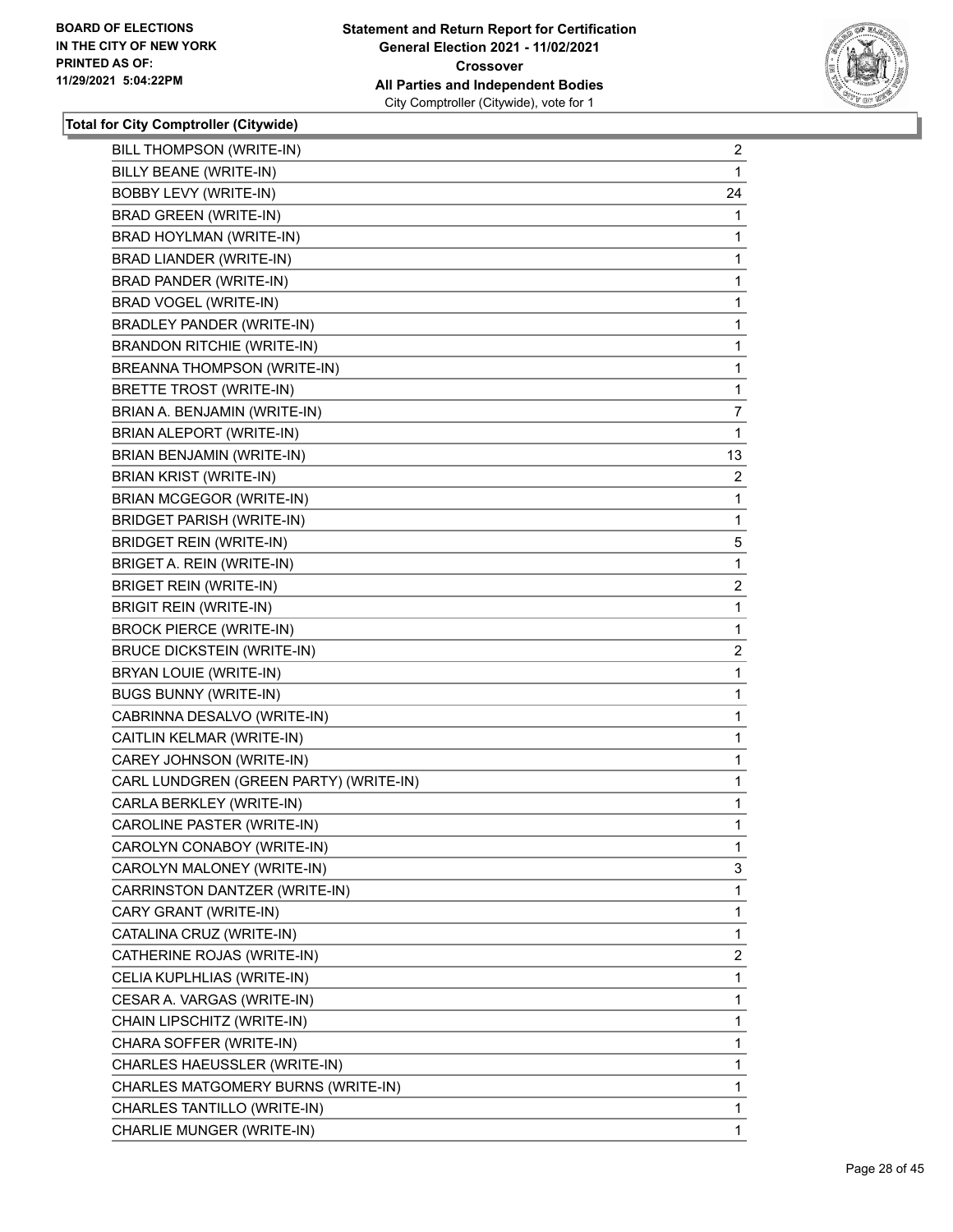BOARD OF ELECTIONS
IN THE CITY OF NEW YORK
PRINTED AS OF:
11/29/2021 5:04:22PM

**Statement and Return Report for Certification**
**General Election 2021 - 11/02/2021**
**Crossover**
**All Parties and Independent Bodies**
City Comptroller (Citywide), vote for 1

### Total for City Comptroller (Citywide)

| Candidate | Votes |
|---|---|
| BILL THOMPSON (WRITE-IN) | 2 |
| BILLY BEANE (WRITE-IN) | 1 |
| BOBBY LEVY (WRITE-IN) | 24 |
| BRAD GREEN (WRITE-IN) | 1 |
| BRAD HOYLMAN (WRITE-IN) | 1 |
| BRAD LIANDER (WRITE-IN) | 1 |
| BRAD PANDER (WRITE-IN) | 1 |
| BRAD VOGEL (WRITE-IN) | 1 |
| BRADLEY PANDER (WRITE-IN) | 1 |
| BRANDON RITCHIE (WRITE-IN) | 1 |
| BREANNA THOMPSON (WRITE-IN) | 1 |
| BRETTE TROST (WRITE-IN) | 1 |
| BRIAN A. BENJAMIN (WRITE-IN) | 7 |
| BRIAN ALEPORT (WRITE-IN) | 1 |
| BRIAN BENJAMIN (WRITE-IN) | 13 |
| BRIAN KRIST (WRITE-IN) | 2 |
| BRIAN MCGEGOR (WRITE-IN) | 1 |
| BRIDGET PARISH (WRITE-IN) | 1 |
| BRIDGET REIN (WRITE-IN) | 5 |
| BRIGET A. REIN (WRITE-IN) | 1 |
| BRIGET REIN (WRITE-IN) | 2 |
| BRIGIT REIN (WRITE-IN) | 1 |
| BROCK PIERCE (WRITE-IN) | 1 |
| BRUCE DICKSTEIN (WRITE-IN) | 2 |
| BRYAN LOUIE (WRITE-IN) | 1 |
| BUGS BUNNY (WRITE-IN) | 1 |
| CABRINNA DESALVO (WRITE-IN) | 1 |
| CAITLIN KELMAR (WRITE-IN) | 1 |
| CAREY JOHNSON (WRITE-IN) | 1 |
| CARL LUNDGREN (GREEN PARTY) (WRITE-IN) | 1 |
| CARLA BERKLEY (WRITE-IN) | 1 |
| CAROLINE PASTER (WRITE-IN) | 1 |
| CAROLYN CONABOY (WRITE-IN) | 1 |
| CAROLYN MALONEY (WRITE-IN) | 3 |
| CARRINSTON DANTZER (WRITE-IN) | 1 |
| CARY GRANT (WRITE-IN) | 1 |
| CATALINA CRUZ (WRITE-IN) | 1 |
| CATHERINE ROJAS (WRITE-IN) | 2 |
| CELIA KUPLHLIAS (WRITE-IN) | 1 |
| CESAR A. VARGAS (WRITE-IN) | 1 |
| CHAIN LIPSCHITZ (WRITE-IN) | 1 |
| CHARA SOFFER (WRITE-IN) | 1 |
| CHARLES HAEUSSLER (WRITE-IN) | 1 |
| CHARLES MATGOMERY BURNS (WRITE-IN) | 1 |
| CHARLES TANTILLO (WRITE-IN) | 1 |
| CHARLIE MUNGER (WRITE-IN) | 1 |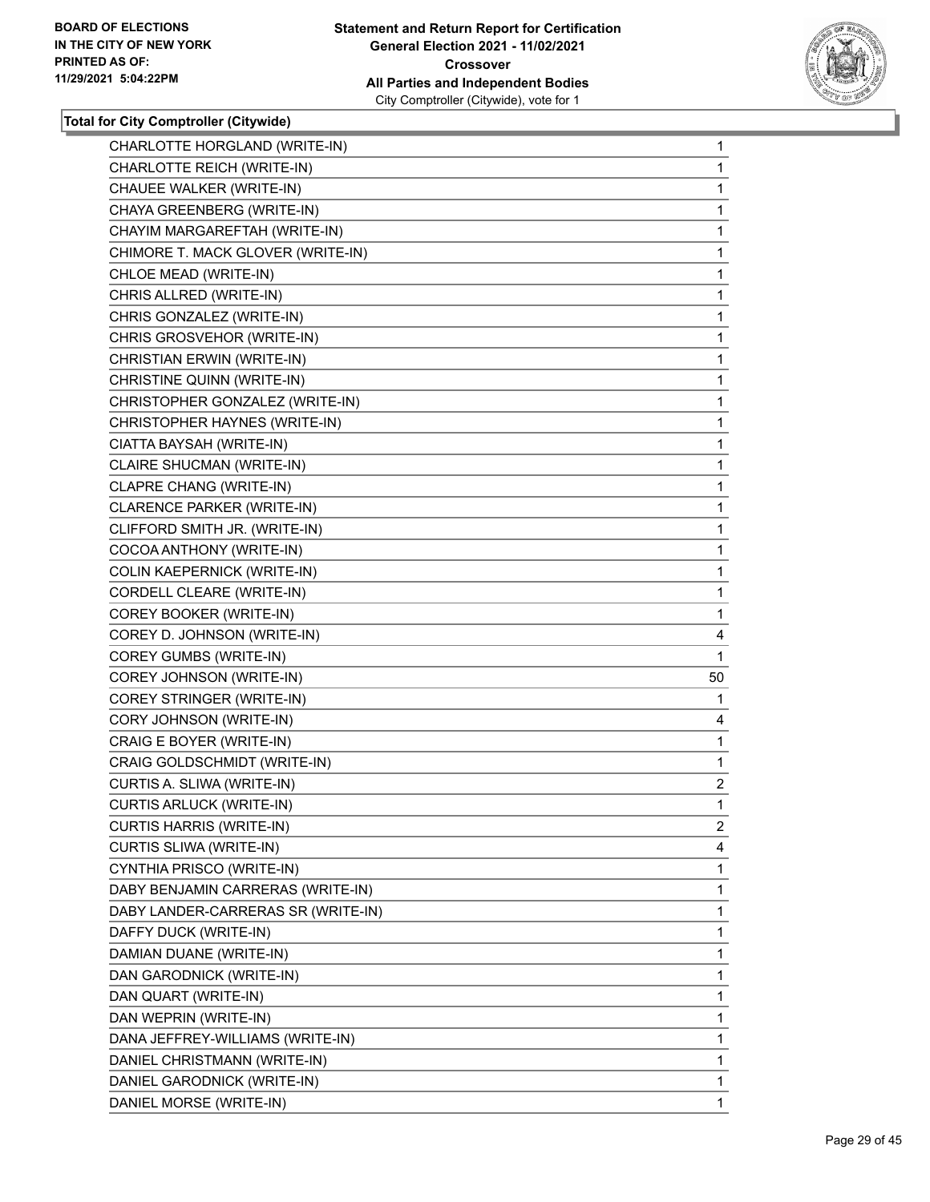**Statement and Return Report for Certification**
**General Election 2021 - 11/02/2021**
**Crossover**
**All Parties and Independent Bodies**
City Comptroller (Citywide), vote for 1

BOARD OF ELECTIONS
IN THE CITY OF NEW YORK
PRINTED AS OF:
11/29/2021 5:04:22PM

**Total for City Comptroller (Citywide)**

| | |
|---|---|
| CHARLOTTE HORGLAND (WRITE-IN) | 1 |
| CHARLOTTE REICH (WRITE-IN) | 1 |
| CHAUEE WALKER (WRITE-IN) | 1 |
| CHAYA GREENBERG (WRITE-IN) | 1 |
| CHAYIM MARGAREFTAH (WRITE-IN) | 1 |
| CHIMORE T. MACK GLOVER (WRITE-IN) | 1 |
| CHLOE MEAD (WRITE-IN) | 1 |
| CHRIS ALLRED (WRITE-IN) | 1 |
| CHRIS GONZALEZ (WRITE-IN) | 1 |
| CHRIS GROSVEHOR (WRITE-IN) | 1 |
| CHRISTIAN ERWIN (WRITE-IN) | 1 |
| CHRISTINE QUINN (WRITE-IN) | 1 |
| CHRISTOPHER GONZALEZ (WRITE-IN) | 1 |
| CHRISTOPHER HAYNES (WRITE-IN) | 1 |
| CIATTA BAYSAH (WRITE-IN) | 1 |
| CLAIRE SHUCMAN (WRITE-IN) | 1 |
| CLAPRE CHANG (WRITE-IN) | 1 |
| CLARENCE PARKER (WRITE-IN) | 1 |
| CLIFFORD SMITH JR. (WRITE-IN) | 1 |
| COCOA ANTHONY (WRITE-IN) | 1 |
| COLIN KAEPERNICK (WRITE-IN) | 1 |
| CORDELL CLEARE (WRITE-IN) | 1 |
| COREY BOOKER (WRITE-IN) | 1 |
| COREY D. JOHNSON (WRITE-IN) | 4 |
| COREY GUMBS (WRITE-IN) | 1 |
| COREY JOHNSON (WRITE-IN) | 50 |
| COREY STRINGER (WRITE-IN) | 1 |
| CORY JOHNSON (WRITE-IN) | 4 |
| CRAIG E BOYER (WRITE-IN) | 1 |
| CRAIG GOLDSCHMIDT (WRITE-IN) | 1 |
| CURTIS A. SLIWA (WRITE-IN) | 2 |
| CURTIS ARLUCK (WRITE-IN) | 1 |
| CURTIS HARRIS (WRITE-IN) | 2 |
| CURTIS SLIWA (WRITE-IN) | 4 |
| CYNTHIA PRISCO (WRITE-IN) | 1 |
| DABY BENJAMIN CARRERAS (WRITE-IN) | 1 |
| DABY LANDER-CARRERAS SR (WRITE-IN) | 1 |
| DAFFY DUCK (WRITE-IN) | 1 |
| DAMIAN DUANE (WRITE-IN) | 1 |
| DAN GARODNICK (WRITE-IN) | 1 |
| DAN QUART (WRITE-IN) | 1 |
| DAN WEPRIN (WRITE-IN) | 1 |
| DANA JEFFREY-WILLIAMS (WRITE-IN) | 1 |
| DANIEL CHRISTMANN (WRITE-IN) | 1 |
| DANIEL GARODNICK (WRITE-IN) | 1 |
| DANIEL MORSE (WRITE-IN) | 1 |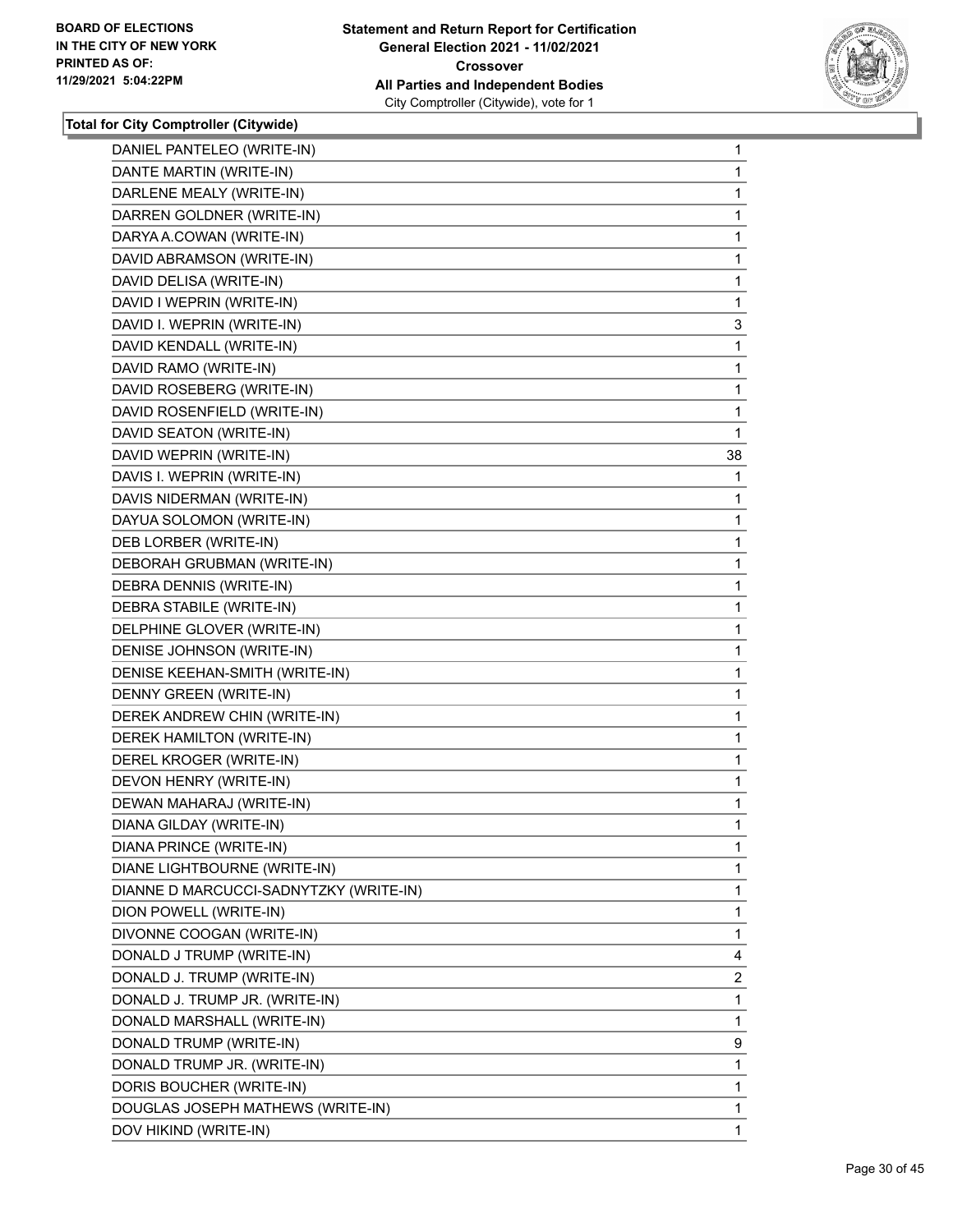**Total for City Comptroller (Citywide)**

| | |
|---|---|
| DANIEL PANTELEO (WRITE-IN) | 1 |
| DANTE MARTIN (WRITE-IN) | 1 |
| DARLENE MEALY (WRITE-IN) | 1 |
| DARREN GOLDNER (WRITE-IN) | 1 |
| DARYA A.COWAN (WRITE-IN) | 1 |
| DAVID ABRAMSON (WRITE-IN) | 1 |
| DAVID DELISA (WRITE-IN) | 1 |
| DAVID I WEPRIN (WRITE-IN) | 1 |
| DAVID I. WEPRIN (WRITE-IN) | 3 |
| DAVID KENDALL (WRITE-IN) | 1 |
| DAVID RAMO (WRITE-IN) | 1 |
| DAVID ROSEBERG (WRITE-IN) | 1 |
| DAVID ROSENFIELD (WRITE-IN) | 1 |
| DAVID SEATON (WRITE-IN) | 1 |
| DAVID WEPRIN (WRITE-IN) | 38 |
| DAVIS I. WEPRIN (WRITE-IN) | 1 |
| DAVIS NIDERMAN (WRITE-IN) | 1 |
| DAYUA SOLOMON (WRITE-IN) | 1 |
| DEB LORBER (WRITE-IN) | 1 |
| DEBORAH GRUBMAN (WRITE-IN) | 1 |
| DEBRA DENNIS (WRITE-IN) | 1 |
| DEBRA STABILE (WRITE-IN) | 1 |
| DELPHINE GLOVER (WRITE-IN) | 1 |
| DENISE JOHNSON (WRITE-IN) | 1 |
| DENISE KEEHAN-SMITH (WRITE-IN) | 1 |
| DENNY GREEN (WRITE-IN) | 1 |
| DEREK ANDREW CHIN (WRITE-IN) | 1 |
| DEREK HAMILTON (WRITE-IN) | 1 |
| DEREL KROGER (WRITE-IN) | 1 |
| DEVON HENRY (WRITE-IN) | 1 |
| DEWAN MAHARAJ (WRITE-IN) | 1 |
| DIANA GILDAY (WRITE-IN) | 1 |
| DIANA PRINCE (WRITE-IN) | 1 |
| DIANE LIGHTBOURNE (WRITE-IN) | 1 |
| DIANNE D MARCUCCI-SADNYTZKY (WRITE-IN) | 1 |
| DION POWELL (WRITE-IN) | 1 |
| DIVONNE COOGAN (WRITE-IN) | 1 |
| DONALD J TRUMP (WRITE-IN) | 4 |
| DONALD J. TRUMP (WRITE-IN) | 2 |
| DONALD J. TRUMP JR. (WRITE-IN) | 1 |
| DONALD MARSHALL (WRITE-IN) | 1 |
| DONALD TRUMP (WRITE-IN) | 9 |
| DONALD TRUMP JR. (WRITE-IN) | 1 |
| DORIS BOUCHER (WRITE-IN) | 1 |
| DOUGLAS JOSEPH MATHEWS (WRITE-IN) | 1 |
| DOV HIKIND (WRITE-IN) | 1 |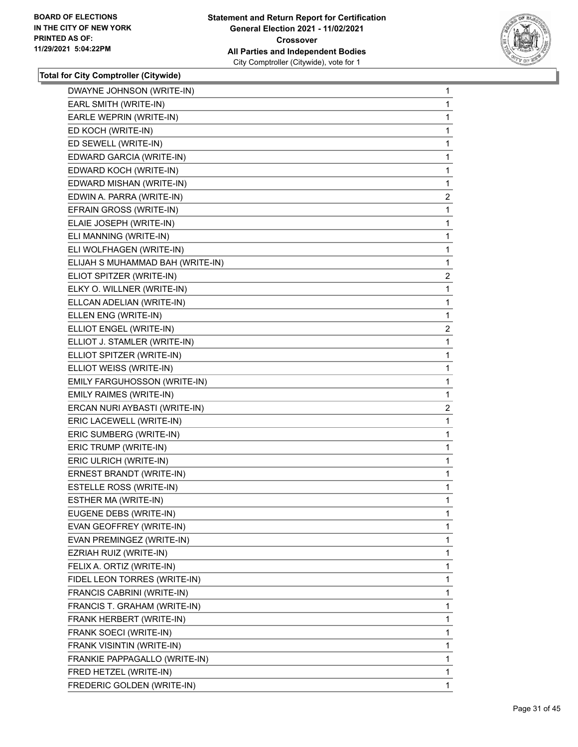**Total for City Comptroller (Citywide)**

| Candidate | Votes |
|---|---|
| DWAYNE JOHNSON (WRITE-IN) | 1 |
| EARL SMITH (WRITE-IN) | 1 |
| EARLE WEPRIN (WRITE-IN) | 1 |
| ED KOCH (WRITE-IN) | 1 |
| ED SEWELL (WRITE-IN) | 1 |
| EDWARD GARCIA (WRITE-IN) | 1 |
| EDWARD KOCH (WRITE-IN) | 1 |
| EDWARD MISHAN (WRITE-IN) | 1 |
| EDWIN A. PARRA (WRITE-IN) | 2 |
| EFRAIN GROSS (WRITE-IN) | 1 |
| ELAIE JOSEPH (WRITE-IN) | 1 |
| ELI MANNING (WRITE-IN) | 1 |
| ELI WOLFHAGEN (WRITE-IN) | 1 |
| ELIJAH S MUHAMMAD BAH (WRITE-IN) | 1 |
| ELIOT SPITZER (WRITE-IN) | 2 |
| ELKY O. WILLNER (WRITE-IN) | 1 |
| ELLCAN ADELIAN (WRITE-IN) | 1 |
| ELLEN ENG (WRITE-IN) | 1 |
| ELLIOT ENGEL (WRITE-IN) | 2 |
| ELLIOT J. STAMLER (WRITE-IN) | 1 |
| ELLIOT SPITZER (WRITE-IN) | 1 |
| ELLIOT WEISS (WRITE-IN) | 1 |
| EMILY FARGUHOSSON (WRITE-IN) | 1 |
| EMILY RAIMES (WRITE-IN) | 1 |
| ERCAN NURI AYBASTI (WRITE-IN) | 2 |
| ERIC LACEWELL (WRITE-IN) | 1 |
| ERIC SUMBERG (WRITE-IN) | 1 |
| ERIC TRUMP (WRITE-IN) | 1 |
| ERIC ULRICH (WRITE-IN) | 1 |
| ERNEST BRANDT (WRITE-IN) | 1 |
| ESTELLE ROSS (WRITE-IN) | 1 |
| ESTHER MA (WRITE-IN) | 1 |
| EUGENE DEBS (WRITE-IN) | 1 |
| EVAN GEOFFREY (WRITE-IN) | 1 |
| EVAN PREMINGEZ (WRITE-IN) | 1 |
| EZRIAH RUIZ (WRITE-IN) | 1 |
| FELIX A. ORTIZ (WRITE-IN) | 1 |
| FIDEL LEON TORRES (WRITE-IN) | 1 |
| FRANCIS CABRINI (WRITE-IN) | 1 |
| FRANCIS T. GRAHAM (WRITE-IN) | 1 |
| FRANK HERBERT (WRITE-IN) | 1 |
| FRANK SOECI (WRITE-IN) | 1 |
| FRANK VISINTIN (WRITE-IN) | 1 |
| FRANKIE PAPPAGALLO (WRITE-IN) | 1 |
| FRED HETZEL (WRITE-IN) | 1 |
| FREDERIC GOLDEN (WRITE-IN) | 1 |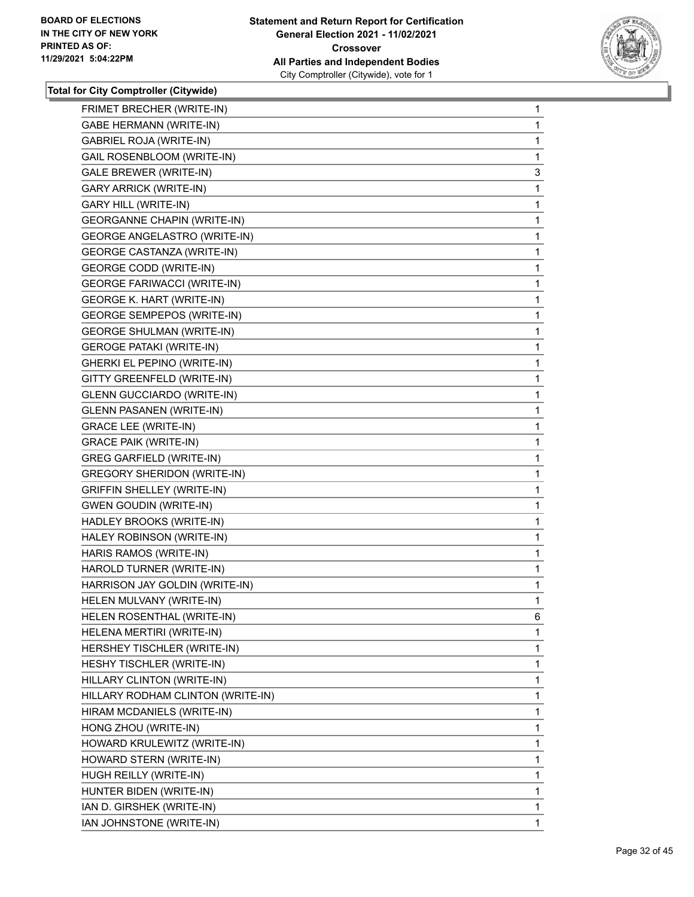**Total for City Comptroller (Citywide)**

| | |
|---|---|
| FRIMET BRECHER (WRITE-IN) | 1 |
| GABE HERMANN (WRITE-IN) | 1 |
| GABRIEL ROJA (WRITE-IN) | 1 |
| GAIL ROSENBLOOM (WRITE-IN) | 1 |
| GALE BREWER (WRITE-IN) | 3 |
| GARY ARRICK (WRITE-IN) | 1 |
| GARY HILL (WRITE-IN) | 1 |
| GEORGANNE CHAPIN (WRITE-IN) | 1 |
| GEORGE ANGELASTRO (WRITE-IN) | 1 |
| GEORGE CASTANZA (WRITE-IN) | 1 |
| GEORGE CODD (WRITE-IN) | 1 |
| GEORGE FARIWACCI (WRITE-IN) | 1 |
| GEORGE K. HART (WRITE-IN) | 1 |
| GEORGE SEMPEPOS (WRITE-IN) | 1 |
| GEORGE SHULMAN (WRITE-IN) | 1 |
| GEROGE PATAKI (WRITE-IN) | 1 |
| GHERKI EL PEPINO (WRITE-IN) | 1 |
| GITTY GREENFELD (WRITE-IN) | 1 |
| GLENN GUCCIARDO (WRITE-IN) | 1 |
| GLENN PASANEN (WRITE-IN) | 1 |
| GRACE LEE (WRITE-IN) | 1 |
| GRACE PAIK (WRITE-IN) | 1 |
| GREG GARFIELD (WRITE-IN) | 1 |
| GREGORY SHERIDON (WRITE-IN) | 1 |
| GRIFFIN SHELLEY (WRITE-IN) | 1 |
| GWEN GOUDIN (WRITE-IN) | 1 |
| HADLEY BROOKS (WRITE-IN) | 1 |
| HALEY ROBINSON (WRITE-IN) | 1 |
| HARIS RAMOS (WRITE-IN) | 1 |
| HAROLD TURNER (WRITE-IN) | 1 |
| HARRISON JAY GOLDIN (WRITE-IN) | 1 |
| HELEN MULVANY (WRITE-IN) | 1 |
| HELEN ROSENTHAL (WRITE-IN) | 6 |
| HELENA MERTIRI (WRITE-IN) | 1 |
| HERSHEY TISCHLER (WRITE-IN) | 1 |
| HESHY TISCHLER (WRITE-IN) | 1 |
| HILLARY CLINTON (WRITE-IN) | 1 |
| HILLARY RODHAM CLINTON (WRITE-IN) | 1 |
| HIRAM MCDANIELS (WRITE-IN) | 1 |
| HONG ZHOU (WRITE-IN) | 1 |
| HOWARD KRULEWITZ (WRITE-IN) | 1 |
| HOWARD STERN (WRITE-IN) | 1 |
| HUGH REILLY (WRITE-IN) | 1 |
| HUNTER BIDEN (WRITE-IN) | 1 |
| IAN D. GIRSHEK (WRITE-IN) | 1 |
| IAN JOHNSTONE (WRITE-IN) | 1 |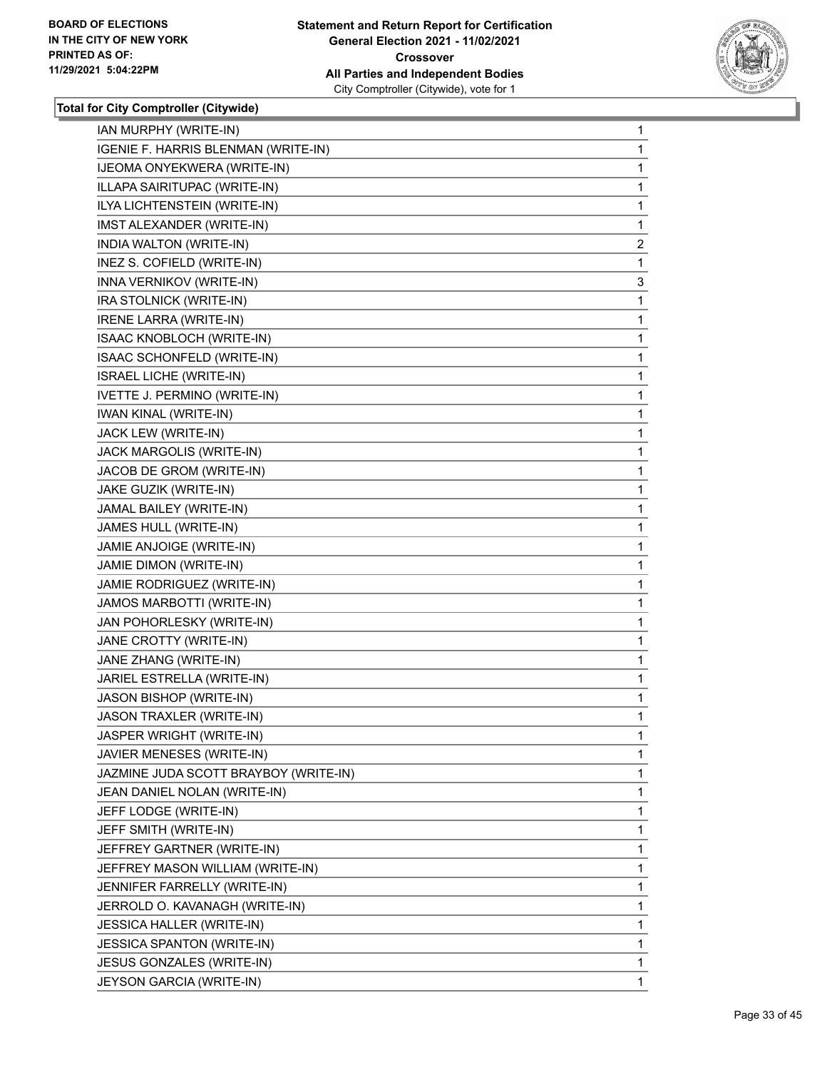**Total for City Comptroller (Citywide)**

| | |
|---|---|
| IAN MURPHY (WRITE-IN) | 1 |
| IGENIE F. HARRIS BLENMAN (WRITE-IN) | 1 |
| IJEOMA ONYEKWERA (WRITE-IN) | 1 |
| ILLAPA SAIRITUPAC (WRITE-IN) | 1 |
| ILYA LICHTENSTEIN (WRITE-IN) | 1 |
| IMST ALEXANDER (WRITE-IN) | 1 |
| INDIA WALTON (WRITE-IN) | 2 |
| INEZ S. COFIELD (WRITE-IN) | 1 |
| INNA VERNIKOV (WRITE-IN) | 3 |
| IRA STOLNICK (WRITE-IN) | 1 |
| IRENE LARRA (WRITE-IN) | 1 |
| ISAAC KNOBLOCH (WRITE-IN) | 1 |
| ISAAC SCHONFELD (WRITE-IN) | 1 |
| ISRAEL LICHE (WRITE-IN) | 1 |
| IVETTE J. PERMINO (WRITE-IN) | 1 |
| IWAN KINAL (WRITE-IN) | 1 |
| JACK LEW (WRITE-IN) | 1 |
| JACK MARGOLIS (WRITE-IN) | 1 |
| JACOB DE GROM (WRITE-IN) | 1 |
| JAKE GUZIK (WRITE-IN) | 1 |
| JAMAL BAILEY (WRITE-IN) | 1 |
| JAMES HULL (WRITE-IN) | 1 |
| JAMIE ANJOIGE (WRITE-IN) | 1 |
| JAMIE DIMON (WRITE-IN) | 1 |
| JAMIE RODRIGUEZ (WRITE-IN) | 1 |
| JAMOS MARBOTTI (WRITE-IN) | 1 |
| JAN POHORLESKY (WRITE-IN) | 1 |
| JANE CROTTY (WRITE-IN) | 1 |
| JANE ZHANG (WRITE-IN) | 1 |
| JARIEL ESTRELLA (WRITE-IN) | 1 |
| JASON BISHOP (WRITE-IN) | 1 |
| JASON TRAXLER (WRITE-IN) | 1 |
| JASPER WRIGHT (WRITE-IN) | 1 |
| JAVIER MENESES (WRITE-IN) | 1 |
| JAZMINE JUDA SCOTT BRAYBOY (WRITE-IN) | 1 |
| JEAN DANIEL NOLAN (WRITE-IN) | 1 |
| JEFF LODGE (WRITE-IN) | 1 |
| JEFF SMITH (WRITE-IN) | 1 |
| JEFFREY GARTNER (WRITE-IN) | 1 |
| JEFFREY MASON WILLIAM (WRITE-IN) | 1 |
| JENNIFER FARRELLY (WRITE-IN) | 1 |
| JERROLD O. KAVANAGH (WRITE-IN) | 1 |
| JESSICA HALLER (WRITE-IN) | 1 |
| JESSICA SPANTON (WRITE-IN) | 1 |
| JESUS GONZALES (WRITE-IN) | 1 |
| JEYSON GARCIA (WRITE-IN) | 1 |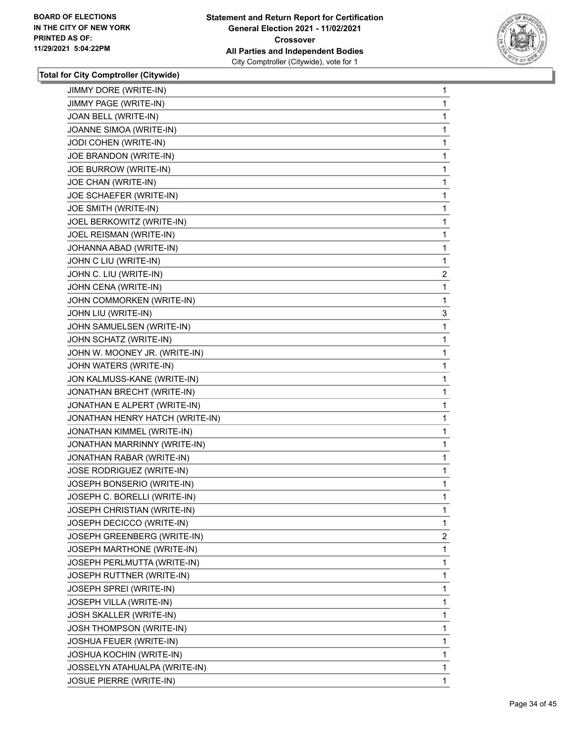**BOARD OF ELECTIONS IN THE CITY OF NEW YORK PRINTED AS OF: 11/29/2021 5:04:22PM**

**Statement and Return Report for Certification General Election 2021 - 11/02/2021 Crossover All Parties and Independent Bodies**
City Comptroller (Citywide), vote for 1

**Total for City Comptroller (Citywide)**

| | |
|---|---|
| JIMMY DORE (WRITE-IN) | 1 |
| JIMMY PAGE (WRITE-IN) | 1 |
| JOAN BELL (WRITE-IN) | 1 |
| JOANNE SIMOA (WRITE-IN) | 1 |
| JODI COHEN (WRITE-IN) | 1 |
| JOE BRANDON (WRITE-IN) | 1 |
| JOE BURROW (WRITE-IN) | 1 |
| JOE CHAN (WRITE-IN) | 1 |
| JOE SCHAEFER (WRITE-IN) | 1 |
| JOE SMITH (WRITE-IN) | 1 |
| JOEL BERKOWITZ (WRITE-IN) | 1 |
| JOEL REISMAN (WRITE-IN) | 1 |
| JOHANNA ABAD (WRITE-IN) | 1 |
| JOHN C LIU (WRITE-IN) | 1 |
| JOHN C. LIU (WRITE-IN) | 2 |
| JOHN CENA (WRITE-IN) | 1 |
| JOHN COMMORKEN (WRITE-IN) | 1 |
| JOHN LIU (WRITE-IN) | 3 |
| JOHN SAMUELSEN (WRITE-IN) | 1 |
| JOHN SCHATZ (WRITE-IN) | 1 |
| JOHN W. MOONEY JR. (WRITE-IN) | 1 |
| JOHN WATERS (WRITE-IN) | 1 |
| JON KALMUSS-KANE (WRITE-IN) | 1 |
| JONATHAN BRECHT (WRITE-IN) | 1 |
| JONATHAN E ALPERT (WRITE-IN) | 1 |
| JONATHAN HENRY HATCH (WRITE-IN) | 1 |
| JONATHAN KIMMEL (WRITE-IN) | 1 |
| JONATHAN MARRINNY (WRITE-IN) | 1 |
| JONATHAN RABAR (WRITE-IN) | 1 |
| JOSE RODRIGUEZ (WRITE-IN) | 1 |
| JOSEPH BONSERIO (WRITE-IN) | 1 |
| JOSEPH C. BORELLI (WRITE-IN) | 1 |
| JOSEPH CHRISTIAN (WRITE-IN) | 1 |
| JOSEPH DECICCO (WRITE-IN) | 1 |
| JOSEPH GREENBERG (WRITE-IN) | 2 |
| JOSEPH MARTHONE (WRITE-IN) | 1 |
| JOSEPH PERLMUTTA (WRITE-IN) | 1 |
| JOSEPH RUTTNER (WRITE-IN) | 1 |
| JOSEPH SPREI (WRITE-IN) | 1 |
| JOSEPH VILLA (WRITE-IN) | 1 |
| JOSH SKALLER (WRITE-IN) | 1 |
| JOSH THOMPSON (WRITE-IN) | 1 |
| JOSHUA FEUER (WRITE-IN) | 1 |
| JOSHUA KOCHIN (WRITE-IN) | 1 |
| JOSSELYN ATAHUALPA (WRITE-IN) | 1 |
| JOSUE PIERRE (WRITE-IN) | 1 |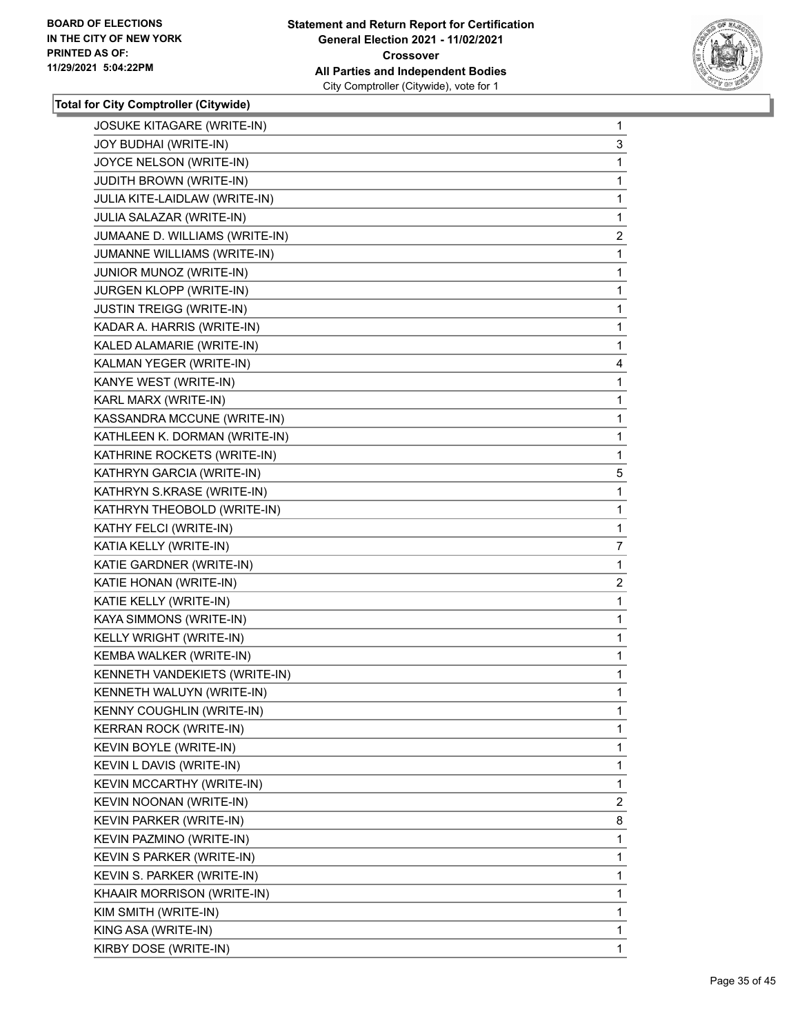**Total for City Comptroller (Citywide)**

| Candidate | Votes |
|---|---|
| JOSUKE KITAGARE (WRITE-IN) | 1 |
| JOY BUDHAI (WRITE-IN) | 3 |
| JOYCE NELSON (WRITE-IN) | 1 |
| JUDITH BROWN (WRITE-IN) | 1 |
| JULIA KITE-LAIDLAW (WRITE-IN) | 1 |
| JULIA SALAZAR (WRITE-IN) | 1 |
| JUMAANE D. WILLIAMS (WRITE-IN) | 2 |
| JUMANNE WILLIAMS (WRITE-IN) | 1 |
| JUNIOR MUNOZ (WRITE-IN) | 1 |
| JURGEN KLOPP (WRITE-IN) | 1 |
| JUSTIN TREIGG (WRITE-IN) | 1 |
| KADAR A. HARRIS (WRITE-IN) | 1 |
| KALED ALAMARIE (WRITE-IN) | 1 |
| KALMAN YEGER (WRITE-IN) | 4 |
| KANYE WEST (WRITE-IN) | 1 |
| KARL MARX (WRITE-IN) | 1 |
| KASSANDRA MCCUNE (WRITE-IN) | 1 |
| KATHLEEN K. DORMAN (WRITE-IN) | 1 |
| KATHRINE ROCKETS (WRITE-IN) | 1 |
| KATHRYN GARCIA (WRITE-IN) | 5 |
| KATHRYN S.KRASE (WRITE-IN) | 1 |
| KATHRYN THEOBOLD (WRITE-IN) | 1 |
| KATHY FELCI (WRITE-IN) | 1 |
| KATIA KELLY (WRITE-IN) | 7 |
| KATIE GARDNER (WRITE-IN) | 1 |
| KATIE HONAN (WRITE-IN) | 2 |
| KATIE KELLY (WRITE-IN) | 1 |
| KAYA SIMMONS (WRITE-IN) | 1 |
| KELLY WRIGHT (WRITE-IN) | 1 |
| KEMBA WALKER (WRITE-IN) | 1 |
| KENNETH VANDEKIETS (WRITE-IN) | 1 |
| KENNETH WALUYN (WRITE-IN) | 1 |
| KENNY COUGHLIN (WRITE-IN) | 1 |
| KERRAN ROCK (WRITE-IN) | 1 |
| KEVIN BOYLE (WRITE-IN) | 1 |
| KEVIN L DAVIS (WRITE-IN) | 1 |
| KEVIN MCCARTHY (WRITE-IN) | 1 |
| KEVIN NOONAN (WRITE-IN) | 2 |
| KEVIN PARKER (WRITE-IN) | 8 |
| KEVIN PAZMINO (WRITE-IN) | 1 |
| KEVIN S PARKER (WRITE-IN) | 1 |
| KEVIN S. PARKER (WRITE-IN) | 1 |
| KHAAIR MORRISON (WRITE-IN) | 1 |
| KIM SMITH (WRITE-IN) | 1 |
| KING ASA (WRITE-IN) | 1 |
| KIRBY DOSE (WRITE-IN) | 1 |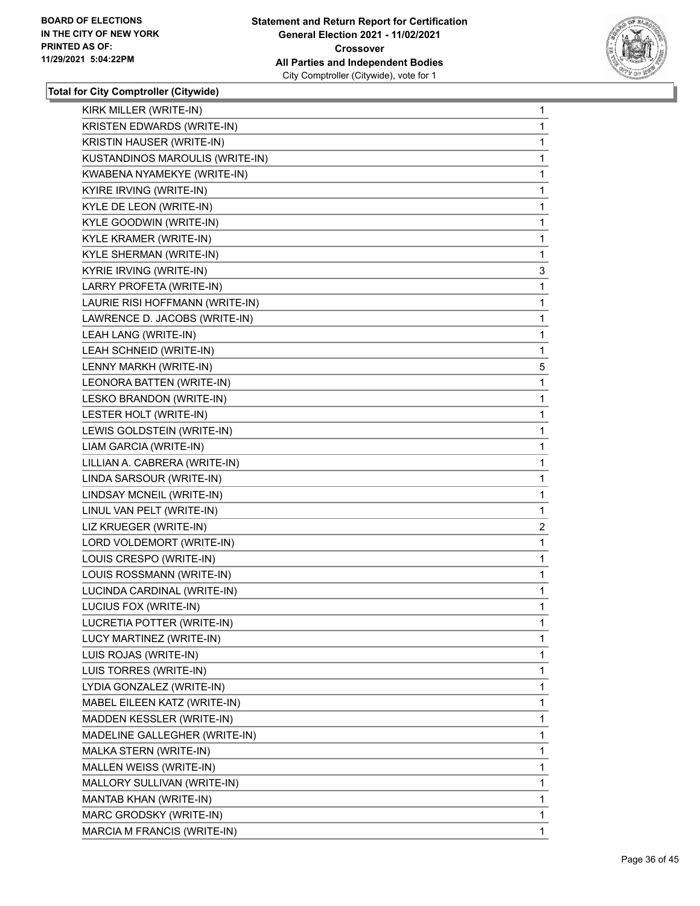**Total for City Comptroller (Citywide)**

| Candidate | Votes |
|---|---|
| KIRK MILLER (WRITE-IN) | 1 |
| KRISTEN EDWARDS (WRITE-IN) | 1 |
| KRISTIN HAUSER (WRITE-IN) | 1 |
| KUSTANDINOS MAROULIS (WRITE-IN) | 1 |
| KWABENA NYAMEKYE (WRITE-IN) | 1 |
| KYIRE IRVING (WRITE-IN) | 1 |
| KYLE DE LEON (WRITE-IN) | 1 |
| KYLE GOODWIN (WRITE-IN) | 1 |
| KYLE KRAMER (WRITE-IN) | 1 |
| KYLE SHERMAN (WRITE-IN) | 1 |
| KYRIE IRVING (WRITE-IN) | 3 |
| LARRY PROFETA (WRITE-IN) | 1 |
| LAURIE RISI HOFFMANN (WRITE-IN) | 1 |
| LAWRENCE D. JACOBS (WRITE-IN) | 1 |
| LEAH LANG (WRITE-IN) | 1 |
| LEAH SCHNEID (WRITE-IN) | 1 |
| LENNY MARKH (WRITE-IN) | 5 |
| LEONORA BATTEN (WRITE-IN) | 1 |
| LESKO BRANDON (WRITE-IN) | 1 |
| LESTER HOLT (WRITE-IN) | 1 |
| LEWIS GOLDSTEIN (WRITE-IN) | 1 |
| LIAM GARCIA (WRITE-IN) | 1 |
| LILLIAN A. CABRERA (WRITE-IN) | 1 |
| LINDA SARSOUR (WRITE-IN) | 1 |
| LINDSAY MCNEIL (WRITE-IN) | 1 |
| LINUL VAN PELT (WRITE-IN) | 1 |
| LIZ KRUEGER (WRITE-IN) | 2 |
| LORD VOLDEMORT (WRITE-IN) | 1 |
| LOUIS CRESPO (WRITE-IN) | 1 |
| LOUIS ROSSMANN (WRITE-IN) | 1 |
| LUCINDA CARDINAL (WRITE-IN) | 1 |
| LUCIUS FOX (WRITE-IN) | 1 |
| LUCRETIA POTTER (WRITE-IN) | 1 |
| LUCY MARTINEZ (WRITE-IN) | 1 |
| LUIS ROJAS (WRITE-IN) | 1 |
| LUIS TORRES (WRITE-IN) | 1 |
| LYDIA GONZALEZ (WRITE-IN) | 1 |
| MABEL EILEEN KATZ (WRITE-IN) | 1 |
| MADDEN KESSLER (WRITE-IN) | 1 |
| MADELINE GALLEGHER (WRITE-IN) | 1 |
| MALKA STERN (WRITE-IN) | 1 |
| MALLEN WEISS (WRITE-IN) | 1 |
| MALLORY SULLIVAN (WRITE-IN) | 1 |
| MANTAB KHAN (WRITE-IN) | 1 |
| MARC GRODSKY (WRITE-IN) | 1 |
| MARCIA M FRANCIS (WRITE-IN) | 1 |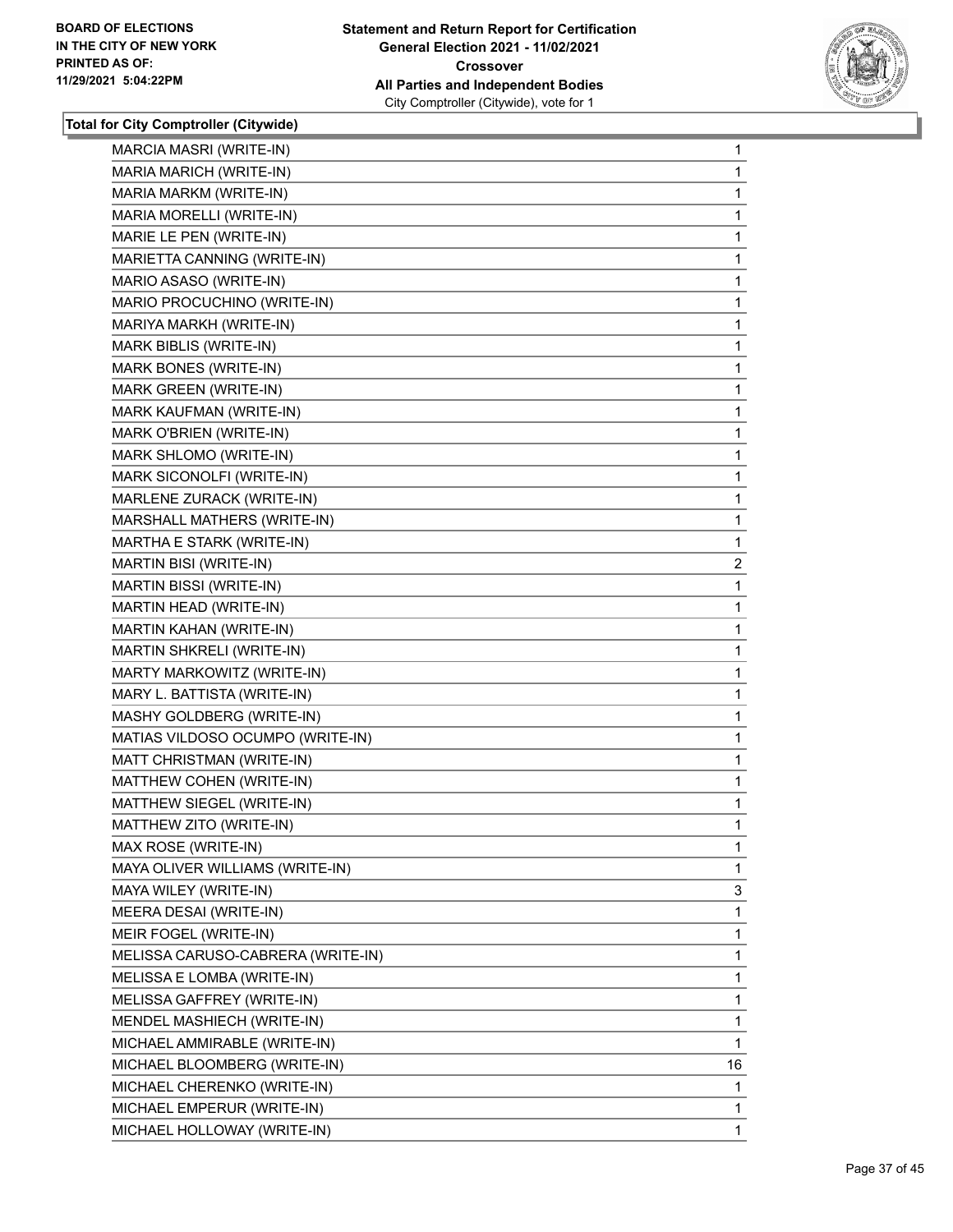**Total for City Comptroller (Citywide)**

| Candidate | Votes |
|---|---|
| MARCIA MASRI (WRITE-IN) | 1 |
| MARIA MARICH (WRITE-IN) | 1 |
| MARIA MARKM (WRITE-IN) | 1 |
| MARIA MORELLI (WRITE-IN) | 1 |
| MARIE LE PEN (WRITE-IN) | 1 |
| MARIETTA CANNING (WRITE-IN) | 1 |
| MARIO ASASO (WRITE-IN) | 1 |
| MARIO PROCUCHINO (WRITE-IN) | 1 |
| MARIYA MARKH (WRITE-IN) | 1 |
| MARK BIBLIS (WRITE-IN) | 1 |
| MARK BONES (WRITE-IN) | 1 |
| MARK GREEN (WRITE-IN) | 1 |
| MARK KAUFMAN (WRITE-IN) | 1 |
| MARK O'BRIEN (WRITE-IN) | 1 |
| MARK SHLOMO (WRITE-IN) | 1 |
| MARK SICONOLFI (WRITE-IN) | 1 |
| MARLENE ZURACK (WRITE-IN) | 1 |
| MARSHALL MATHERS (WRITE-IN) | 1 |
| MARTHA E STARK (WRITE-IN) | 1 |
| MARTIN BISI (WRITE-IN) | 2 |
| MARTIN BISSI (WRITE-IN) | 1 |
| MARTIN HEAD (WRITE-IN) | 1 |
| MARTIN KAHAN (WRITE-IN) | 1 |
| MARTIN SHKRELI (WRITE-IN) | 1 |
| MARTY MARKOWITZ (WRITE-IN) | 1 |
| MARY L. BATTISTA (WRITE-IN) | 1 |
| MASHY GOLDBERG (WRITE-IN) | 1 |
| MATIAS VILDOSO OCUMPO (WRITE-IN) | 1 |
| MATT CHRISTMAN (WRITE-IN) | 1 |
| MATTHEW COHEN (WRITE-IN) | 1 |
| MATTHEW SIEGEL (WRITE-IN) | 1 |
| MATTHEW ZITO (WRITE-IN) | 1 |
| MAX ROSE (WRITE-IN) | 1 |
| MAYA OLIVER WILLIAMS (WRITE-IN) | 1 |
| MAYA WILEY (WRITE-IN) | 3 |
| MEERA DESAI (WRITE-IN) | 1 |
| MEIR FOGEL (WRITE-IN) | 1 |
| MELISSA CARUSO-CABRERA (WRITE-IN) | 1 |
| MELISSA E LOMBA (WRITE-IN) | 1 |
| MELISSA GAFFREY (WRITE-IN) | 1 |
| MENDEL MASHIECH (WRITE-IN) | 1 |
| MICHAEL AMMIRABLE (WRITE-IN) | 1 |
| MICHAEL BLOOMBERG (WRITE-IN) | 16 |
| MICHAEL CHERENKO (WRITE-IN) | 1 |
| MICHAEL EMPERUR (WRITE-IN) | 1 |
| MICHAEL HOLLOWAY (WRITE-IN) | 1 |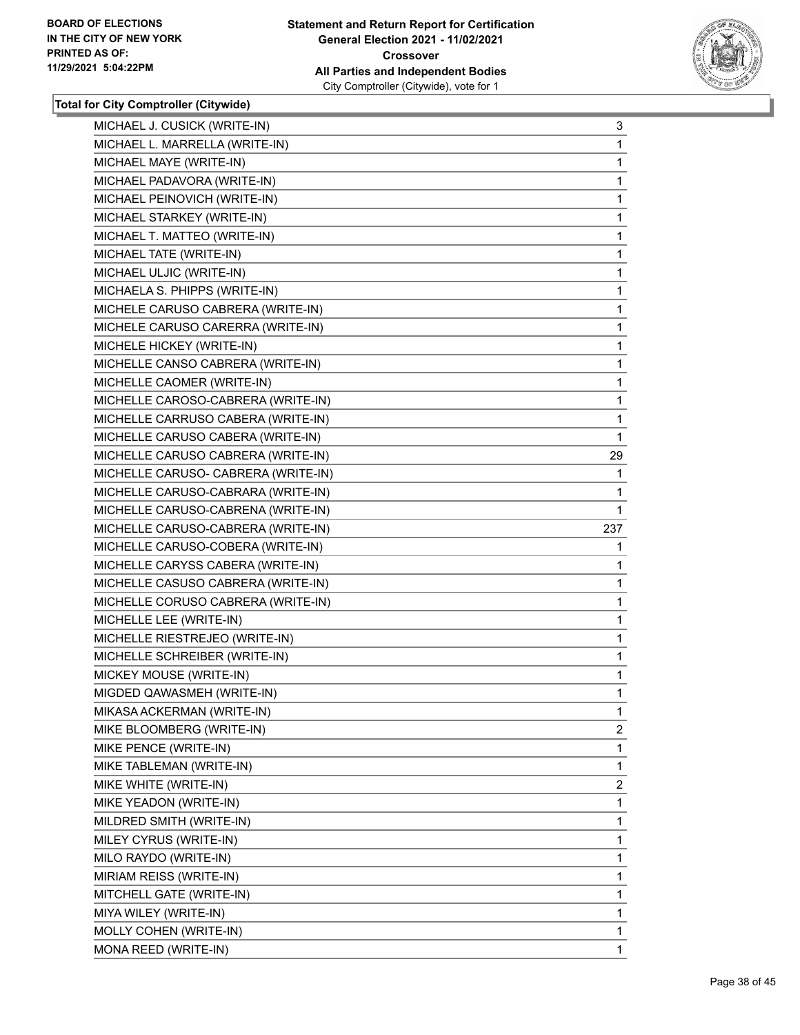**Statement and Return Report for Certification**
**General Election 2021 - 11/02/2021**
**Crossover**
**All Parties and Independent Bodies**
City Comptroller (Citywide), vote for 1

BOARD OF ELECTIONS
IN THE CITY OF NEW YORK
PRINTED AS OF:
11/29/2021 5:04:22PM

**Total for City Comptroller (Citywide)**

| | |
|---|---|
| MICHAEL J. CUSICK (WRITE-IN) | 3 |
| MICHAEL L. MARRELLA (WRITE-IN) | 1 |
| MICHAEL MAYE (WRITE-IN) | 1 |
| MICHAEL PADAVORA (WRITE-IN) | 1 |
| MICHAEL PEINOVICH (WRITE-IN) | 1 |
| MICHAEL STARKEY (WRITE-IN) | 1 |
| MICHAEL T. MATTEO (WRITE-IN) | 1 |
| MICHAEL TATE (WRITE-IN) | 1 |
| MICHAEL ULJIC (WRITE-IN) | 1 |
| MICHAELA S. PHIPPS (WRITE-IN) | 1 |
| MICHELE CARUSO CABRERA (WRITE-IN) | 1 |
| MICHELE CARUSO CARERRA (WRITE-IN) | 1 |
| MICHELE HICKEY (WRITE-IN) | 1 |
| MICHELLE CANSO CABRERA (WRITE-IN) | 1 |
| MICHELLE CAOMER (WRITE-IN) | 1 |
| MICHELLE CAROSO-CABRERA (WRITE-IN) | 1 |
| MICHELLE CARRUSO CABERA (WRITE-IN) | 1 |
| MICHELLE CARUSO CABERA (WRITE-IN) | 1 |
| MICHELLE CARUSO CABRERA (WRITE-IN) | 29 |
| MICHELLE CARUSO- CABRERA (WRITE-IN) | 1 |
| MICHELLE CARUSO-CABRARA (WRITE-IN) | 1 |
| MICHELLE CARUSO-CABRENA (WRITE-IN) | 1 |
| MICHELLE CARUSO-CABRERA (WRITE-IN) | 237 |
| MICHELLE CARUSO-COBERA (WRITE-IN) | 1 |
| MICHELLE CARYSS CABERA (WRITE-IN) | 1 |
| MICHELLE CASUSO CABRERA (WRITE-IN) | 1 |
| MICHELLE CORUSO CABRERA (WRITE-IN) | 1 |
| MICHELLE LEE (WRITE-IN) | 1 |
| MICHELLE RIESTREJEO (WRITE-IN) | 1 |
| MICHELLE SCHREIBER (WRITE-IN) | 1 |
| MICKEY MOUSE (WRITE-IN) | 1 |
| MIGDED QAWASMEH (WRITE-IN) | 1 |
| MIKASA ACKERMAN (WRITE-IN) | 1 |
| MIKE BLOOMBERG (WRITE-IN) | 2 |
| MIKE PENCE (WRITE-IN) | 1 |
| MIKE TABLEMAN (WRITE-IN) | 1 |
| MIKE WHITE (WRITE-IN) | 2 |
| MIKE YEADON (WRITE-IN) | 1 |
| MILDRED SMITH (WRITE-IN) | 1 |
| MILEY CYRUS (WRITE-IN) | 1 |
| MILO RAYDO (WRITE-IN) | 1 |
| MIRIAM REISS (WRITE-IN) | 1 |
| MITCHELL GATE (WRITE-IN) | 1 |
| MIYA WILEY (WRITE-IN) | 1 |
| MOLLY COHEN (WRITE-IN) | 1 |
| MONA REED (WRITE-IN) | 1 |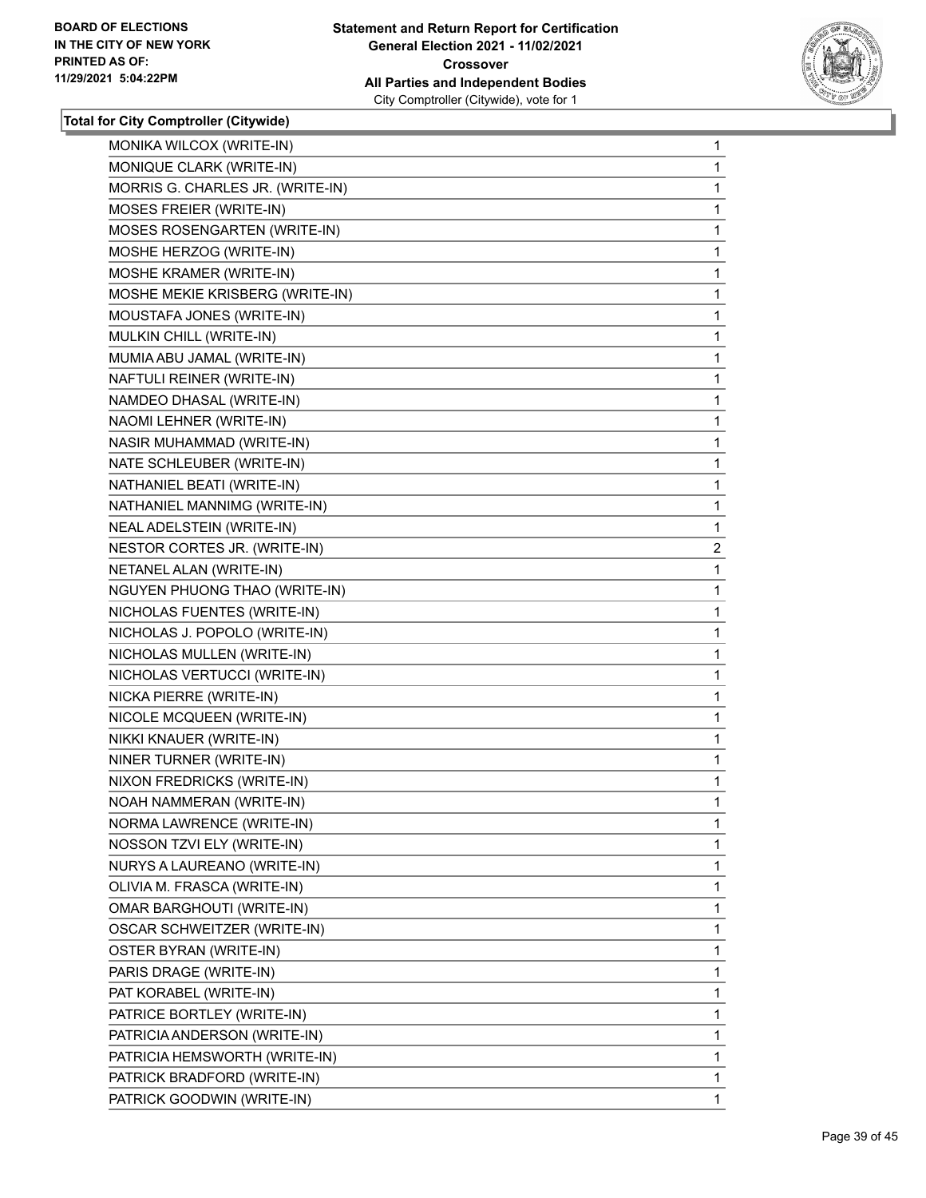**Total for City Comptroller (Citywide)**

| | |
|---|---|
| MONIKA WILCOX (WRITE-IN) | 1 |
| MONIQUE CLARK (WRITE-IN) | 1 |
| MORRIS G. CHARLES JR. (WRITE-IN) | 1 |
| MOSES FREIER (WRITE-IN) | 1 |
| MOSES ROSENGARTEN (WRITE-IN) | 1 |
| MOSHE HERZOG (WRITE-IN) | 1 |
| MOSHE KRAMER (WRITE-IN) | 1 |
| MOSHE MEKIE KRISBERG (WRITE-IN) | 1 |
| MOUSTAFA JONES (WRITE-IN) | 1 |
| MULKIN CHILL (WRITE-IN) | 1 |
| MUMIA ABU JAMAL (WRITE-IN) | 1 |
| NAFTULI REINER (WRITE-IN) | 1 |
| NAMDEO DHASAL (WRITE-IN) | 1 |
| NAOMI LEHNER (WRITE-IN) | 1 |
| NASIR MUHAMMAD (WRITE-IN) | 1 |
| NATE SCHLEUBER (WRITE-IN) | 1 |
| NATHANIEL BEATI (WRITE-IN) | 1 |
| NATHANIEL MANNIMG (WRITE-IN) | 1 |
| NEAL ADELSTEIN (WRITE-IN) | 1 |
| NESTOR CORTES JR. (WRITE-IN) | 2 |
| NETANEL ALAN (WRITE-IN) | 1 |
| NGUYEN PHUONG THAO (WRITE-IN) | 1 |
| NICHOLAS FUENTES (WRITE-IN) | 1 |
| NICHOLAS J. POPOLO (WRITE-IN) | 1 |
| NICHOLAS MULLEN (WRITE-IN) | 1 |
| NICHOLAS VERTUCCI (WRITE-IN) | 1 |
| NICKA PIERRE (WRITE-IN) | 1 |
| NICOLE MCQUEEN (WRITE-IN) | 1 |
| NIKKI KNAUER (WRITE-IN) | 1 |
| NINER TURNER (WRITE-IN) | 1 |
| NIXON FREDRICKS (WRITE-IN) | 1 |
| NOAH NAMMERAN (WRITE-IN) | 1 |
| NORMA LAWRENCE (WRITE-IN) | 1 |
| NOSSON TZVI ELY (WRITE-IN) | 1 |
| NURYS A LAUREANO (WRITE-IN) | 1 |
| OLIVIA M. FRASCA (WRITE-IN) | 1 |
| OMAR BARGHOUTI (WRITE-IN) | 1 |
| OSCAR SCHWEITZER (WRITE-IN) | 1 |
| OSTER BYRAN (WRITE-IN) | 1 |
| PARIS DRAGE (WRITE-IN) | 1 |
| PAT KORABEL (WRITE-IN) | 1 |
| PATRICE BORTLEY (WRITE-IN) | 1 |
| PATRICIA ANDERSON (WRITE-IN) | 1 |
| PATRICIA HEMSWORTH (WRITE-IN) | 1 |
| PATRICK BRADFORD (WRITE-IN) | 1 |
| PATRICK GOODWIN (WRITE-IN) | 1 |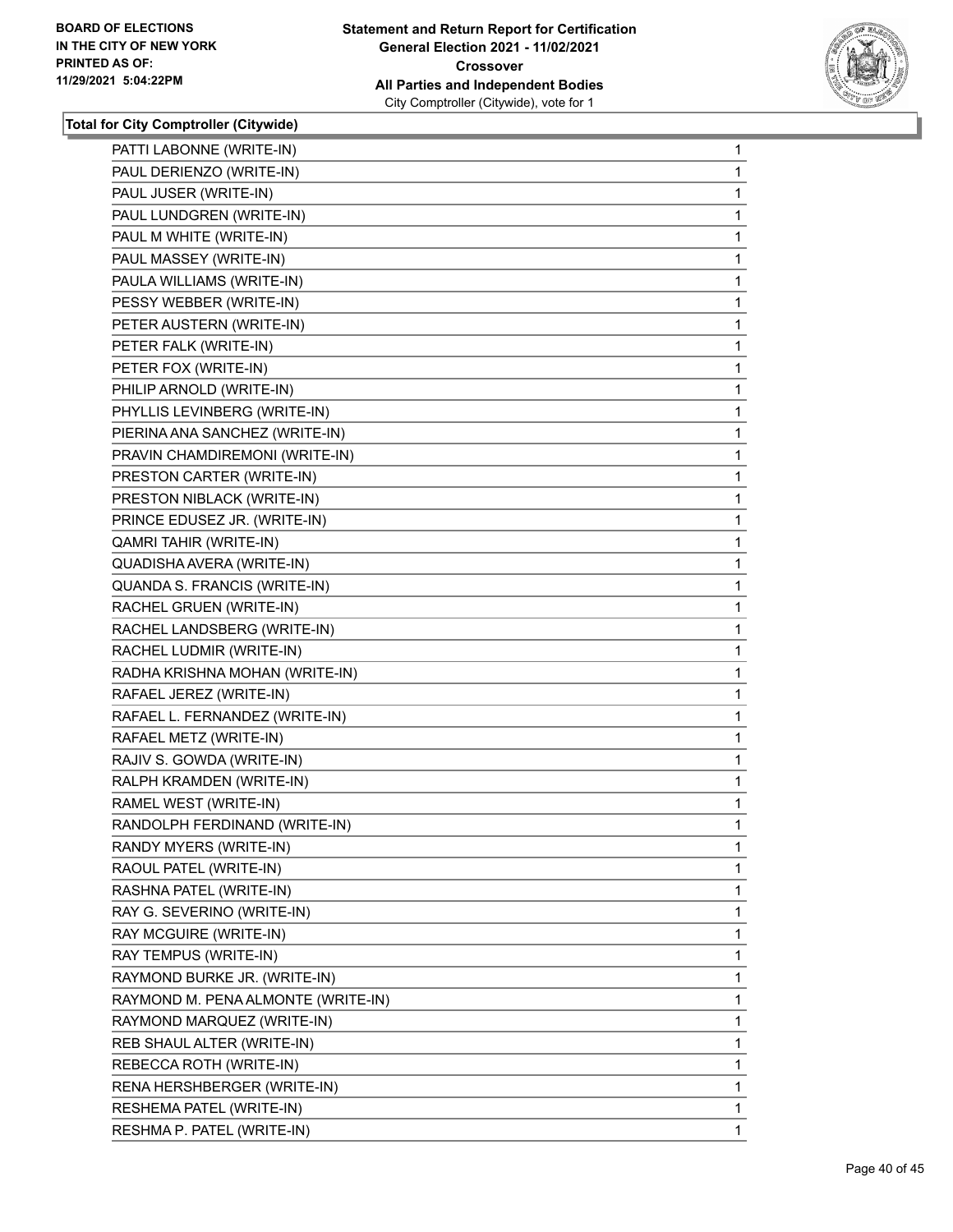BOARD OF ELECTIONS
IN THE CITY OF NEW YORK
PRINTED AS OF:
11/29/2021 5:04:22PM

**Statement and Return Report for Certification**
**General Election 2021 - 11/02/2021**
**Crossover**
**All Parties and Independent Bodies**
City Comptroller (Citywide), vote for 1

### Total for City Comptroller (Citywide)

| | |
|---|---|
| PATTI LABONNE (WRITE-IN) | 1 |
| PAUL DERIENZO (WRITE-IN) | 1 |
| PAUL JUSER (WRITE-IN) | 1 |
| PAUL LUNDGREN (WRITE-IN) | 1 |
| PAUL M WHITE (WRITE-IN) | 1 |
| PAUL MASSEY (WRITE-IN) | 1 |
| PAULA WILLIAMS (WRITE-IN) | 1 |
| PESSY WEBBER (WRITE-IN) | 1 |
| PETER AUSTERN (WRITE-IN) | 1 |
| PETER FALK (WRITE-IN) | 1 |
| PETER FOX (WRITE-IN) | 1 |
| PHILIP ARNOLD (WRITE-IN) | 1 |
| PHYLLIS LEVINBERG (WRITE-IN) | 1 |
| PIERINA ANA SANCHEZ (WRITE-IN) | 1 |
| PRAVIN CHAMDIREMONI (WRITE-IN) | 1 |
| PRESTON CARTER (WRITE-IN) | 1 |
| PRESTON NIBLACK (WRITE-IN) | 1 |
| PRINCE EDUSEZ JR. (WRITE-IN) | 1 |
| QAMRI TAHIR (WRITE-IN) | 1 |
| QUADISHA AVERA (WRITE-IN) | 1 |
| QUANDA S. FRANCIS (WRITE-IN) | 1 |
| RACHEL GRUEN (WRITE-IN) | 1 |
| RACHEL LANDSBERG (WRITE-IN) | 1 |
| RACHEL LUDMIR (WRITE-IN) | 1 |
| RADHA KRISHNA MOHAN (WRITE-IN) | 1 |
| RAFAEL JEREZ (WRITE-IN) | 1 |
| RAFAEL L. FERNANDEZ (WRITE-IN) | 1 |
| RAFAEL METZ (WRITE-IN) | 1 |
| RAJIV S. GOWDA (WRITE-IN) | 1 |
| RALPH KRAMDEN (WRITE-IN) | 1 |
| RAMEL WEST (WRITE-IN) | 1 |
| RANDOLPH FERDINAND (WRITE-IN) | 1 |
| RANDY MYERS (WRITE-IN) | 1 |
| RAOUL PATEL (WRITE-IN) | 1 |
| RASHNA PATEL (WRITE-IN) | 1 |
| RAY G. SEVERINO (WRITE-IN) | 1 |
| RAY MCGUIRE (WRITE-IN) | 1 |
| RAY TEMPUS (WRITE-IN) | 1 |
| RAYMOND BURKE JR. (WRITE-IN) | 1 |
| RAYMOND M. PENA ALMONTE (WRITE-IN) | 1 |
| RAYMOND MARQUEZ (WRITE-IN) | 1 |
| REB SHAUL ALTER (WRITE-IN) | 1 |
| REBECCA ROTH (WRITE-IN) | 1 |
| RENA HERSHBERGER (WRITE-IN) | 1 |
| RESHEMA PATEL (WRITE-IN) | 1 |
| RESHMA P. PATEL (WRITE-IN) | 1 |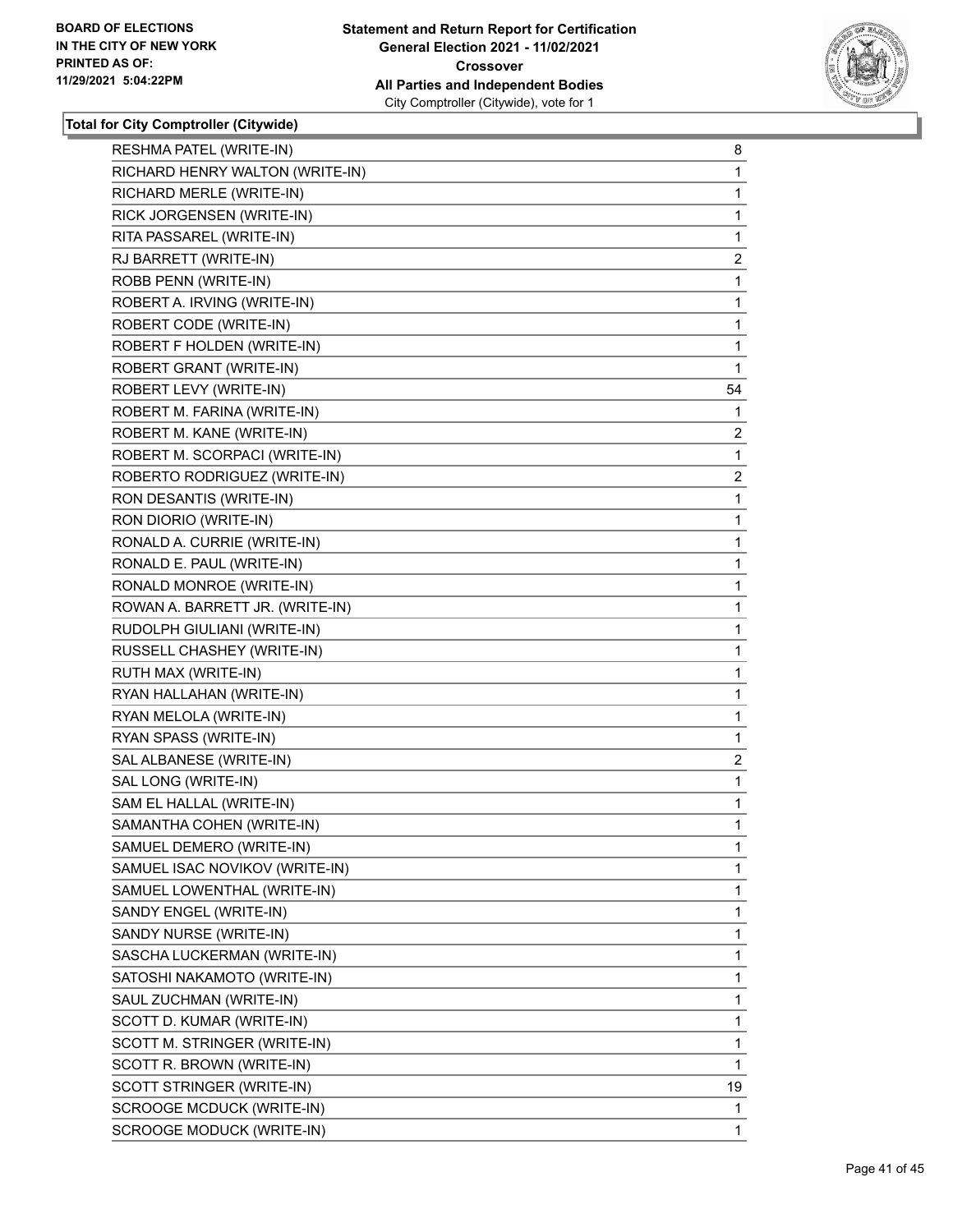**Total for City Comptroller (Citywide)**

| | |
|---|---|
| RESHMA PATEL (WRITE-IN) | 8 |
| RICHARD HENRY WALTON (WRITE-IN) | 1 |
| RICHARD MERLE (WRITE-IN) | 1 |
| RICK JORGENSEN (WRITE-IN) | 1 |
| RITA PASSAREL (WRITE-IN) | 1 |
| RJ BARRETT (WRITE-IN) | 2 |
| ROBB PENN (WRITE-IN) | 1 |
| ROBERT A. IRVING (WRITE-IN) | 1 |
| ROBERT CODE (WRITE-IN) | 1 |
| ROBERT F HOLDEN (WRITE-IN) | 1 |
| ROBERT GRANT (WRITE-IN) | 1 |
| ROBERT LEVY (WRITE-IN) | 54 |
| ROBERT M. FARINA (WRITE-IN) | 1 |
| ROBERT M. KANE (WRITE-IN) | 2 |
| ROBERT M. SCORPACI (WRITE-IN) | 1 |
| ROBERTO RODRIGUEZ (WRITE-IN) | 2 |
| RON DESANTIS (WRITE-IN) | 1 |
| RON DIORIO (WRITE-IN) | 1 |
| RONALD A. CURRIE (WRITE-IN) | 1 |
| RONALD E. PAUL (WRITE-IN) | 1 |
| RONALD MONROE (WRITE-IN) | 1 |
| ROWAN A. BARRETT JR. (WRITE-IN) | 1 |
| RUDOLPH GIULIANI (WRITE-IN) | 1 |
| RUSSELL CHASHEY (WRITE-IN) | 1 |
| RUTH MAX (WRITE-IN) | 1 |
| RYAN HALLAHAN (WRITE-IN) | 1 |
| RYAN MELOLA (WRITE-IN) | 1 |
| RYAN SPASS (WRITE-IN) | 1 |
| SAL ALBANESE (WRITE-IN) | 2 |
| SAL LONG (WRITE-IN) | 1 |
| SAM EL HALLAL (WRITE-IN) | 1 |
| SAMANTHA COHEN (WRITE-IN) | 1 |
| SAMUEL DEMERO (WRITE-IN) | 1 |
| SAMUEL ISAC NOVIKOV (WRITE-IN) | 1 |
| SAMUEL LOWENTHAL (WRITE-IN) | 1 |
| SANDY ENGEL (WRITE-IN) | 1 |
| SANDY NURSE (WRITE-IN) | 1 |
| SASCHA LUCKERMAN (WRITE-IN) | 1 |
| SATOSHI NAKAMOTO (WRITE-IN) | 1 |
| SAUL ZUCHMAN (WRITE-IN) | 1 |
| SCOTT D. KUMAR (WRITE-IN) | 1 |
| SCOTT M. STRINGER (WRITE-IN) | 1 |
| SCOTT R. BROWN (WRITE-IN) | 1 |
| SCOTT STRINGER (WRITE-IN) | 19 |
| SCROOGE MCDUCK (WRITE-IN) | 1 |
| SCROOGE MODUCK (WRITE-IN) | 1 |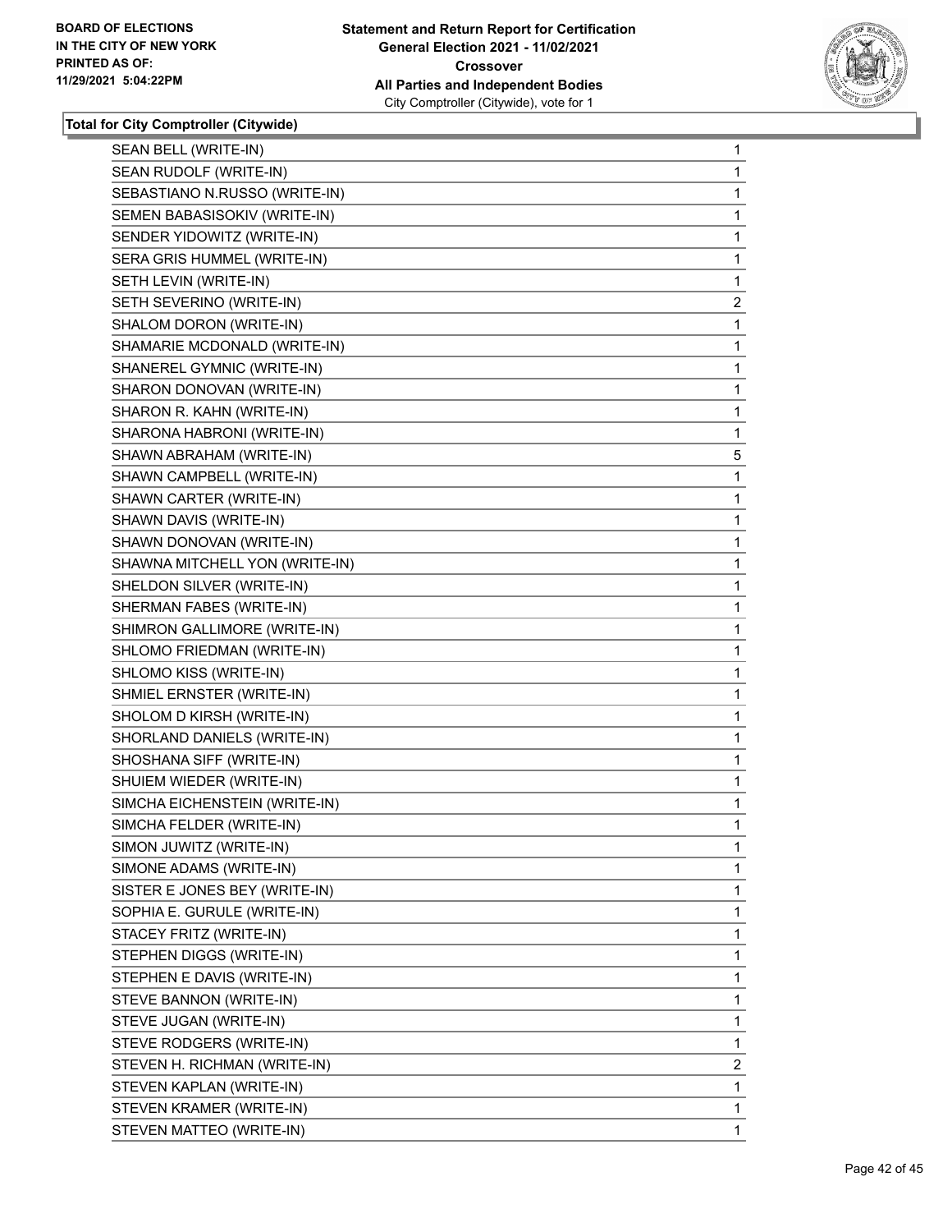**BOARD OF ELECTIONS IN THE CITY OF NEW YORK PRINTED AS OF: 11/29/2021 5:04:22PM**

**Statement and Return Report for Certification General Election 2021 - 11/02/2021 Crossover All Parties and Independent Bodies**
City Comptroller (Citywide), vote for 1

### Total for City Comptroller (Citywide)

| | |
|---|---|
| SEAN BELL (WRITE-IN) | 1 |
| SEAN RUDOLF (WRITE-IN) | 1 |
| SEBASTIANO N.RUSSO (WRITE-IN) | 1 |
| SEMEN BABASISOKIV (WRITE-IN) | 1 |
| SENDER YIDOWITZ (WRITE-IN) | 1 |
| SERA GRIS HUMMEL (WRITE-IN) | 1 |
| SETH LEVIN (WRITE-IN) | 1 |
| SETH SEVERINO (WRITE-IN) | 2 |
| SHALOM DORON (WRITE-IN) | 1 |
| SHAMARIE MCDONALD (WRITE-IN) | 1 |
| SHANEREL GYMNIC (WRITE-IN) | 1 |
| SHARON DONOVAN (WRITE-IN) | 1 |
| SHARON R. KAHN (WRITE-IN) | 1 |
| SHARONA HABRONI (WRITE-IN) | 1 |
| SHAWN ABRAHAM (WRITE-IN) | 5 |
| SHAWN CAMPBELL (WRITE-IN) | 1 |
| SHAWN CARTER (WRITE-IN) | 1 |
| SHAWN DAVIS (WRITE-IN) | 1 |
| SHAWN DONOVAN (WRITE-IN) | 1 |
| SHAWNA MITCHELL YON (WRITE-IN) | 1 |
| SHELDON SILVER (WRITE-IN) | 1 |
| SHERMAN FABES (WRITE-IN) | 1 |
| SHIMRON GALLIMORE (WRITE-IN) | 1 |
| SHLOMO FRIEDMAN (WRITE-IN) | 1 |
| SHLOMO KISS (WRITE-IN) | 1 |
| SHMIEL ERNSTER (WRITE-IN) | 1 |
| SHOLOM D KIRSH (WRITE-IN) | 1 |
| SHORLAND DANIELS (WRITE-IN) | 1 |
| SHOSHANA SIFF (WRITE-IN) | 1 |
| SHUIEM WIEDER (WRITE-IN) | 1 |
| SIMCHA EICHENSTEIN (WRITE-IN) | 1 |
| SIMCHA FELDER (WRITE-IN) | 1 |
| SIMON JUWITZ (WRITE-IN) | 1 |
| SIMONE ADAMS (WRITE-IN) | 1 |
| SISTER E JONES BEY (WRITE-IN) | 1 |
| SOPHIA E. GURULE (WRITE-IN) | 1 |
| STACEY FRITZ (WRITE-IN) | 1 |
| STEPHEN DIGGS (WRITE-IN) | 1 |
| STEPHEN E DAVIS (WRITE-IN) | 1 |
| STEVE BANNON (WRITE-IN) | 1 |
| STEVE JUGAN (WRITE-IN) | 1 |
| STEVE RODGERS (WRITE-IN) | 1 |
| STEVEN H. RICHMAN (WRITE-IN) | 2 |
| STEVEN KAPLAN (WRITE-IN) | 1 |
| STEVEN KRAMER (WRITE-IN) | 1 |
| STEVEN MATTEO (WRITE-IN) | 1 |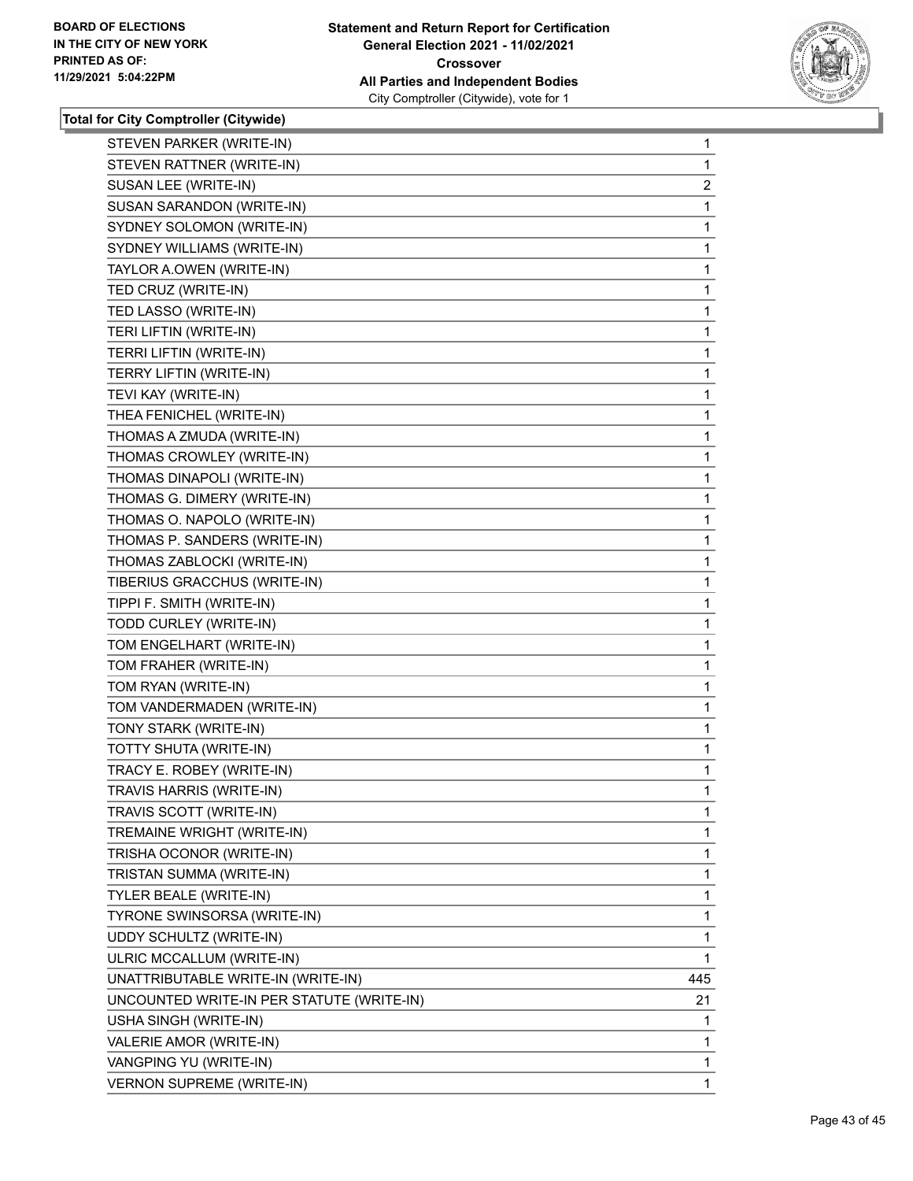**BOARD OF ELECTIONS IN THE CITY OF NEW YORK PRINTED AS OF: 11/29/2021 5:04:22PM**

**Statement and Return Report for Certification General Election 2021 - 11/02/2021 Crossover All Parties and Independent Bodies**
City Comptroller (Citywide), vote for 1

**Total for City Comptroller (Citywide)**

| | |
|---|---|
| STEVEN PARKER (WRITE-IN) | 1 |
| STEVEN RATTNER (WRITE-IN) | 1 |
| SUSAN LEE (WRITE-IN) | 2 |
| SUSAN SARANDON (WRITE-IN) | 1 |
| SYDNEY SOLOMON (WRITE-IN) | 1 |
| SYDNEY WILLIAMS (WRITE-IN) | 1 |
| TAYLOR A.OWEN (WRITE-IN) | 1 |
| TED CRUZ (WRITE-IN) | 1 |
| TED LASSO (WRITE-IN) | 1 |
| TERI LIFTIN (WRITE-IN) | 1 |
| TERRI LIFTIN (WRITE-IN) | 1 |
| TERRY LIFTIN (WRITE-IN) | 1 |
| TEVI KAY (WRITE-IN) | 1 |
| THEA FENICHEL (WRITE-IN) | 1 |
| THOMAS A ZMUDA (WRITE-IN) | 1 |
| THOMAS CROWLEY (WRITE-IN) | 1 |
| THOMAS DINAPOLI (WRITE-IN) | 1 |
| THOMAS G. DIMERY (WRITE-IN) | 1 |
| THOMAS O. NAPOLO (WRITE-IN) | 1 |
| THOMAS P. SANDERS (WRITE-IN) | 1 |
| THOMAS ZABLOCKI (WRITE-IN) | 1 |
| TIBERIUS GRACCHUS (WRITE-IN) | 1 |
| TIPPI F. SMITH (WRITE-IN) | 1 |
| TODD CURLEY (WRITE-IN) | 1 |
| TOM ENGELHART (WRITE-IN) | 1 |
| TOM FRAHER (WRITE-IN) | 1 |
| TOM RYAN (WRITE-IN) | 1 |
| TOM VANDERMADEN (WRITE-IN) | 1 |
| TONY STARK (WRITE-IN) | 1 |
| TOTTY SHUTA (WRITE-IN) | 1 |
| TRACY E. ROBEY (WRITE-IN) | 1 |
| TRAVIS HARRIS (WRITE-IN) | 1 |
| TRAVIS SCOTT (WRITE-IN) | 1 |
| TREMAINE WRIGHT (WRITE-IN) | 1 |
| TRISHA OCONOR (WRITE-IN) | 1 |
| TRISTAN SUMMA (WRITE-IN) | 1 |
| TYLER BEALE (WRITE-IN) | 1 |
| TYRONE SWINSORSA (WRITE-IN) | 1 |
| UDDY SCHULTZ (WRITE-IN) | 1 |
| ULRIC MCCALLUM (WRITE-IN) | 1 |
| UNATTRIBUTABLE WRITE-IN (WRITE-IN) | 445 |
| UNCOUNTED WRITE-IN PER STATUTE (WRITE-IN) | 21 |
| USHA SINGH (WRITE-IN) | 1 |
| VALERIE AMOR (WRITE-IN) | 1 |
| VANGPING YU (WRITE-IN) | 1 |
| VERNON SUPREME (WRITE-IN) | 1 |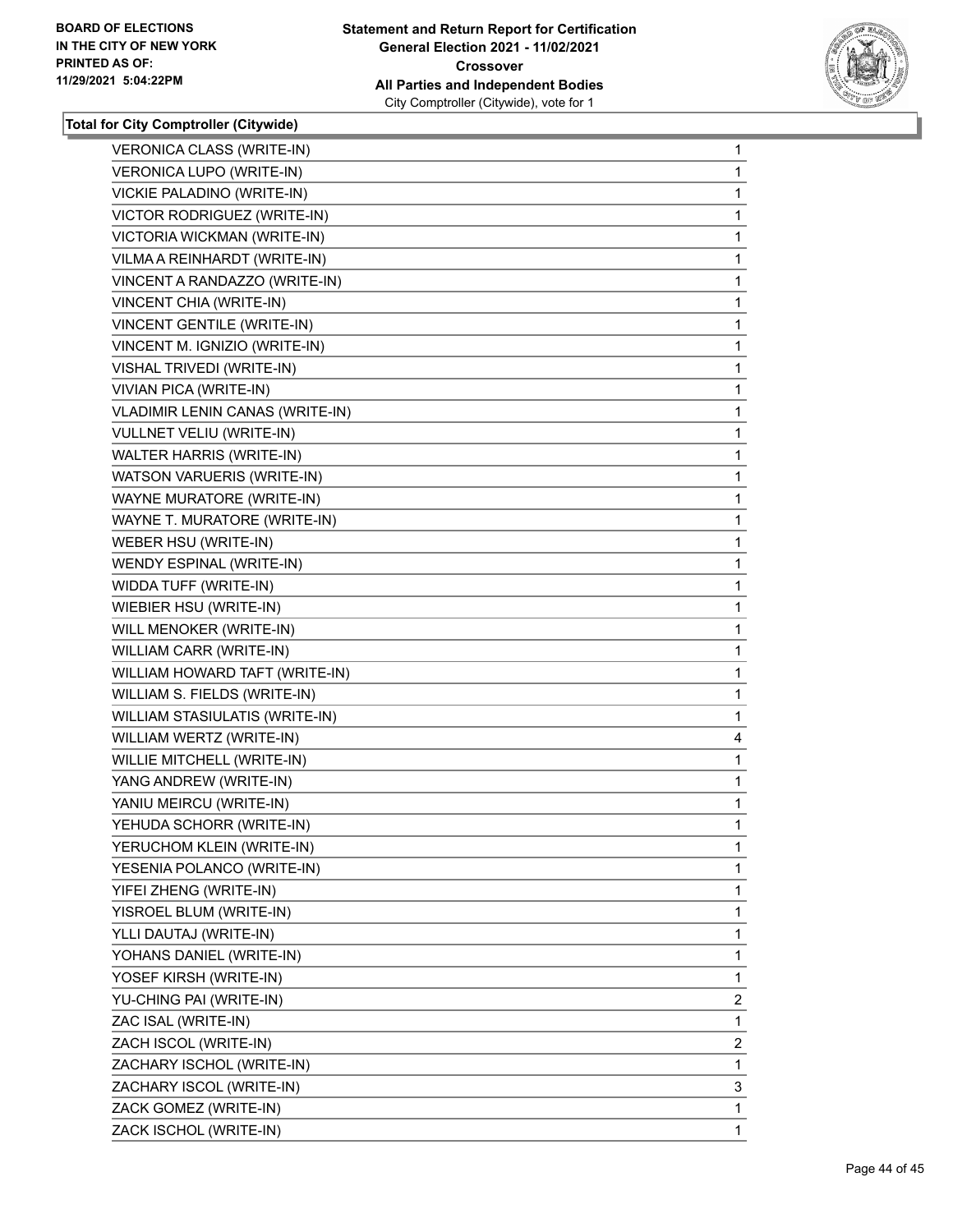**BOARD OF ELECTIONS IN THE CITY OF NEW YORK PRINTED AS OF: 11/29/2021 5:04:22PM**

**Statement and Return Report for Certification General Election 2021 - 11/02/2021 Crossover All Parties and Independent Bodies**
City Comptroller (Citywide), vote for 1

**Total for City Comptroller (Citywide)**

| Candidate | Votes |
|---|---|
| VERONICA CLASS (WRITE-IN) | 1 |
| VERONICA LUPO (WRITE-IN) | 1 |
| VICKIE PALADINO (WRITE-IN) | 1 |
| VICTOR RODRIGUEZ (WRITE-IN) | 1 |
| VICTORIA WICKMAN (WRITE-IN) | 1 |
| VILMA A REINHARDT (WRITE-IN) | 1 |
| VINCENT A RANDAZZO (WRITE-IN) | 1 |
| VINCENT CHIA (WRITE-IN) | 1 |
| VINCENT GENTILE (WRITE-IN) | 1 |
| VINCENT M. IGNIZIO (WRITE-IN) | 1 |
| VISHAL TRIVEDI (WRITE-IN) | 1 |
| VIVIAN PICA (WRITE-IN) | 1 |
| VLADIMIR LENIN CANAS (WRITE-IN) | 1 |
| VULLNET VELIU (WRITE-IN) | 1 |
| WALTER HARRIS (WRITE-IN) | 1 |
| WATSON VARUERIS (WRITE-IN) | 1 |
| WAYNE MURATORE (WRITE-IN) | 1 |
| WAYNE T. MURATORE (WRITE-IN) | 1 |
| WEBER HSU (WRITE-IN) | 1 |
| WENDY ESPINAL (WRITE-IN) | 1 |
| WIDDA TUFF (WRITE-IN) | 1 |
| WIEBIER HSU (WRITE-IN) | 1 |
| WILL MENOKER (WRITE-IN) | 1 |
| WILLIAM CARR (WRITE-IN) | 1 |
| WILLIAM HOWARD TAFT (WRITE-IN) | 1 |
| WILLIAM S. FIELDS (WRITE-IN) | 1 |
| WILLIAM STASIULATIS (WRITE-IN) | 1 |
| WILLIAM WERTZ (WRITE-IN) | 4 |
| WILLIE MITCHELL (WRITE-IN) | 1 |
| YANG ANDREW (WRITE-IN) | 1 |
| YANIU MEIRCU (WRITE-IN) | 1 |
| YEHUDA SCHORR (WRITE-IN) | 1 |
| YERUCHOM KLEIN (WRITE-IN) | 1 |
| YESENIA POLANCO (WRITE-IN) | 1 |
| YIFEI ZHENG (WRITE-IN) | 1 |
| YISROEL BLUM (WRITE-IN) | 1 |
| YLLI DAUTAJ (WRITE-IN) | 1 |
| YOHANS DANIEL (WRITE-IN) | 1 |
| YOSEF KIRSH (WRITE-IN) | 1 |
| YU-CHING PAI (WRITE-IN) | 2 |
| ZAC ISAL (WRITE-IN) | 1 |
| ZACH ISCOL (WRITE-IN) | 2 |
| ZACHARY ISCHOL (WRITE-IN) | 1 |
| ZACHARY ISCOL (WRITE-IN) | 3 |
| ZACK GOMEZ (WRITE-IN) | 1 |
| ZACK ISCHOL (WRITE-IN) | 1 |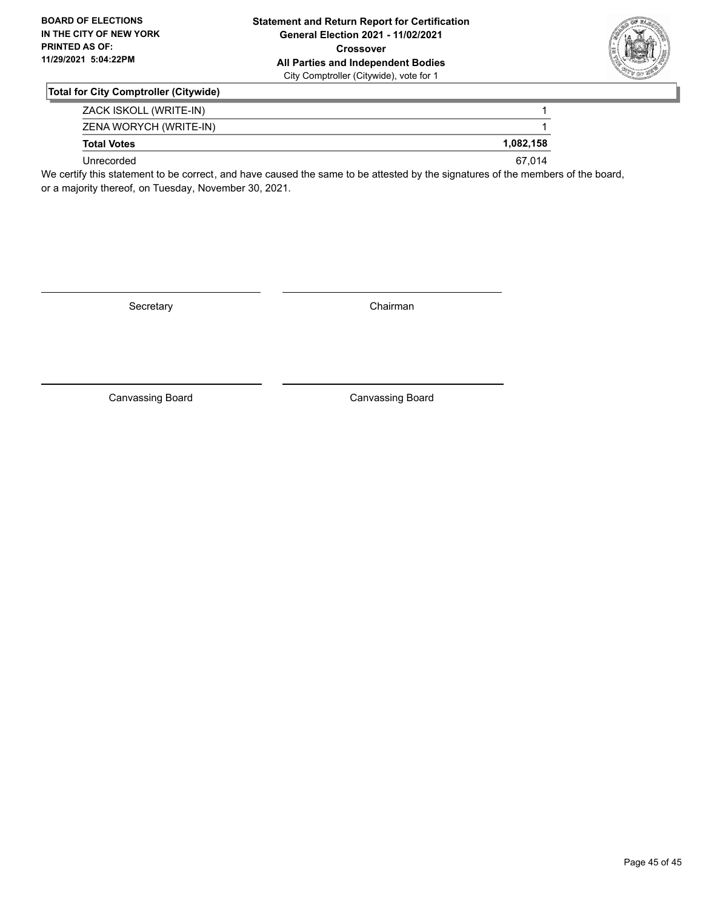**Total for City Comptroller (Citywide)**

| | |
|---|---|
| ZACK ISKOLL (WRITE-IN) | 1 |
| ZENA WORYCH (WRITE-IN) | 1 |
| **Total Votes** | **1,082,158** |
| Unrecorded | 67,014 |

We certify this statement to be correct, and have caused the same to be attested by the signatures of the members of the board, or a majority thereof, on Tuesday, November 30, 2021.

Secretary

Chairman

Canvassing Board

Canvassing Board